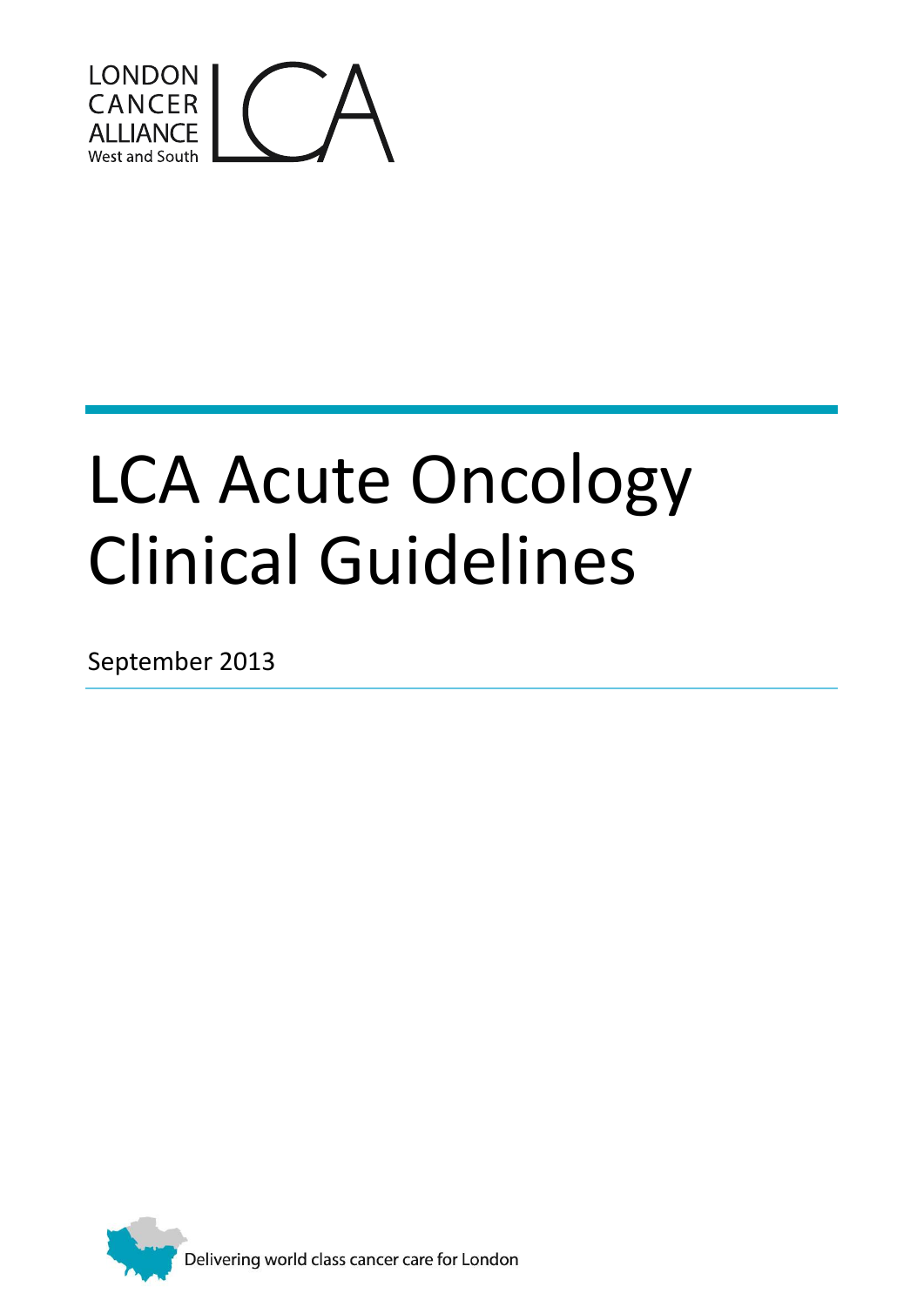LONDON CANCER ALLIANCE West and South

# LCA Acute Oncology Clinical Guidelines

September 2013

Delivering world class cancer care for London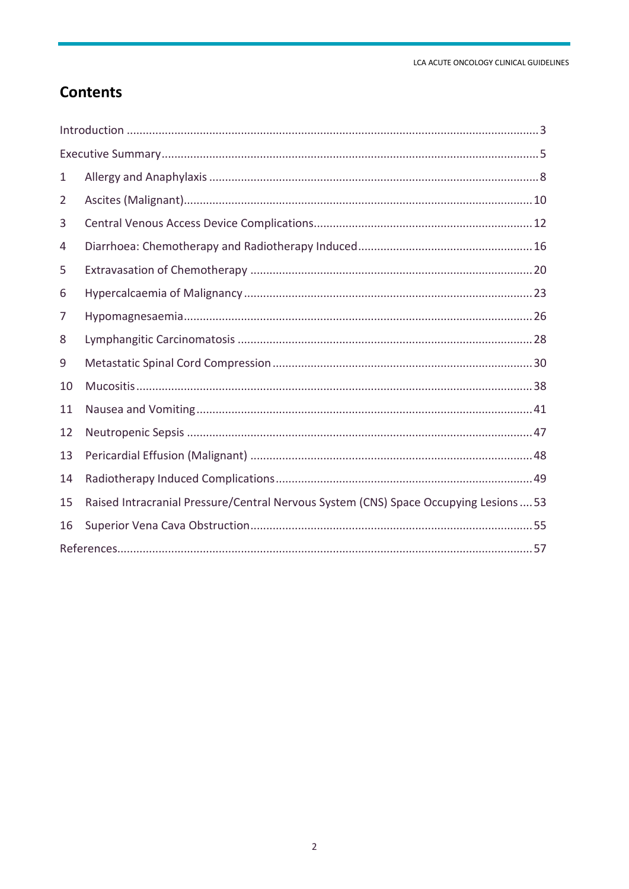# Contents

Introduction ........ 3

Executive Summary ........ 5

1 Allergy and Anaphylaxis ........ 8

2 Ascites (Malignant) ........ 10

3 Central Venous Access Device Complications ........ 12

4 Diarrhoea: Chemotherapy and Radiotherapy Induced ........ 16

5 Extravasation of Chemotherapy ........ 20

6 Hypercalcaemia of Malignancy ........ 23

7 Hypomagnesaemia ........ 26

8 Lymphangitic Carcinomatosis ........ 28

9 Metastatic Spinal Cord Compression ........ 30

10 Mucositis ........ 38

11 Nausea and Vomiting ........ 41

12 Neutropenic Sepsis ........ 47

13 Pericardial Effusion (Malignant) ........ 48

14 Radiotherapy Induced Complications ........ 49

15 Raised Intracranial Pressure/Central Nervous System (CNS) Space Occupying Lesions ........ 53

16 Superior Vena Cava Obstruction ........ 55

References ........ 57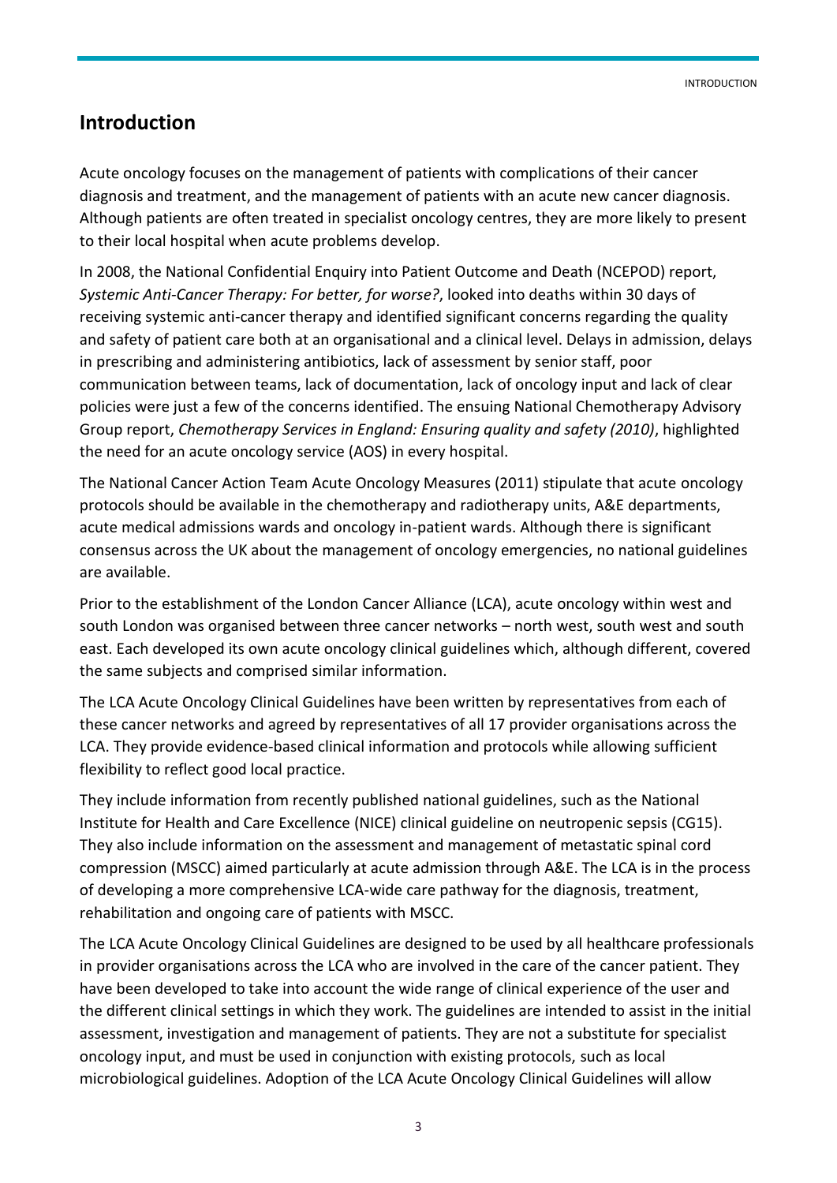# Introduction

Acute oncology focuses on the management of patients with complications of their cancer diagnosis and treatment, and the management of patients with an acute new cancer diagnosis. Although patients are often treated in specialist oncology centres, they are more likely to present to their local hospital when acute problems develop.

In 2008, the National Confidential Enquiry into Patient Outcome and Death (NCEPOD) report, *Systemic Anti-Cancer Therapy: For better, for worse?*, looked into deaths within 30 days of receiving systemic anti-cancer therapy and identified significant concerns regarding the quality and safety of patient care both at an organisational and a clinical level. Delays in admission, delays in prescribing and administering antibiotics, lack of assessment by senior staff, poor communication between teams, lack of documentation, lack of oncology input and lack of clear policies were just a few of the concerns identified. The ensuing National Chemotherapy Advisory Group report, *Chemotherapy Services in England: Ensuring quality and safety (2010)*, highlighted the need for an acute oncology service (AOS) in every hospital.

The National Cancer Action Team Acute Oncology Measures (2011) stipulate that acute oncology protocols should be available in the chemotherapy and radiotherapy units, A&E departments, acute medical admissions wards and oncology in-patient wards. Although there is significant consensus across the UK about the management of oncology emergencies, no national guidelines are available.

Prior to the establishment of the London Cancer Alliance (LCA), acute oncology within west and south London was organised between three cancer networks – north west, south west and south east. Each developed its own acute oncology clinical guidelines which, although different, covered the same subjects and comprised similar information.

The LCA Acute Oncology Clinical Guidelines have been written by representatives from each of these cancer networks and agreed by representatives of all 17 provider organisations across the LCA. They provide evidence-based clinical information and protocols while allowing sufficient flexibility to reflect good local practice.

They include information from recently published national guidelines, such as the National Institute for Health and Care Excellence (NICE) clinical guideline on neutropenic sepsis (CG15). They also include information on the assessment and management of metastatic spinal cord compression (MSCC) aimed particularly at acute admission through A&E. The LCA is in the process of developing a more comprehensive LCA-wide care pathway for the diagnosis, treatment, rehabilitation and ongoing care of patients with MSCC.

The LCA Acute Oncology Clinical Guidelines are designed to be used by all healthcare professionals in provider organisations across the LCA who are involved in the care of the cancer patient. They have been developed to take into account the wide range of clinical experience of the user and the different clinical settings in which they work. The guidelines are intended to assist in the initial assessment, investigation and management of patients. They are not a substitute for specialist oncology input, and must be used in conjunction with existing protocols, such as local microbiological guidelines. Adoption of the LCA Acute Oncology Clinical Guidelines will allow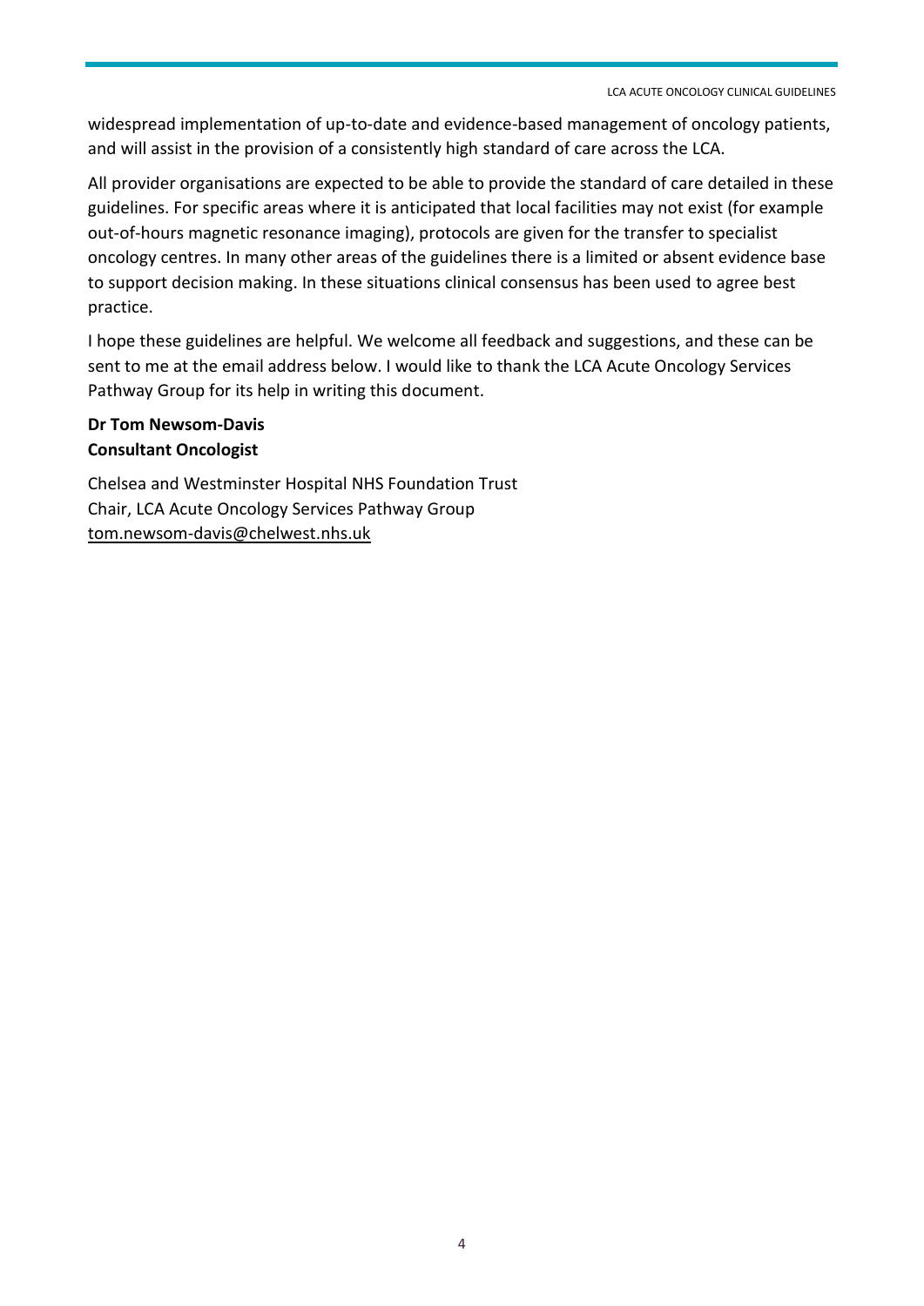widespread implementation of up-to-date and evidence-based management of oncology patients, and will assist in the provision of a consistently high standard of care across the LCA.

All provider organisations are expected to be able to provide the standard of care detailed in these guidelines. For specific areas where it is anticipated that local facilities may not exist (for example out-of-hours magnetic resonance imaging), protocols are given for the transfer to specialist oncology centres. In many other areas of the guidelines there is a limited or absent evidence base to support decision making. In these situations clinical consensus has been used to agree best practice.

I hope these guidelines are helpful. We welcome all feedback and suggestions, and these can be sent to me at the email address below. I would like to thank the LCA Acute Oncology Services Pathway Group for its help in writing this document.

**Dr Tom Newsom-Davis**
**Consultant Oncologist**

Chelsea and Westminster Hospital NHS Foundation Trust
Chair, LCA Acute Oncology Services Pathway Group
tom.newsom-davis@chelwest.nhs.uk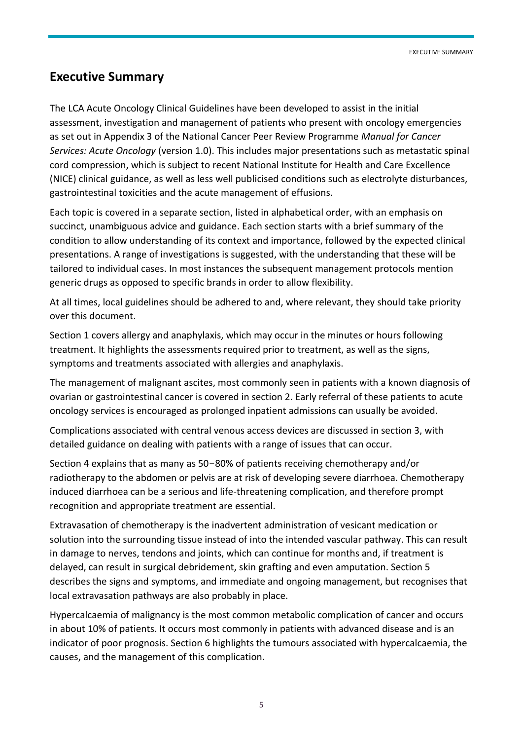## Executive Summary

The LCA Acute Oncology Clinical Guidelines have been developed to assist in the initial assessment, investigation and management of patients who present with oncology emergencies as set out in Appendix 3 of the National Cancer Peer Review Programme *Manual for Cancer Services: Acute Oncology* (version 1.0). This includes major presentations such as metastatic spinal cord compression, which is subject to recent National Institute for Health and Care Excellence (NICE) clinical guidance, as well as less well publicised conditions such as electrolyte disturbances, gastrointestinal toxicities and the acute management of effusions.

Each topic is covered in a separate section, listed in alphabetical order, with an emphasis on succinct, unambiguous advice and guidance. Each section starts with a brief summary of the condition to allow understanding of its context and importance, followed by the expected clinical presentations. A range of investigations is suggested, with the understanding that these will be tailored to individual cases. In most instances the subsequent management protocols mention generic drugs as opposed to specific brands in order to allow flexibility.

At all times, local guidelines should be adhered to and, where relevant, they should take priority over this document.

Section 1 covers allergy and anaphylaxis, which may occur in the minutes or hours following treatment. It highlights the assessments required prior to treatment, as well as the signs, symptoms and treatments associated with allergies and anaphylaxis.

The management of malignant ascites, most commonly seen in patients with a known diagnosis of ovarian or gastrointestinal cancer is covered in section 2. Early referral of these patients to acute oncology services is encouraged as prolonged inpatient admissions can usually be avoided.

Complications associated with central venous access devices are discussed in section 3, with detailed guidance on dealing with patients with a range of issues that can occur.

Section 4 explains that as many as 50−80% of patients receiving chemotherapy and/or radiotherapy to the abdomen or pelvis are at risk of developing severe diarrhoea. Chemotherapy induced diarrhoea can be a serious and life-threatening complication, and therefore prompt recognition and appropriate treatment are essential.

Extravasation of chemotherapy is the inadvertent administration of vesicant medication or solution into the surrounding tissue instead of into the intended vascular pathway. This can result in damage to nerves, tendons and joints, which can continue for months and, if treatment is delayed, can result in surgical debridement, skin grafting and even amputation. Section 5 describes the signs and symptoms, and immediate and ongoing management, but recognises that local extravasation pathways are also probably in place.

Hypercalcaemia of malignancy is the most common metabolic complication of cancer and occurs in about 10% of patients. It occurs most commonly in patients with advanced disease and is an indicator of poor prognosis. Section 6 highlights the tumours associated with hypercalcaemia, the causes, and the management of this complication.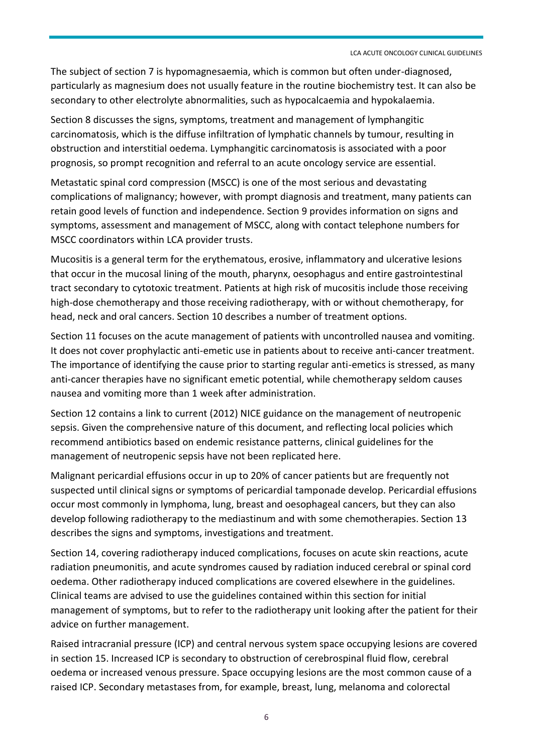The subject of section 7 is hypomagnesaemia, which is common but often under-diagnosed, particularly as magnesium does not usually feature in the routine biochemistry test. It can also be secondary to other electrolyte abnormalities, such as hypocalcaemia and hypokalaemia.

Section 8 discusses the signs, symptoms, treatment and management of lymphangitic carcinomatosis, which is the diffuse infiltration of lymphatic channels by tumour, resulting in obstruction and interstitial oedema. Lymphangitic carcinomatosis is associated with a poor prognosis, so prompt recognition and referral to an acute oncology service are essential.

Metastatic spinal cord compression (MSCC) is one of the most serious and devastating complications of malignancy; however, with prompt diagnosis and treatment, many patients can retain good levels of function and independence. Section 9 provides information on signs and symptoms, assessment and management of MSCC, along with contact telephone numbers for MSCC coordinators within LCA provider trusts.

Mucositis is a general term for the erythematous, erosive, inflammatory and ulcerative lesions that occur in the mucosal lining of the mouth, pharynx, oesophagus and entire gastrointestinal tract secondary to cytotoxic treatment. Patients at high risk of mucositis include those receiving high-dose chemotherapy and those receiving radiotherapy, with or without chemotherapy, for head, neck and oral cancers. Section 10 describes a number of treatment options.

Section 11 focuses on the acute management of patients with uncontrolled nausea and vomiting. It does not cover prophylactic anti-emetic use in patients about to receive anti-cancer treatment. The importance of identifying the cause prior to starting regular anti-emetics is stressed, as many anti-cancer therapies have no significant emetic potential, while chemotherapy seldom causes nausea and vomiting more than 1 week after administration.

Section 12 contains a link to current (2012) NICE guidance on the management of neutropenic sepsis. Given the comprehensive nature of this document, and reflecting local policies which recommend antibiotics based on endemic resistance patterns, clinical guidelines for the management of neutropenic sepsis have not been replicated here.

Malignant pericardial effusions occur in up to 20% of cancer patients but are frequently not suspected until clinical signs or symptoms of pericardial tamponade develop. Pericardial effusions occur most commonly in lymphoma, lung, breast and oesophageal cancers, but they can also develop following radiotherapy to the mediastinum and with some chemotherapies. Section 13 describes the signs and symptoms, investigations and treatment.

Section 14, covering radiotherapy induced complications, focuses on acute skin reactions, acute radiation pneumonitis, and acute syndromes caused by radiation induced cerebral or spinal cord oedema. Other radiotherapy induced complications are covered elsewhere in the guidelines. Clinical teams are advised to use the guidelines contained within this section for initial management of symptoms, but to refer to the radiotherapy unit looking after the patient for their advice on further management.

Raised intracranial pressure (ICP) and central nervous system space occupying lesions are covered in section 15. Increased ICP is secondary to obstruction of cerebrospinal fluid flow, cerebral oedema or increased venous pressure. Space occupying lesions are the most common cause of a raised ICP. Secondary metastases from, for example, breast, lung, melanoma and colorectal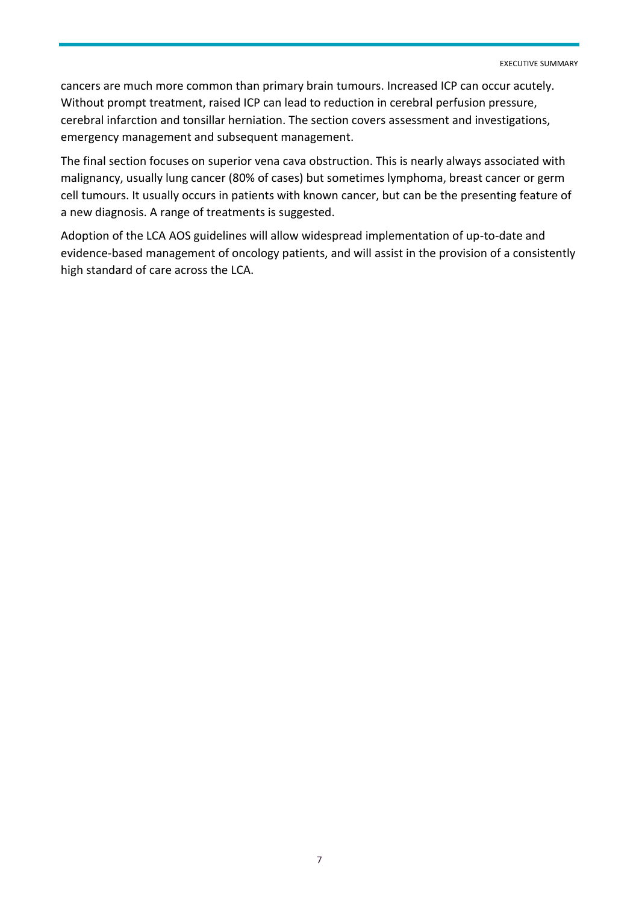cancers are much more common than primary brain tumours. Increased ICP can occur acutely. Without prompt treatment, raised ICP can lead to reduction in cerebral perfusion pressure, cerebral infarction and tonsillar herniation. The section covers assessment and investigations, emergency management and subsequent management.

The final section focuses on superior vena cava obstruction. This is nearly always associated with malignancy, usually lung cancer (80% of cases) but sometimes lymphoma, breast cancer or germ cell tumours. It usually occurs in patients with known cancer, but can be the presenting feature of a new diagnosis. A range of treatments is suggested.

Adoption of the LCA AOS guidelines will allow widespread implementation of up-to-date and evidence-based management of oncology patients, and will assist in the provision of a consistently high standard of care across the LCA.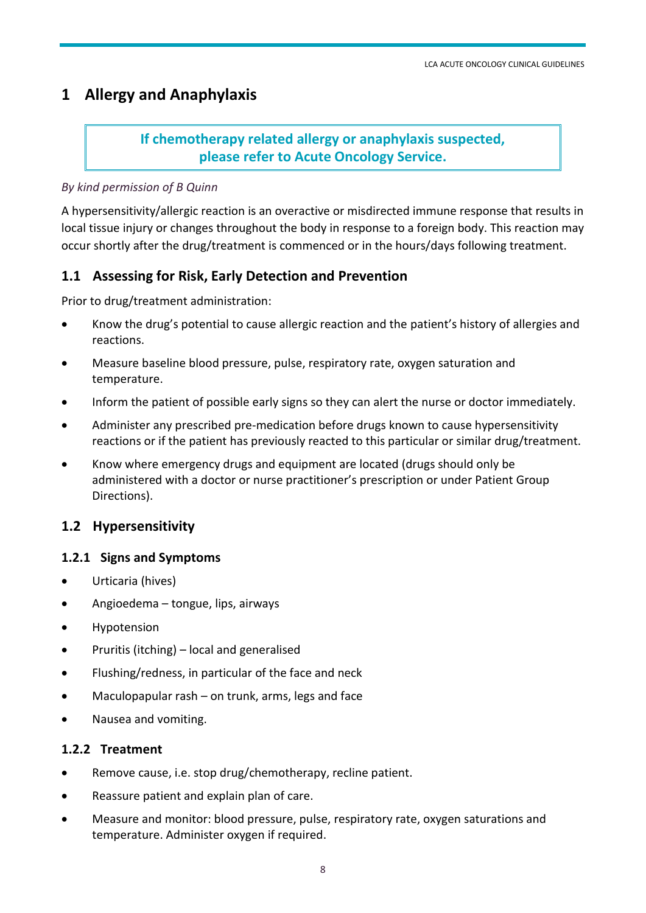# 1 Allergy and Anaphylaxis

**If chemotherapy related allergy or anaphylaxis suspected, please refer to Acute Oncology Service.**

*By kind permission of B Quinn*

A hypersensitivity/allergic reaction is an overactive or misdirected immune response that results in local tissue injury or changes throughout the body in response to a foreign body. This reaction may occur shortly after the drug/treatment is commenced or in the hours/days following treatment.

## 1.1 Assessing for Risk, Early Detection and Prevention

Prior to drug/treatment administration:

- Know the drug's potential to cause allergic reaction and the patient's history of allergies and reactions.
- Measure baseline blood pressure, pulse, respiratory rate, oxygen saturation and temperature.
- Inform the patient of possible early signs so they can alert the nurse or doctor immediately.
- Administer any prescribed pre-medication before drugs known to cause hypersensitivity reactions or if the patient has previously reacted to this particular or similar drug/treatment.
- Know where emergency drugs and equipment are located (drugs should only be administered with a doctor or nurse practitioner's prescription or under Patient Group Directions).

## 1.2 Hypersensitivity

### 1.2.1 Signs and Symptoms

- Urticaria (hives)
- Angioedema – tongue, lips, airways
- Hypotension
- Pruritis (itching) – local and generalised
- Flushing/redness, in particular of the face and neck
- Maculopapular rash – on trunk, arms, legs and face
- Nausea and vomiting.

### 1.2.2 Treatment

- Remove cause, i.e. stop drug/chemotherapy, recline patient.
- Reassure patient and explain plan of care.
- Measure and monitor: blood pressure, pulse, respiratory rate, oxygen saturations and temperature. Administer oxygen if required.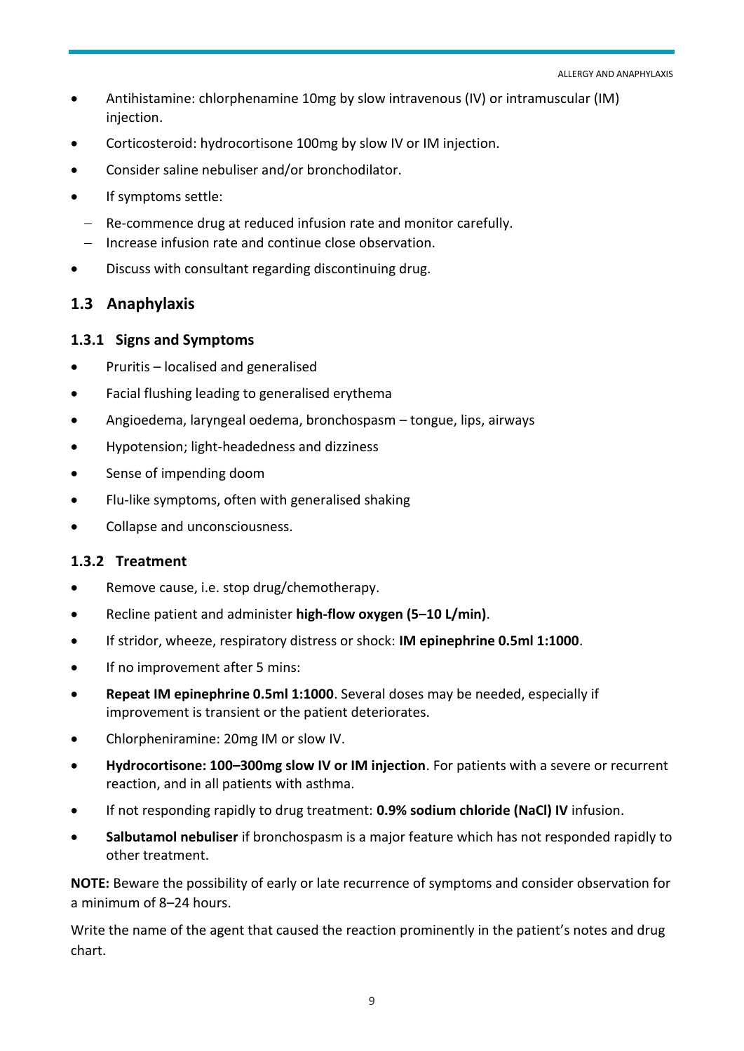- Antihistamine: chlorphenamine 10mg by slow intravenous (IV) or intramuscular (IM) injection.
- Corticosteroid: hydrocortisone 100mg by slow IV or IM injection.
- Consider saline nebuliser and/or bronchodilator.
- If symptoms settle:
  - Re-commence drug at reduced infusion rate and monitor carefully.
  - Increase infusion rate and continue close observation.
- Discuss with consultant regarding discontinuing drug.

## 1.3 Anaphylaxis

### 1.3.1 Signs and Symptoms

- Pruritis – localised and generalised
- Facial flushing leading to generalised erythema
- Angioedema, laryngeal oedema, bronchospasm – tongue, lips, airways
- Hypotension; light-headedness and dizziness
- Sense of impending doom
- Flu-like symptoms, often with generalised shaking
- Collapse and unconsciousness.

### 1.3.2 Treatment

- Remove cause, i.e. stop drug/chemotherapy.
- Recline patient and administer **high-flow oxygen (5–10 L/min)**.
- If stridor, wheeze, respiratory distress or shock: **IM epinephrine 0.5ml 1:1000**.
- If no improvement after 5 mins:
- **Repeat IM epinephrine 0.5ml 1:1000**. Several doses may be needed, especially if improvement is transient or the patient deteriorates.
- Chlorpheniramine: 20mg IM or slow IV.
- **Hydrocortisone: 100–300mg slow IV or IM injection**. For patients with a severe or recurrent reaction, and in all patients with asthma.
- If not responding rapidly to drug treatment: **0.9% sodium chloride (NaCl) IV** infusion.
- **Salbutamol nebuliser** if bronchospasm is a major feature which has not responded rapidly to other treatment.

**NOTE:** Beware the possibility of early or late recurrence of symptoms and consider observation for a minimum of 8–24 hours.

Write the name of the agent that caused the reaction prominently in the patient's notes and drug chart.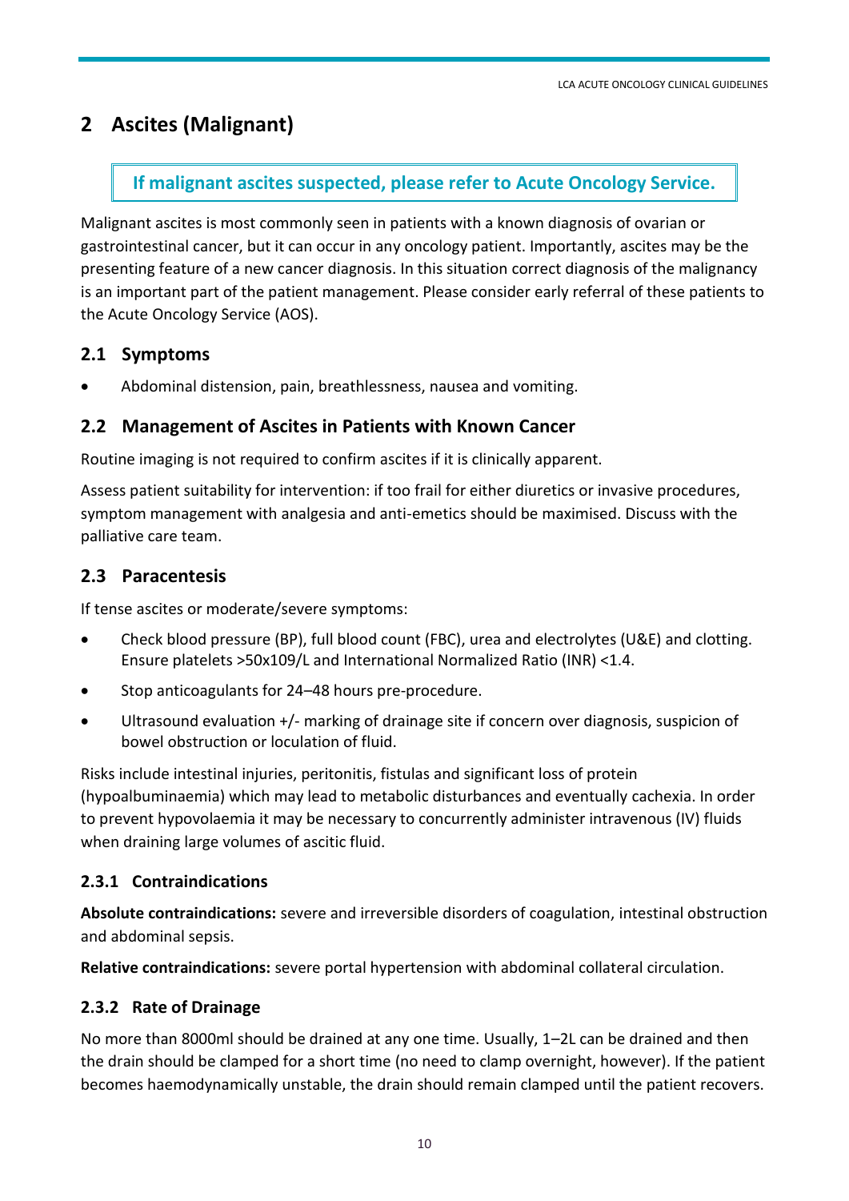## 2 Ascites (Malignant)

**If malignant ascites suspected, please refer to Acute Oncology Service.**

Malignant ascites is most commonly seen in patients with a known diagnosis of ovarian or gastrointestinal cancer, but it can occur in any oncology patient. Importantly, ascites may be the presenting feature of a new cancer diagnosis. In this situation correct diagnosis of the malignancy is an important part of the patient management. Please consider early referral of these patients to the Acute Oncology Service (AOS).

### 2.1 Symptoms

- Abdominal distension, pain, breathlessness, nausea and vomiting.

### 2.2 Management of Ascites in Patients with Known Cancer

Routine imaging is not required to confirm ascites if it is clinically apparent.

Assess patient suitability for intervention: if too frail for either diuretics or invasive procedures, symptom management with analgesia and anti-emetics should be maximised. Discuss with the palliative care team.

### 2.3 Paracentesis

If tense ascites or moderate/severe symptoms:

- Check blood pressure (BP), full blood count (FBC), urea and electrolytes (U&E) and clotting. Ensure platelets >50x109/L and International Normalized Ratio (INR) <1.4.
- Stop anticoagulants for 24–48 hours pre-procedure.
- Ultrasound evaluation +/- marking of drainage site if concern over diagnosis, suspicion of bowel obstruction or loculation of fluid.

Risks include intestinal injuries, peritonitis, fistulas and significant loss of protein (hypoalbuminaemia) which may lead to metabolic disturbances and eventually cachexia. In order to prevent hypovolaemia it may be necessary to concurrently administer intravenous (IV) fluids when draining large volumes of ascitic fluid.

#### 2.3.1 Contraindications

**Absolute contraindications:** severe and irreversible disorders of coagulation, intestinal obstruction and abdominal sepsis.

**Relative contraindications:** severe portal hypertension with abdominal collateral circulation.

#### 2.3.2 Rate of Drainage

No more than 8000ml should be drained at any one time. Usually, 1–2L can be drained and then the drain should be clamped for a short time (no need to clamp overnight, however). If the patient becomes haemodynamically unstable, the drain should remain clamped until the patient recovers.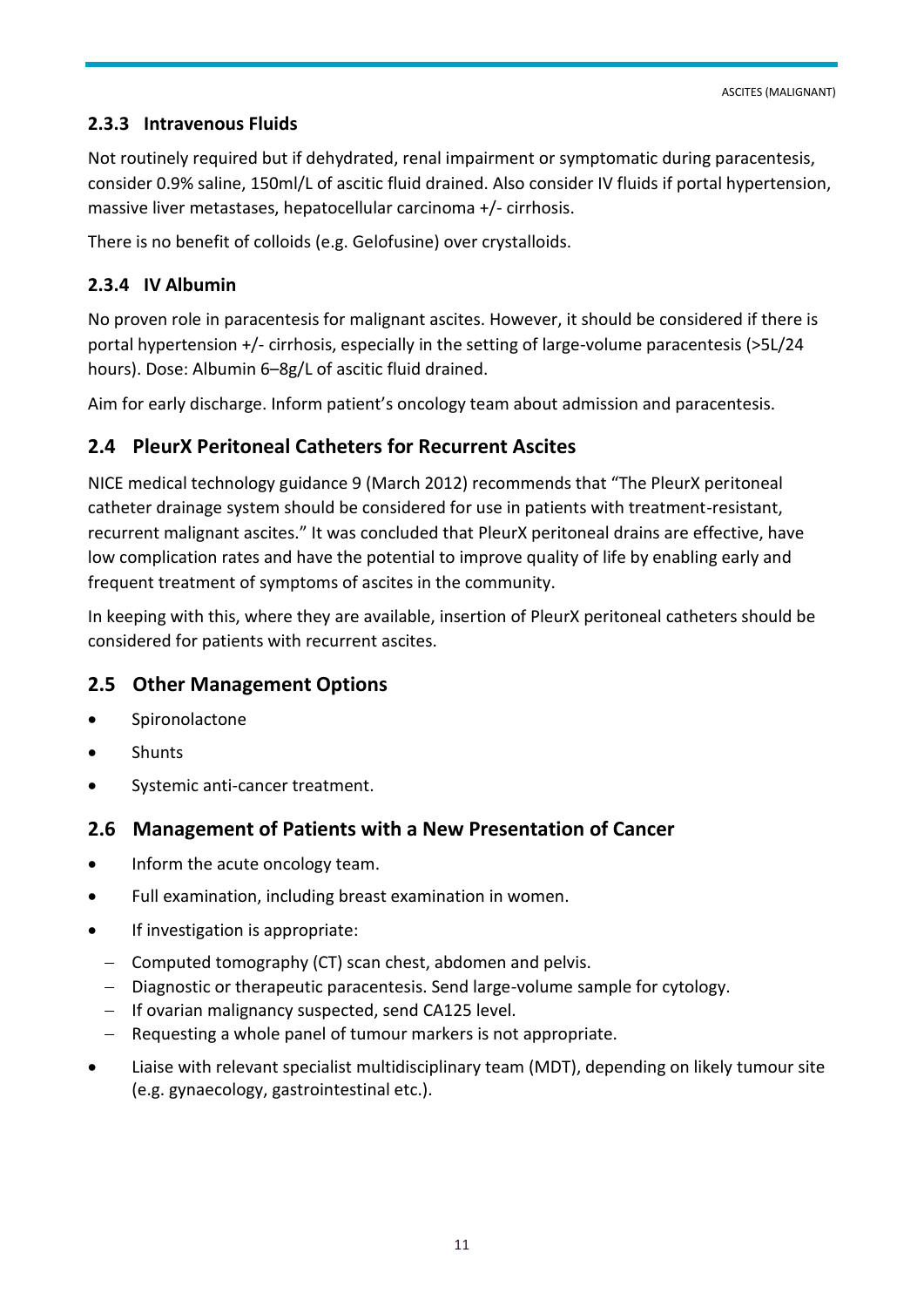### 2.3.3 Intravenous Fluids

Not routinely required but if dehydrated, renal impairment or symptomatic during paracentesis, consider 0.9% saline, 150ml/L of ascitic fluid drained. Also consider IV fluids if portal hypertension, massive liver metastases, hepatocellular carcinoma +/- cirrhosis.

There is no benefit of colloids (e.g. Gelofusine) over crystalloids.

### 2.3.4 IV Albumin

No proven role in paracentesis for malignant ascites. However, it should be considered if there is portal hypertension +/- cirrhosis, especially in the setting of large-volume paracentesis (>5L/24 hours). Dose: Albumin 6–8g/L of ascitic fluid drained.

Aim for early discharge. Inform patient's oncology team about admission and paracentesis.

## 2.4 PleurX Peritoneal Catheters for Recurrent Ascites

NICE medical technology guidance 9 (March 2012) recommends that "The PleurX peritoneal catheter drainage system should be considered for use in patients with treatment-resistant, recurrent malignant ascites." It was concluded that PleurX peritoneal drains are effective, have low complication rates and have the potential to improve quality of life by enabling early and frequent treatment of symptoms of ascites in the community.

In keeping with this, where they are available, insertion of PleurX peritoneal catheters should be considered for patients with recurrent ascites.

## 2.5 Other Management Options

- Spironolactone
- Shunts
- Systemic anti-cancer treatment.

## 2.6 Management of Patients with a New Presentation of Cancer

- Inform the acute oncology team.
- Full examination, including breast examination in women.
- If investigation is appropriate:
  - Computed tomography (CT) scan chest, abdomen and pelvis.
  - Diagnostic or therapeutic paracentesis. Send large-volume sample for cytology.
  - If ovarian malignancy suspected, send CA125 level.
  - Requesting a whole panel of tumour markers is not appropriate.
- Liaise with relevant specialist multidisciplinary team (MDT), depending on likely tumour site (e.g. gynaecology, gastrointestinal etc.).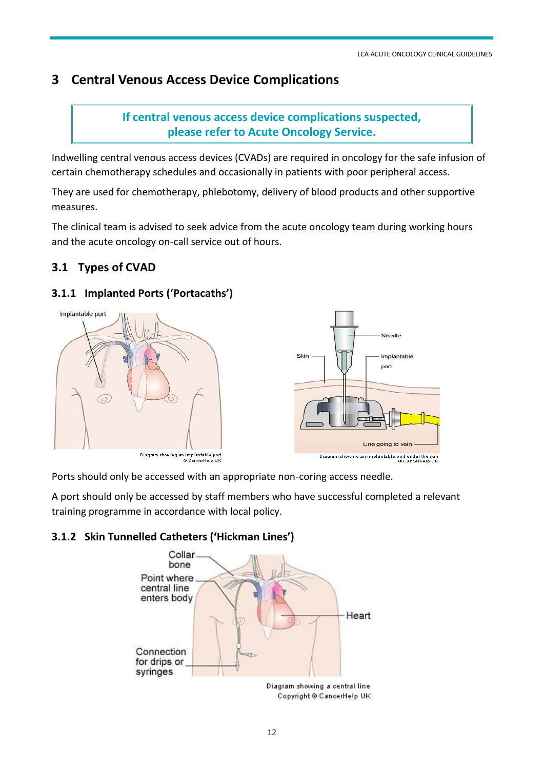# 3 Central Venous Access Device Complications

**If central venous access device complications suspected, please refer to Acute Oncology Service.**

Indwelling central venous access devices (CVADs) are required in oncology for the safe infusion of certain chemotherapy schedules and occasionally in patients with poor peripheral access.

They are used for chemotherapy, phlebotomy, delivery of blood products and other supportive measures.

The clinical team is advised to seek advice from the acute oncology team during working hours and the acute oncology on-call service out of hours.

## 3.1 Types of CVAD

### 3.1.1 Implanted Ports ('Portacaths')

Implantable port

Diagram showing an implantable port
© CancerHelp UK

Needle
Skin
Implantable port
Line going to vein

Diagram showing an implantable port under the skin
© CancerHelp UK

Ports should only be accessed with an appropriate non-coring access needle.

A port should only be accessed by staff members who have successful completed a relevant training programme in accordance with local policy.

### 3.1.2 Skin Tunnelled Catheters ('Hickman Lines')

Collar bone
Point where central line enters body
Heart
Connection for drips or syringes

Diagram showing a central line
Copyright © CancerHelp UK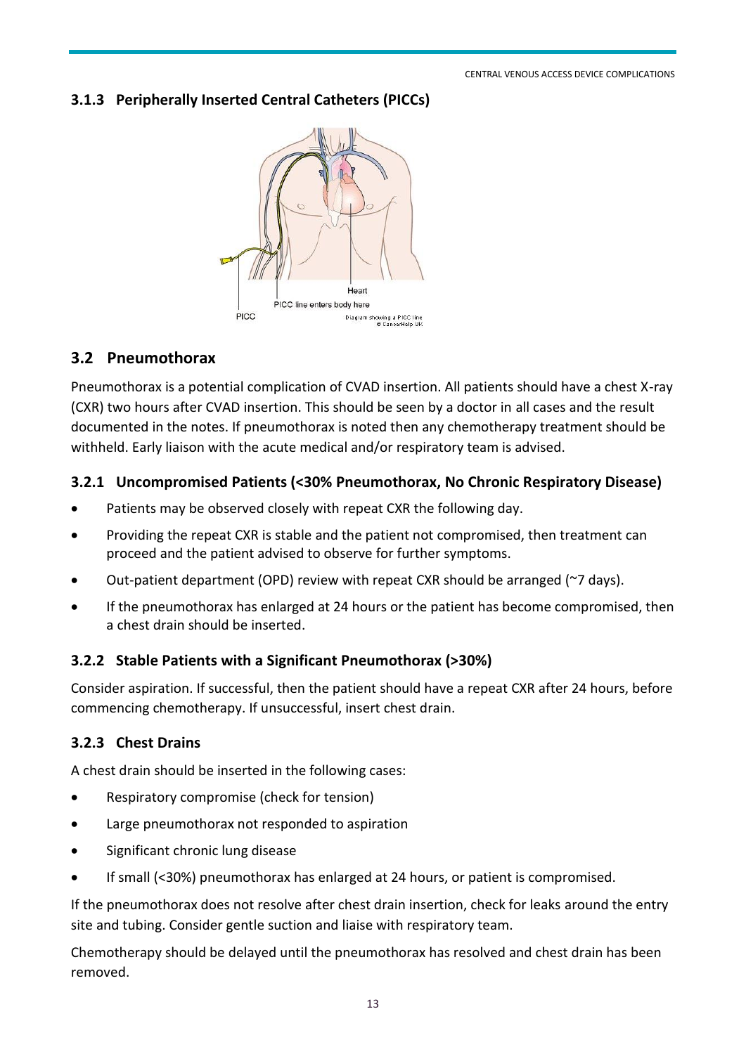### 3.1.3 Peripherally Inserted Central Catheters (PICCs)

Heart

PICC line enters body here

PICC

Diagram showing a PICC line © CancerHelp UK

## 3.2 Pneumothorax

Pneumothorax is a potential complication of CVAD insertion. All patients should have a chest X-ray (CXR) two hours after CVAD insertion. This should be seen by a doctor in all cases and the result documented in the notes. If pneumothorax is noted then any chemotherapy treatment should be withheld. Early liaison with the acute medical and/or respiratory team is advised.

### 3.2.1 Uncompromised Patients (<30% Pneumothorax, No Chronic Respiratory Disease)

- Patients may be observed closely with repeat CXR the following day.
- Providing the repeat CXR is stable and the patient not compromised, then treatment can proceed and the patient advised to observe for further symptoms.
- Out-patient department (OPD) review with repeat CXR should be arranged (~7 days).
- If the pneumothorax has enlarged at 24 hours or the patient has become compromised, then a chest drain should be inserted.

### 3.2.2 Stable Patients with a Significant Pneumothorax (>30%)

Consider aspiration. If successful, then the patient should have a repeat CXR after 24 hours, before commencing chemotherapy. If unsuccessful, insert chest drain.

### 3.2.3 Chest Drains

A chest drain should be inserted in the following cases:

- Respiratory compromise (check for tension)
- Large pneumothorax not responded to aspiration
- Significant chronic lung disease
- If small (<30%) pneumothorax has enlarged at 24 hours, or patient is compromised.

If the pneumothorax does not resolve after chest drain insertion, check for leaks around the entry site and tubing. Consider gentle suction and liaise with respiratory team.

Chemotherapy should be delayed until the pneumothorax has resolved and chest drain has been removed.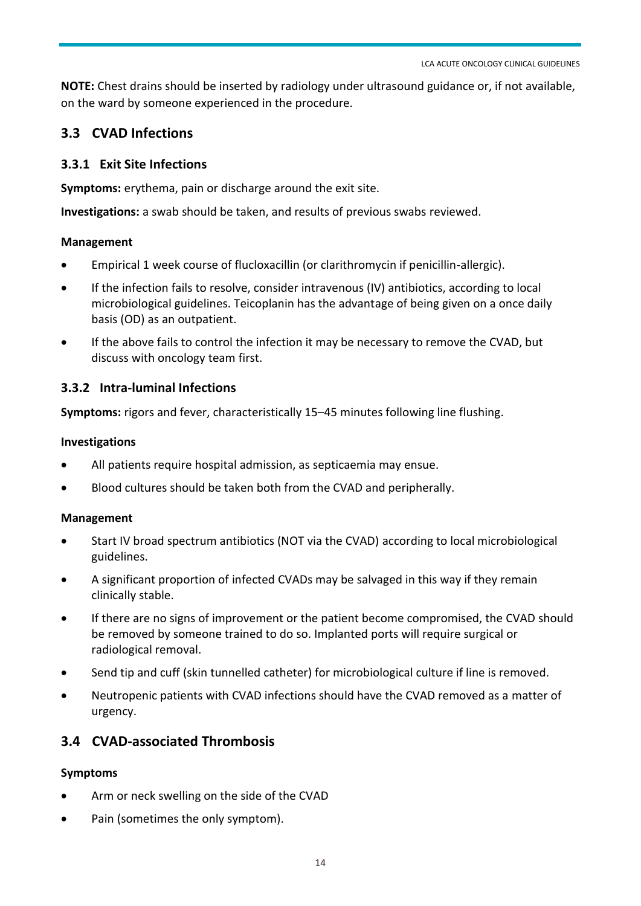**NOTE:** Chest drains should be inserted by radiology under ultrasound guidance or, if not available, on the ward by someone experienced in the procedure.

## 3.3 CVAD Infections

### 3.3.1 Exit Site Infections

**Symptoms:** erythema, pain or discharge around the exit site.

**Investigations:** a swab should be taken, and results of previous swabs reviewed.

**Management**

- Empirical 1 week course of flucloxacillin (or clarithromycin if penicillin-allergic).
- If the infection fails to resolve, consider intravenous (IV) antibiotics, according to local microbiological guidelines. Teicoplanin has the advantage of being given on a once daily basis (OD) as an outpatient.
- If the above fails to control the infection it may be necessary to remove the CVAD, but discuss with oncology team first.

### 3.3.2 Intra-luminal Infections

**Symptoms:** rigors and fever, characteristically 15–45 minutes following line flushing.

**Investigations**

- All patients require hospital admission, as septicaemia may ensue.
- Blood cultures should be taken both from the CVAD and peripherally.

**Management**

- Start IV broad spectrum antibiotics (NOT via the CVAD) according to local microbiological guidelines.
- A significant proportion of infected CVADs may be salvaged in this way if they remain clinically stable.
- If there are no signs of improvement or the patient become compromised, the CVAD should be removed by someone trained to do so. Implanted ports will require surgical or radiological removal.
- Send tip and cuff (skin tunnelled catheter) for microbiological culture if line is removed.
- Neutropenic patients with CVAD infections should have the CVAD removed as a matter of urgency.

## 3.4 CVAD-associated Thrombosis

**Symptoms**

- Arm or neck swelling on the side of the CVAD
- Pain (sometimes the only symptom).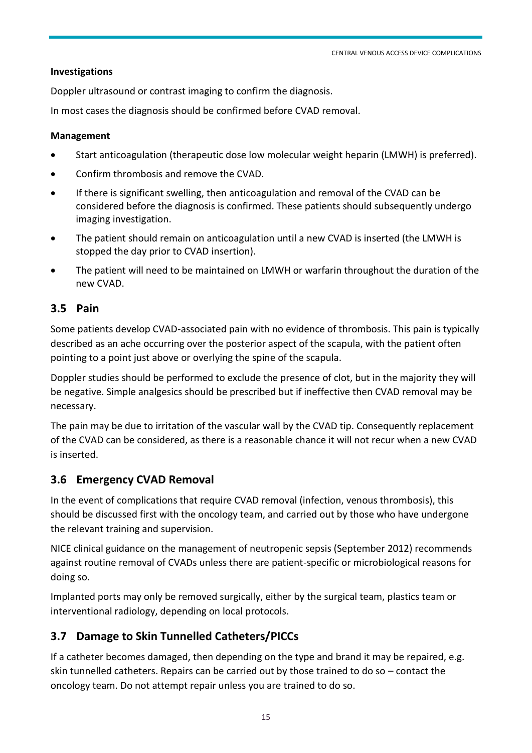**Investigations**

Doppler ultrasound or contrast imaging to confirm the diagnosis.

In most cases the diagnosis should be confirmed before CVAD removal.

**Management**

- Start anticoagulation (therapeutic dose low molecular weight heparin (LMWH) is preferred).
- Confirm thrombosis and remove the CVAD.
- If there is significant swelling, then anticoagulation and removal of the CVAD can be considered before the diagnosis is confirmed. These patients should subsequently undergo imaging investigation.
- The patient should remain on anticoagulation until a new CVAD is inserted (the LMWH is stopped the day prior to CVAD insertion).
- The patient will need to be maintained on LMWH or warfarin throughout the duration of the new CVAD.

## 3.5 Pain

Some patients develop CVAD-associated pain with no evidence of thrombosis. This pain is typically described as an ache occurring over the posterior aspect of the scapula, with the patient often pointing to a point just above or overlying the spine of the scapula.

Doppler studies should be performed to exclude the presence of clot, but in the majority they will be negative. Simple analgesics should be prescribed but if ineffective then CVAD removal may be necessary.

The pain may be due to irritation of the vascular wall by the CVAD tip. Consequently replacement of the CVAD can be considered, as there is a reasonable chance it will not recur when a new CVAD is inserted.

## 3.6 Emergency CVAD Removal

In the event of complications that require CVAD removal (infection, venous thrombosis), this should be discussed first with the oncology team, and carried out by those who have undergone the relevant training and supervision.

NICE clinical guidance on the management of neutropenic sepsis (September 2012) recommends against routine removal of CVADs unless there are patient-specific or microbiological reasons for doing so.

Implanted ports may only be removed surgically, either by the surgical team, plastics team or interventional radiology, depending on local protocols.

## 3.7 Damage to Skin Tunnelled Catheters/PICCs

If a catheter becomes damaged, then depending on the type and brand it may be repaired, e.g. skin tunnelled catheters. Repairs can be carried out by those trained to do so – contact the oncology team. Do not attempt repair unless you are trained to do so.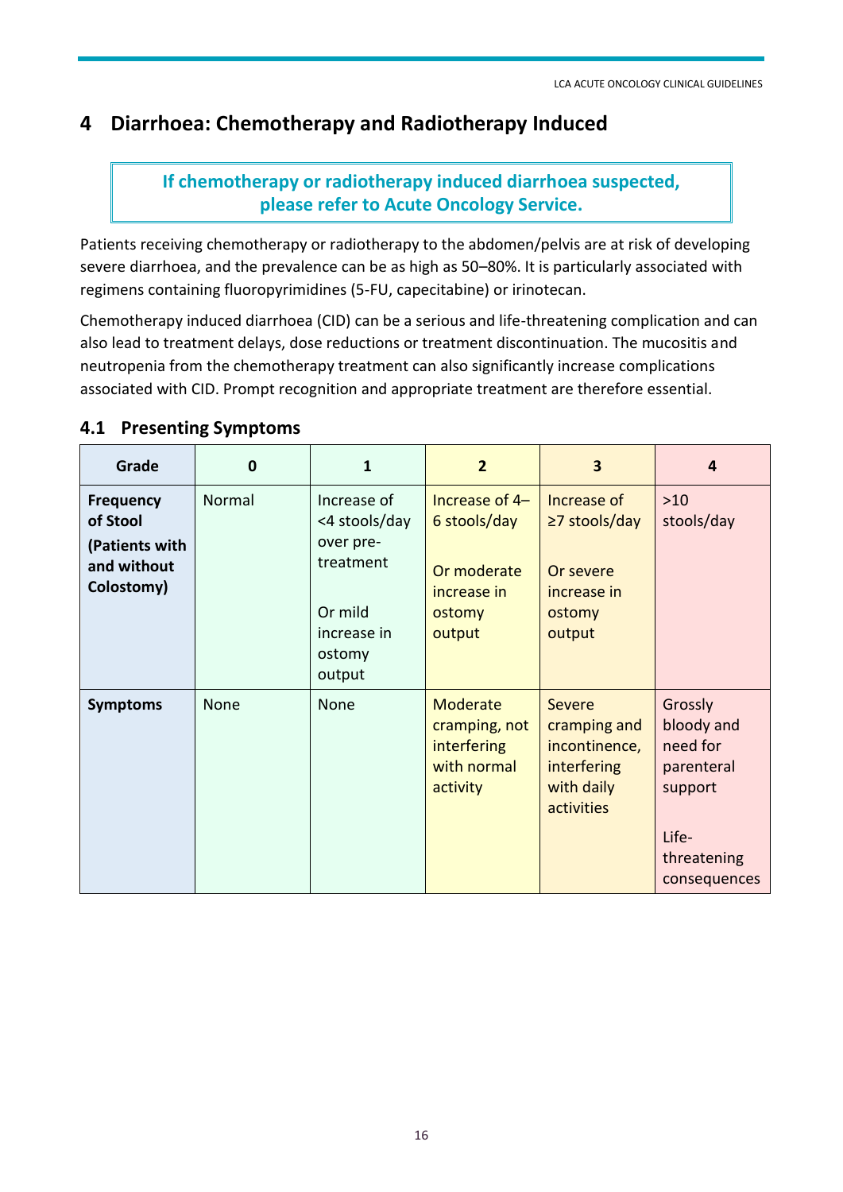# 4 Diarrhoea: Chemotherapy and Radiotherapy Induced

**If chemotherapy or radiotherapy induced diarrhoea suspected, please refer to Acute Oncology Service.**

Patients receiving chemotherapy or radiotherapy to the abdomen/pelvis are at risk of developing severe diarrhoea, and the prevalence can be as high as 50–80%. It is particularly associated with regimens containing fluoropyrimidines (5-FU, capecitabine) or irinotecan.

Chemotherapy induced diarrhoea (CID) can be a serious and life-threatening complication and can also lead to treatment delays, dose reductions or treatment discontinuation. The mucositis and neutropenia from the chemotherapy treatment can also significantly increase complications associated with CID. Prompt recognition and appropriate treatment are therefore essential.

## 4.1 Presenting Symptoms

| Grade | 0 | 1 | 2 | 3 | 4 |
|---|---|---|---|---|---|
| **Frequency of Stool (Patients with and without Colostomy)** | Normal | Increase of <4 stools/day over pre-treatment<br><br>Or mild increase in ostomy output | Increase of 4–6 stools/day<br><br>Or moderate increase in ostomy output | Increase of ≥7 stools/day<br><br>Or severe increase in ostomy output | >10 stools/day |
| **Symptoms** | None | None | Moderate cramping, not interfering with normal activity | Severe cramping and incontinence, interfering with daily activities | Grossly bloody and need for parenteral support<br><br>Life-threatening consequences |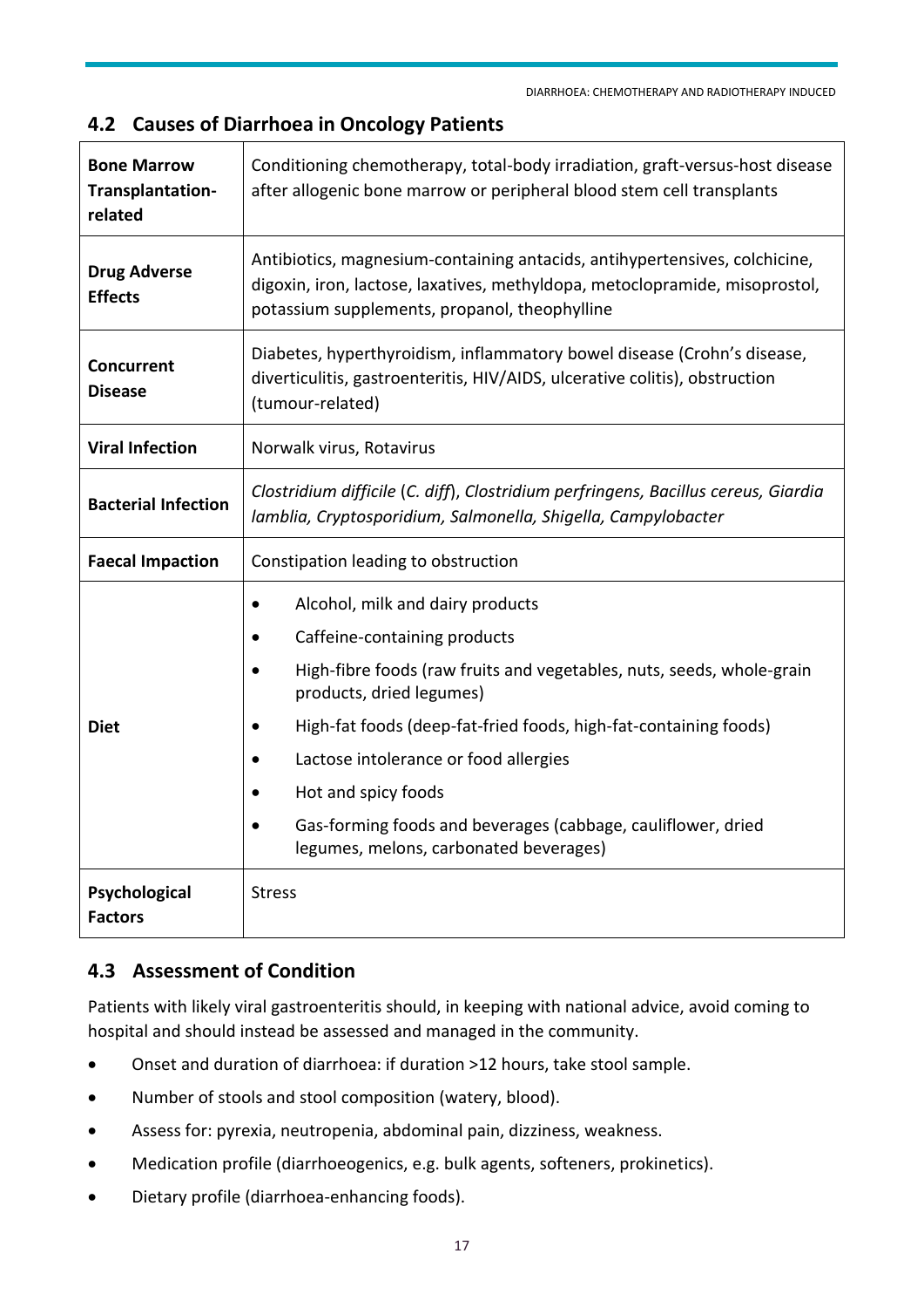## 4.2 Causes of Diarrhoea in Oncology Patients

| | |
|---|---|
| **Bone Marrow Transplantation-related** | Conditioning chemotherapy, total-body irradiation, graft-versus-host disease after allogenic bone marrow or peripheral blood stem cell transplants |
| **Drug Adverse Effects** | Antibiotics, magnesium-containing antacids, antihypertensives, colchicine, digoxin, iron, lactose, laxatives, methyldopa, metoclopramide, misoprostol, potassium supplements, propanol, theophylline |
| **Concurrent Disease** | Diabetes, hyperthyroidism, inflammatory bowel disease (Crohn's disease, diverticulitis, gastroenteritis, HIV/AIDS, ulcerative colitis), obstruction (tumour-related) |
| **Viral Infection** | Norwalk virus, Rotavirus |
| **Bacterial Infection** | *Clostridium difficile* (*C. diff*), *Clostridium perfringens, Bacillus cereus, Giardia lamblia, Cryptosporidium, Salmonella, Shigella, Campylobacter* |
| **Faecal Impaction** | Constipation leading to obstruction |
| **Diet** | • Alcohol, milk and dairy products<br>• Caffeine-containing products<br>• High-fibre foods (raw fruits and vegetables, nuts, seeds, whole-grain products, dried legumes)<br>• High-fat foods (deep-fat-fried foods, high-fat-containing foods)<br>• Lactose intolerance or food allergies<br>• Hot and spicy foods<br>• Gas-forming foods and beverages (cabbage, cauliflower, dried legumes, melons, carbonated beverages) |
| **Psychological Factors** | Stress |

## 4.3 Assessment of Condition

Patients with likely viral gastroenteritis should, in keeping with national advice, avoid coming to hospital and should instead be assessed and managed in the community.

- Onset and duration of diarrhoea: if duration >12 hours, take stool sample.
- Number of stools and stool composition (watery, blood).
- Assess for: pyrexia, neutropenia, abdominal pain, dizziness, weakness.
- Medication profile (diarrhoeogenics, e.g. bulk agents, softeners, prokinetics).
- Dietary profile (diarrhoea-enhancing foods).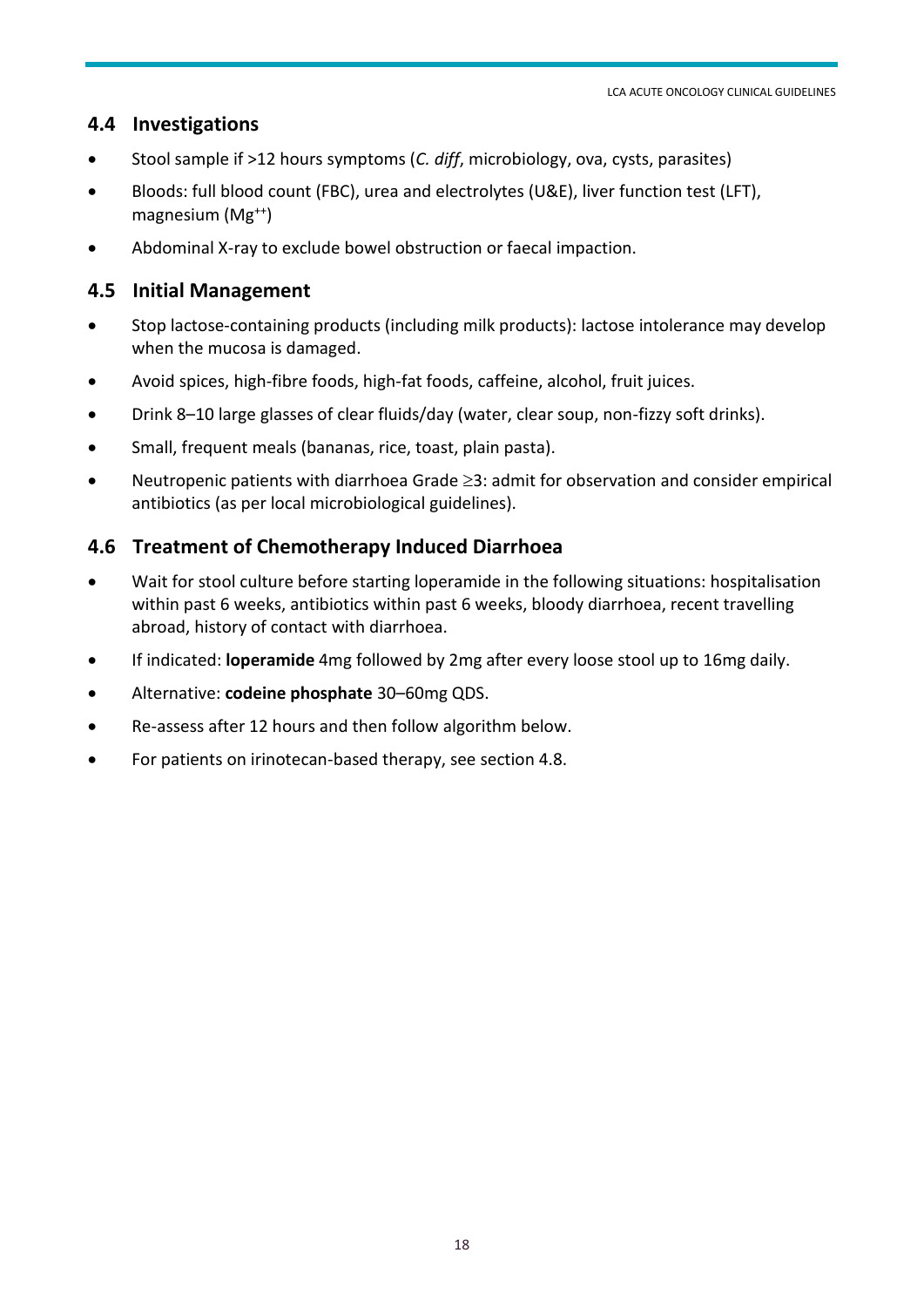## 4.4 Investigations

- Stool sample if >12 hours symptoms (*C. diff*, microbiology, ova, cysts, parasites)
- Bloods: full blood count (FBC), urea and electrolytes (U&E), liver function test (LFT), magnesium ($Mg^{++}$)
- Abdominal X-ray to exclude bowel obstruction or faecal impaction.

## 4.5 Initial Management

- Stop lactose-containing products (including milk products): lactose intolerance may develop when the mucosa is damaged.
- Avoid spices, high-fibre foods, high-fat foods, caffeine, alcohol, fruit juices.
- Drink 8–10 large glasses of clear fluids/day (water, clear soup, non-fizzy soft drinks).
- Small, frequent meals (bananas, rice, toast, plain pasta).
- Neutropenic patients with diarrhoea Grade ≥3: admit for observation and consider empirical antibiotics (as per local microbiological guidelines).

## 4.6 Treatment of Chemotherapy Induced Diarrhoea

- Wait for stool culture before starting loperamide in the following situations: hospitalisation within past 6 weeks, antibiotics within past 6 weeks, bloody diarrhoea, recent travelling abroad, history of contact with diarrhoea.
- If indicated: **loperamide** 4mg followed by 2mg after every loose stool up to 16mg daily.
- Alternative: **codeine phosphate** 30–60mg QDS.
- Re-assess after 12 hours and then follow algorithm below.
- For patients on irinotecan-based therapy, see section 4.8.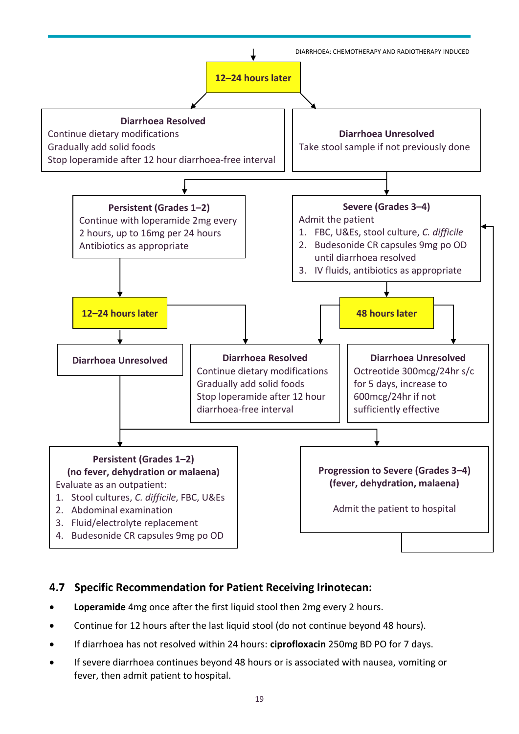12–24 hours later

**Diarrhoea Resolved**
Continue dietary modifications
Gradually add solid foods
Stop loperamide after 12 hour diarrhoea-free interval

**Diarrhoea Unresolved**
Take stool sample if not previously done

**Persistent (Grades 1–2)**
Continue with loperamide 2mg every 2 hours, up to 16mg per 24 hours
Antibiotics as appropriate

**Severe (Grades 3–4)**
Admit the patient
1. FBC, U&Es, stool culture, *C. difficile*
2. Budesonide CR capsules 9mg po OD until diarrhoea resolved
3. IV fluids, antibiotics as appropriate

12–24 hours later

48 hours later

**Diarrhoea Unresolved**

**Diarrhoea Resolved**
Continue dietary modifications
Gradually add solid foods
Stop loperamide after 12 hour diarrhoea-free interval

**Diarrhoea Unresolved**
Octreotide 300mcg/24hr s/c for 5 days, increase to 600mcg/24hr if not sufficiently effective

**Persistent (Grades 1–2)**
**(no fever, dehydration or malaena)**
Evaluate as an outpatient:
1. Stool cultures, *C. difficile*, FBC, U&Es
2. Abdominal examination
3. Fluid/electrolyte replacement
4. Budesonide CR capsules 9mg po OD

**Progression to Severe (Grades 3–4)**
**(fever, dehydration, malaena)**
Admit the patient to hospital

## 4.7 Specific Recommendation for Patient Receiving Irinotecan:

- **Loperamide** 4mg once after the first liquid stool then 2mg every 2 hours.
- Continue for 12 hours after the last liquid stool (do not continue beyond 48 hours).
- If diarrhoea has not resolved within 24 hours: **ciprofloxacin** 250mg BD PO for 7 days.
- If severe diarrhoea continues beyond 48 hours or is associated with nausea, vomiting or fever, then admit patient to hospital.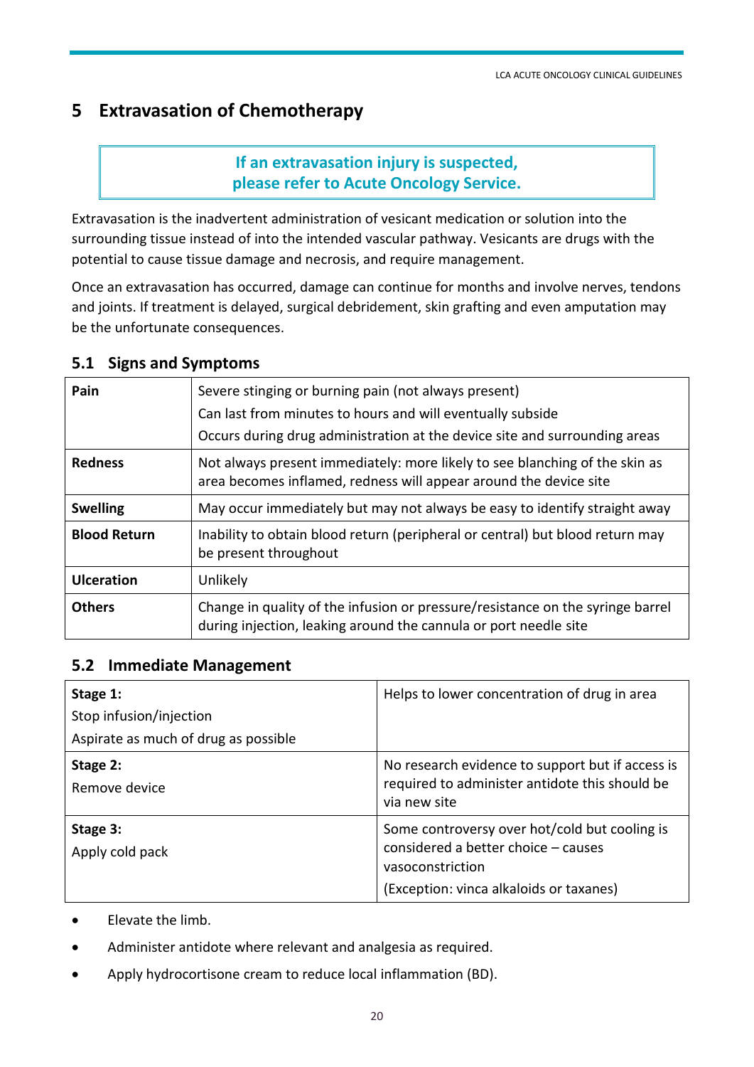# 5 Extravasation of Chemotherapy

**If an extravasation injury is suspected, please refer to Acute Oncology Service.**

Extravasation is the inadvertent administration of vesicant medication or solution into the surrounding tissue instead of into the intended vascular pathway. Vesicants are drugs with the potential to cause tissue damage and necrosis, and require management.

Once an extravasation has occurred, damage can continue for months and involve nerves, tendons and joints. If treatment is delayed, surgical debridement, skin grafting and even amputation may be the unfortunate consequences.

## 5.1 Signs and Symptoms

| | |
|---|---|
| **Pain** | Severe stinging or burning pain (not always present)<br>Can last from minutes to hours and will eventually subside<br>Occurs during drug administration at the device site and surrounding areas |
| **Redness** | Not always present immediately: more likely to see blanching of the skin as area becomes inflamed, redness will appear around the device site |
| **Swelling** | May occur immediately but may not always be easy to identify straight away |
| **Blood Return** | Inability to obtain blood return (peripheral or central) but blood return may be present throughout |
| **Ulceration** | Unlikely |
| **Others** | Change in quality of the infusion or pressure/resistance on the syringe barrel during injection, leaking around the cannula or port needle site |

## 5.2 Immediate Management

| | |
|---|---|
| **Stage 1:**<br>Stop infusion/injection<br>Aspirate as much of drug as possible | Helps to lower concentration of drug in area |
| **Stage 2:**<br>Remove device | No research evidence to support but if access is required to administer antidote this should be via new site |
| **Stage 3:**<br>Apply cold pack | Some controversy over hot/cold but cooling is considered a better choice – causes vasoconstriction<br>(Exception: vinca alkaloids or taxanes) |

- Elevate the limb.
- Administer antidote where relevant and analgesia as required.
- Apply hydrocortisone cream to reduce local inflammation (BD).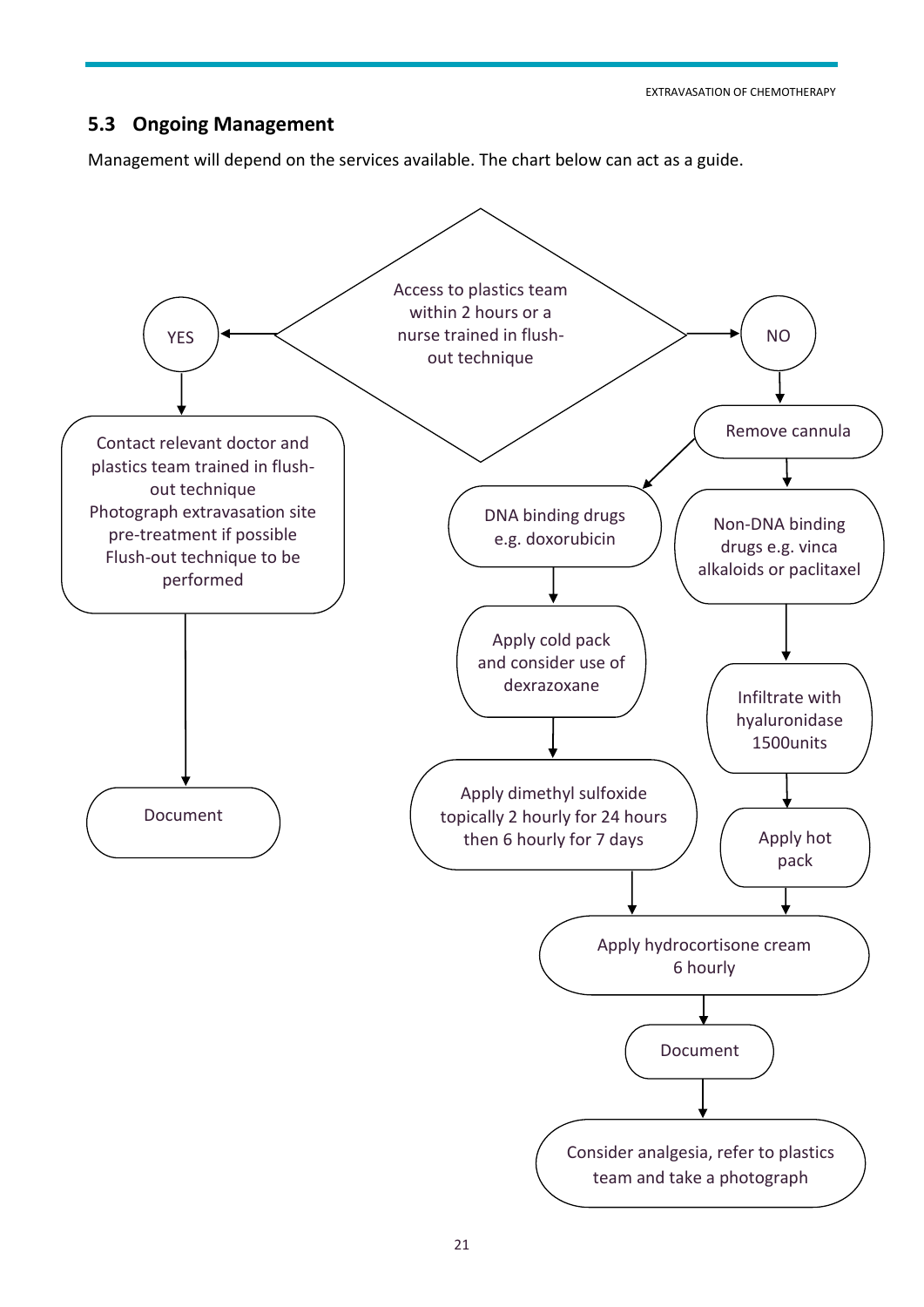## 5.3 Ongoing Management

Management will depend on the services available. The chart below can act as a guide.

Access to plastics team within 2 hours or a nurse trained in flush-out technique

YES

Contact relevant doctor and plastics team trained in flush-out technique
Photograph extravasation site pre-treatment if possible
Flush-out technique to be performed

Document

NO

Remove cannula

DNA binding drugs e.g. doxorubicin

Apply cold pack and consider use of dexrazoxane

Apply dimethyl sulfoxide topically 2 hourly for 24 hours then 6 hourly for 7 days

Non-DNA binding drugs e.g. vinca alkaloids or paclitaxel

Infiltrate with hyaluronidase 1500units

Apply hot pack

Apply hydrocortisone cream 6 hourly

Document

Consider analgesia, refer to plastics team and take a photograph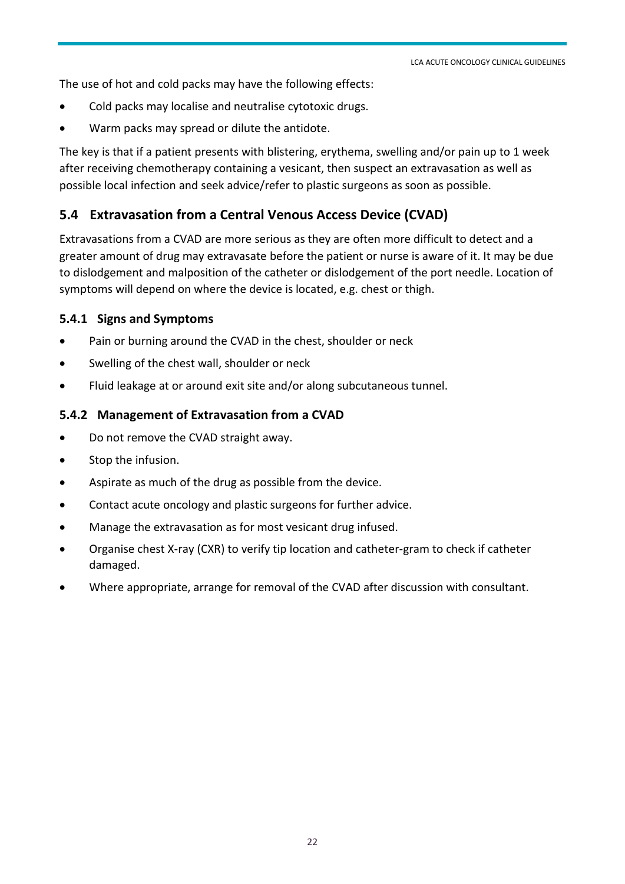The use of hot and cold packs may have the following effects:

- Cold packs may localise and neutralise cytotoxic drugs.
- Warm packs may spread or dilute the antidote.

The key is that if a patient presents with blistering, erythema, swelling and/or pain up to 1 week after receiving chemotherapy containing a vesicant, then suspect an extravasation as well as possible local infection and seek advice/refer to plastic surgeons as soon as possible.

## 5.4 Extravasation from a Central Venous Access Device (CVAD)

Extravasations from a CVAD are more serious as they are often more difficult to detect and a greater amount of drug may extravasate before the patient or nurse is aware of it. It may be due to dislodgement and malposition of the catheter or dislodgement of the port needle. Location of symptoms will depend on where the device is located, e.g. chest or thigh.

### 5.4.1 Signs and Symptoms

- Pain or burning around the CVAD in the chest, shoulder or neck
- Swelling of the chest wall, shoulder or neck
- Fluid leakage at or around exit site and/or along subcutaneous tunnel.

### 5.4.2 Management of Extravasation from a CVAD

- Do not remove the CVAD straight away.
- Stop the infusion.
- Aspirate as much of the drug as possible from the device.
- Contact acute oncology and plastic surgeons for further advice.
- Manage the extravasation as for most vesicant drug infused.
- Organise chest X-ray (CXR) to verify tip location and catheter-gram to check if catheter damaged.
- Where appropriate, arrange for removal of the CVAD after discussion with consultant.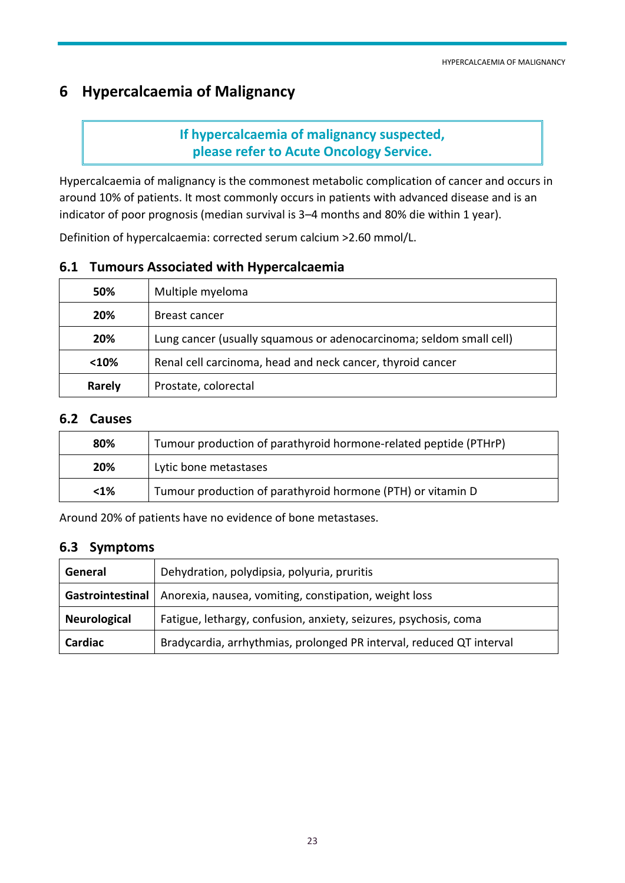# 6 Hypercalcaemia of Malignancy

> **If hypercalcaemia of malignancy suspected, please refer to Acute Oncology Service.**

Hypercalcaemia of malignancy is the commonest metabolic complication of cancer and occurs in around 10% of patients. It most commonly occurs in patients with advanced disease and is an indicator of poor prognosis (median survival is 3–4 months and 80% die within 1 year).

Definition of hypercalcaemia: corrected serum calcium >2.60 mmol/L.

## 6.1 Tumours Associated with Hypercalcaemia

| | |
|---|---|
| **50%** | Multiple myeloma |
| **20%** | Breast cancer |
| **20%** | Lung cancer (usually squamous or adenocarcinoma; seldom small cell) |
| **<10%** | Renal cell carcinoma, head and neck cancer, thyroid cancer |
| **Rarely** | Prostate, colorectal |

## 6.2 Causes

| | |
|---|---|
| **80%** | Tumour production of parathyroid hormone-related peptide (PTHrP) |
| **20%** | Lytic bone metastases |
| **<1%** | Tumour production of parathyroid hormone (PTH) or vitamin D |

Around 20% of patients have no evidence of bone metastases.

## 6.3 Symptoms

| | |
|---|---|
| **General** | Dehydration, polydipsia, polyuria, pruritis |
| **Gastrointestinal** | Anorexia, nausea, vomiting, constipation, weight loss |
| **Neurological** | Fatigue, lethargy, confusion, anxiety, seizures, psychosis, coma |
| **Cardiac** | Bradycardia, arrhythmias, prolonged PR interval, reduced QT interval |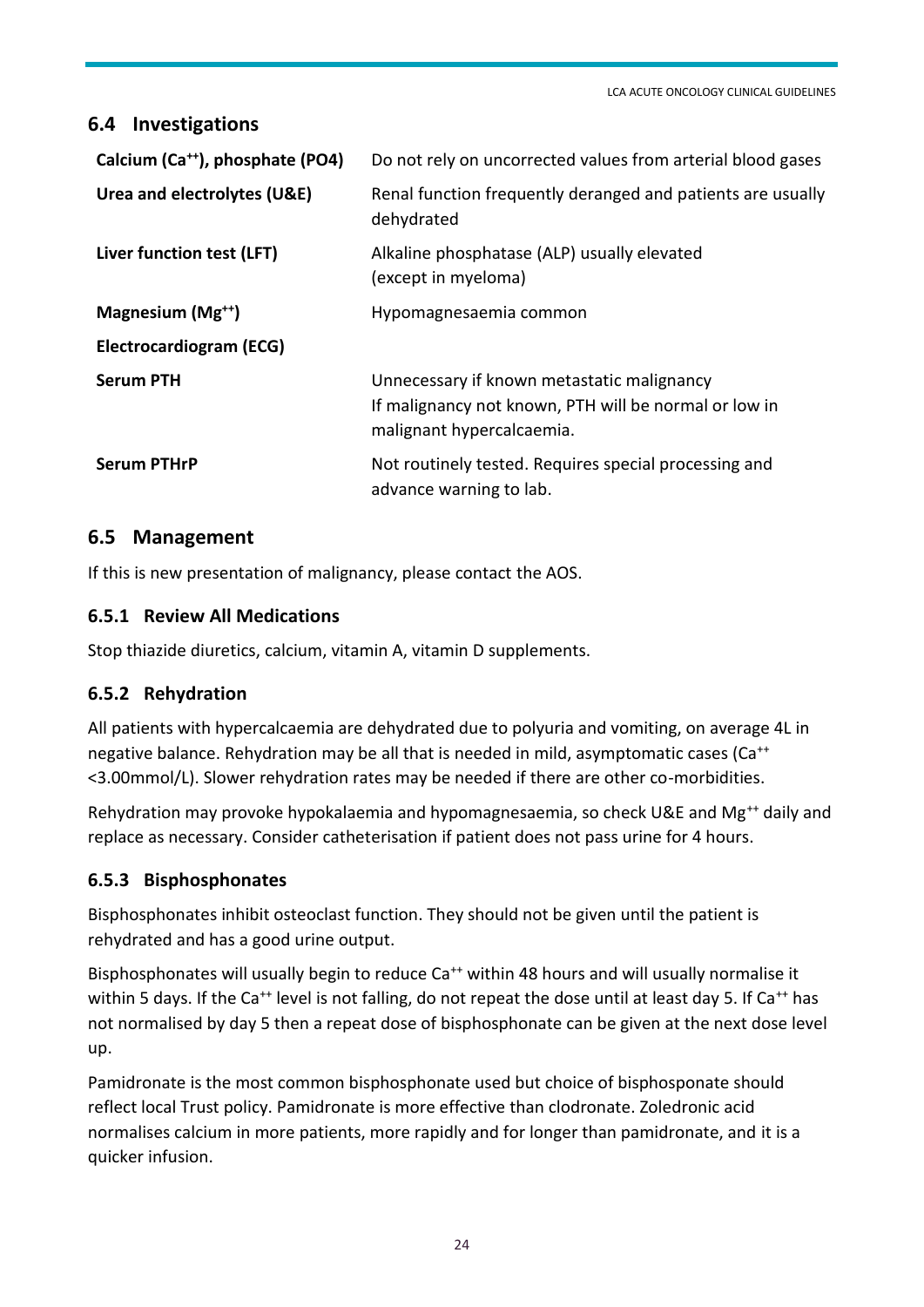## 6.4 Investigations

| | |
|---|---|
| **Calcium ($Ca^{++}$), phosphate ($PO_4$)** | Do not rely on uncorrected values from arterial blood gases |
| **Urea and electrolytes (U&E)** | Renal function frequently deranged and patients are usually dehydrated |
| **Liver function test (LFT)** | Alkaline phosphatase (ALP) usually elevated (except in myeloma) |
| **Magnesium ($Mg^{++}$)** | Hypomagnesaemia common |
| **Electrocardiogram (ECG)** | |
| **Serum PTH** | Unnecessary if known metastatic malignancy<br>If malignancy not known, PTH will be normal or low in malignant hypercalcaemia. |
| **Serum PTHrP** | Not routinely tested. Requires special processing and advance warning to lab. |

## 6.5 Management

If this is new presentation of malignancy, please contact the AOS.

### 6.5.1 Review All Medications

Stop thiazide diuretics, calcium, vitamin A, vitamin D supplements.

### 6.5.2 Rehydration

All patients with hypercalcaemia are dehydrated due to polyuria and vomiting, on average 4L in negative balance. Rehydration may be all that is needed in mild, asymptomatic cases ($Ca^{++}$ <3.00mmol/L). Slower rehydration rates may be needed if there are other co-morbidities.

Rehydration may provoke hypokalaemia and hypomagnesaemia, so check U&E and $Mg^{++}$ daily and replace as necessary. Consider catheterisation if patient does not pass urine for 4 hours.

### 6.5.3 Bisphosphonates

Bisphosphonates inhibit osteoclast function. They should not be given until the patient is rehydrated and has a good urine output.

Bisphosphonates will usually begin to reduce $Ca^{++}$ within 48 hours and will usually normalise it within 5 days. If the $Ca^{++}$ level is not falling, do not repeat the dose until at least day 5. If $Ca^{++}$ has not normalised by day 5 then a repeat dose of bisphosphonate can be given at the next dose level up.

Pamidronate is the most common bisphosphonate used but choice of bisphosponate should reflect local Trust policy. Pamidronate is more effective than clodronate. Zoledronic acid normalises calcium in more patients, more rapidly and for longer than pamidronate, and it is a quicker infusion.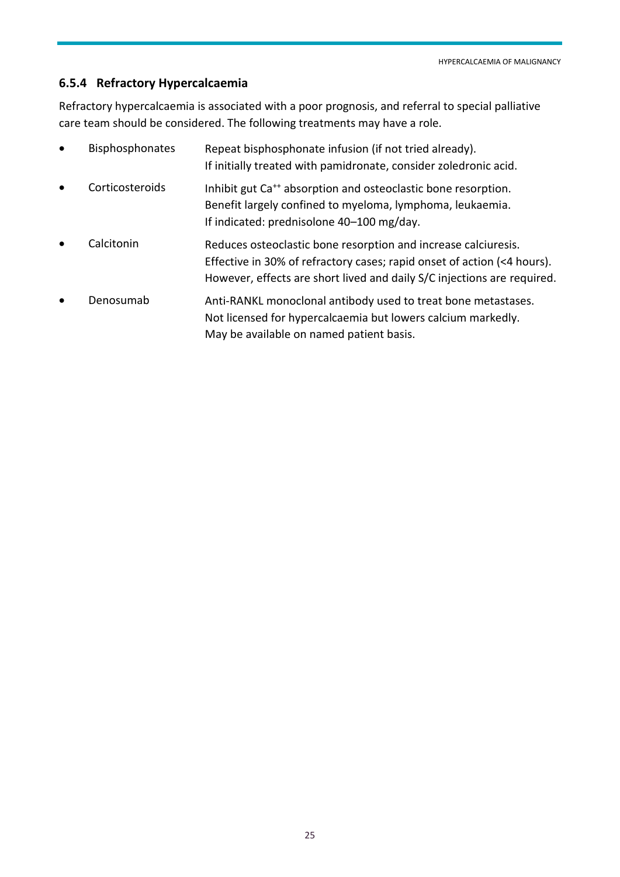### 6.5.4 Refractory Hypercalcaemia

Refractory hypercalcaemia is associated with a poor prognosis, and referral to special palliative care team should be considered. The following treatments may have a role.

- Bisphosphonates — Repeat bisphosphonate infusion (if not tried already).
  If initially treated with pamidronate, consider zoledronic acid.
- Corticosteroids — Inhibit gut $Ca^{++}$ absorption and osteoclastic bone resorption.
  Benefit largely confined to myeloma, lymphoma, leukaemia.
  If indicated: prednisolone 40–100 mg/day.
- Calcitonin — Reduces osteoclastic bone resorption and increase calciuresis.
  Effective in 30% of refractory cases; rapid onset of action (<4 hours).
  However, effects are short lived and daily S/C injections are required.
- Denosumab — Anti-RANKL monoclonal antibody used to treat bone metastases.
  Not licensed for hypercalcaemia but lowers calcium markedly.
  May be available on named patient basis.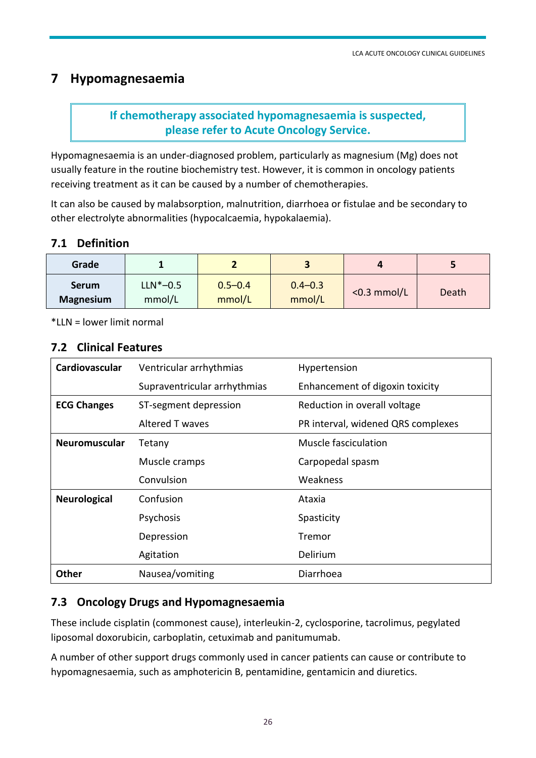# 7 Hypomagnesaemia

**If chemotherapy associated hypomagnesaemia is suspected, please refer to Acute Oncology Service.**

Hypomagnesaemia is an under-diagnosed problem, particularly as magnesium (Mg) does not usually feature in the routine biochemistry test. However, it is common in oncology patients receiving treatment as it can be caused by a number of chemotherapies.

It can also be caused by malabsorption, malnutrition, diarrhoea or fistulae and be secondary to other electrolyte abnormalities (hypocalcaemia, hypokalaemia).

## 7.1 Definition

| Grade | 1 | 2 | 3 | 4 | 5 |
|---|---|---|---|---|---|
| **Serum Magnesium** | LLN*–0.5 mmol/L | 0.5–0.4 mmol/L | 0.4–0.3 mmol/L | <0.3 mmol/L | Death |

*LLN = lower limit normal

## 7.2 Clinical Features

| | | |
|---|---|---|
| **Cardiovascular** | Ventricular arrhythmias | Hypertension |
| | Supraventricular arrhythmias | Enhancement of digoxin toxicity |
| **ECG Changes** | ST-segment depression | Reduction in overall voltage |
| | Altered T waves | PR interval, widened QRS complexes |
| **Neuromuscular** | Tetany | Muscle fasciculation |
| | Muscle cramps | Carpopedal spasm |
| | Convulsion | Weakness |
| **Neurological** | Confusion | Ataxia |
| | Psychosis | Spasticity |
| | Depression | Tremor |
| | Agitation | Delirium |
| **Other** | Nausea/vomiting | Diarrhoea |

## 7.3 Oncology Drugs and Hypomagnesaemia

These include cisplatin (commonest cause), interleukin-2, cyclosporine, tacrolimus, pegylated liposomal doxorubicin, carboplatin, cetuximab and panitumumab.

A number of other support drugs commonly used in cancer patients can cause or contribute to hypomagnesaemia, such as amphotericin B, pentamidine, gentamicin and diuretics.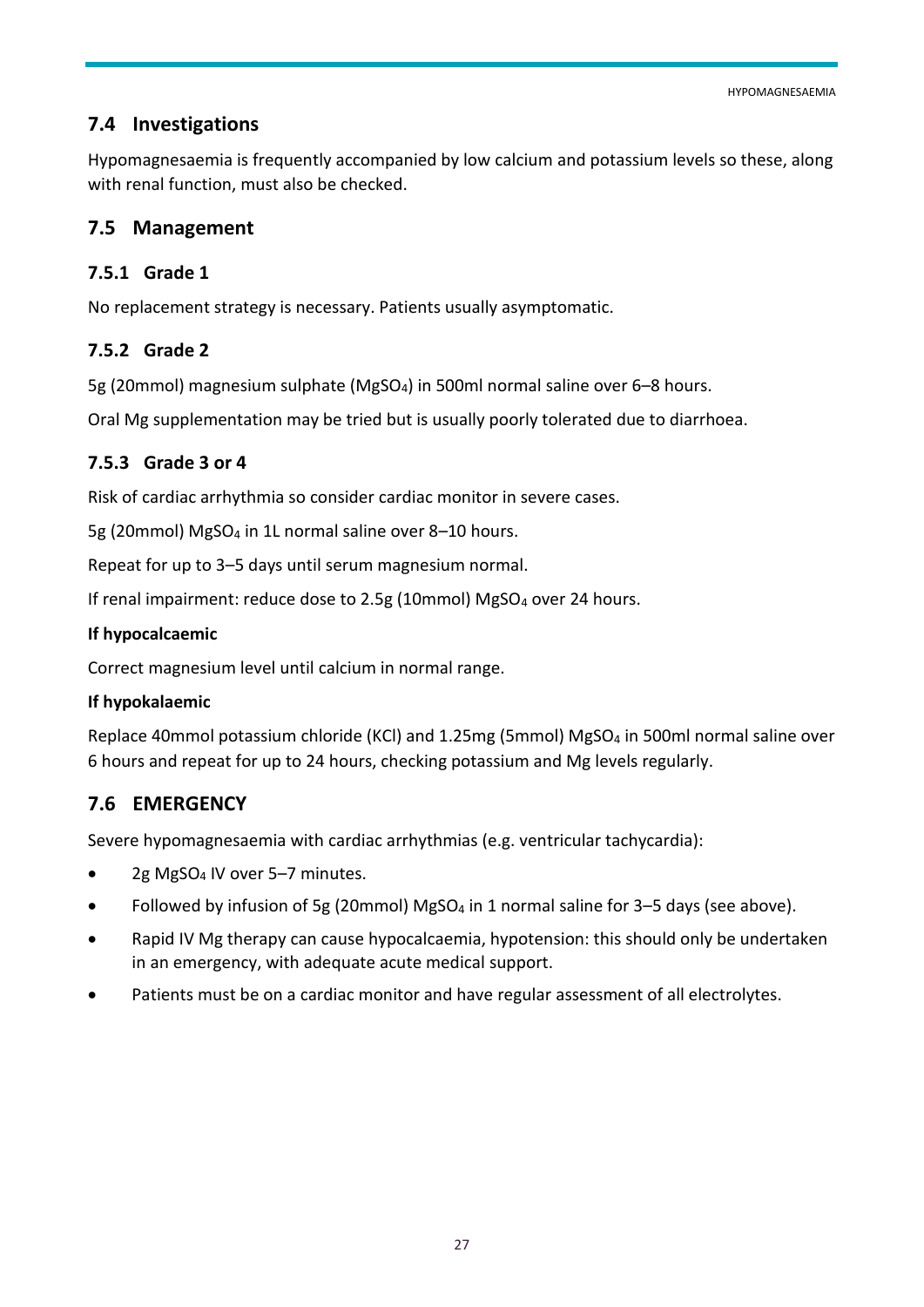## 7.4 Investigations

Hypomagnesaemia is frequently accompanied by low calcium and potassium levels so these, along with renal function, must also be checked.

## 7.5 Management

### 7.5.1 Grade 1

No replacement strategy is necessary. Patients usually asymptomatic.

### 7.5.2 Grade 2

5g (20mmol) magnesium sulphate ($MgSO_4$) in 500ml normal saline over 6–8 hours.

Oral Mg supplementation may be tried but is usually poorly tolerated due to diarrhoea.

### 7.5.3 Grade 3 or 4

Risk of cardiac arrhythmia so consider cardiac monitor in severe cases.

5g (20mmol) $MgSO_4$ in 1L normal saline over 8–10 hours.

Repeat for up to 3–5 days until serum magnesium normal.

If renal impairment: reduce dose to 2.5g (10mmol) $MgSO_4$ over 24 hours.

**If hypocalcaemic**

Correct magnesium level until calcium in normal range.

**If hypokalaemic**

Replace 40mmol potassium chloride (KCl) and 1.25mg (5mmol) $MgSO_4$ in 500ml normal saline over 6 hours and repeat for up to 24 hours, checking potassium and Mg levels regularly.

## 7.6 EMERGENCY

Severe hypomagnesaemia with cardiac arrhythmias (e.g. ventricular tachycardia):

- 2g $MgSO_4$ IV over 5–7 minutes.
- Followed by infusion of 5g (20mmol) $MgSO_4$ in 1 normal saline for 3–5 days (see above).
- Rapid IV Mg therapy can cause hypocalcaemia, hypotension: this should only be undertaken in an emergency, with adequate acute medical support.
- Patients must be on a cardiac monitor and have regular assessment of all electrolytes.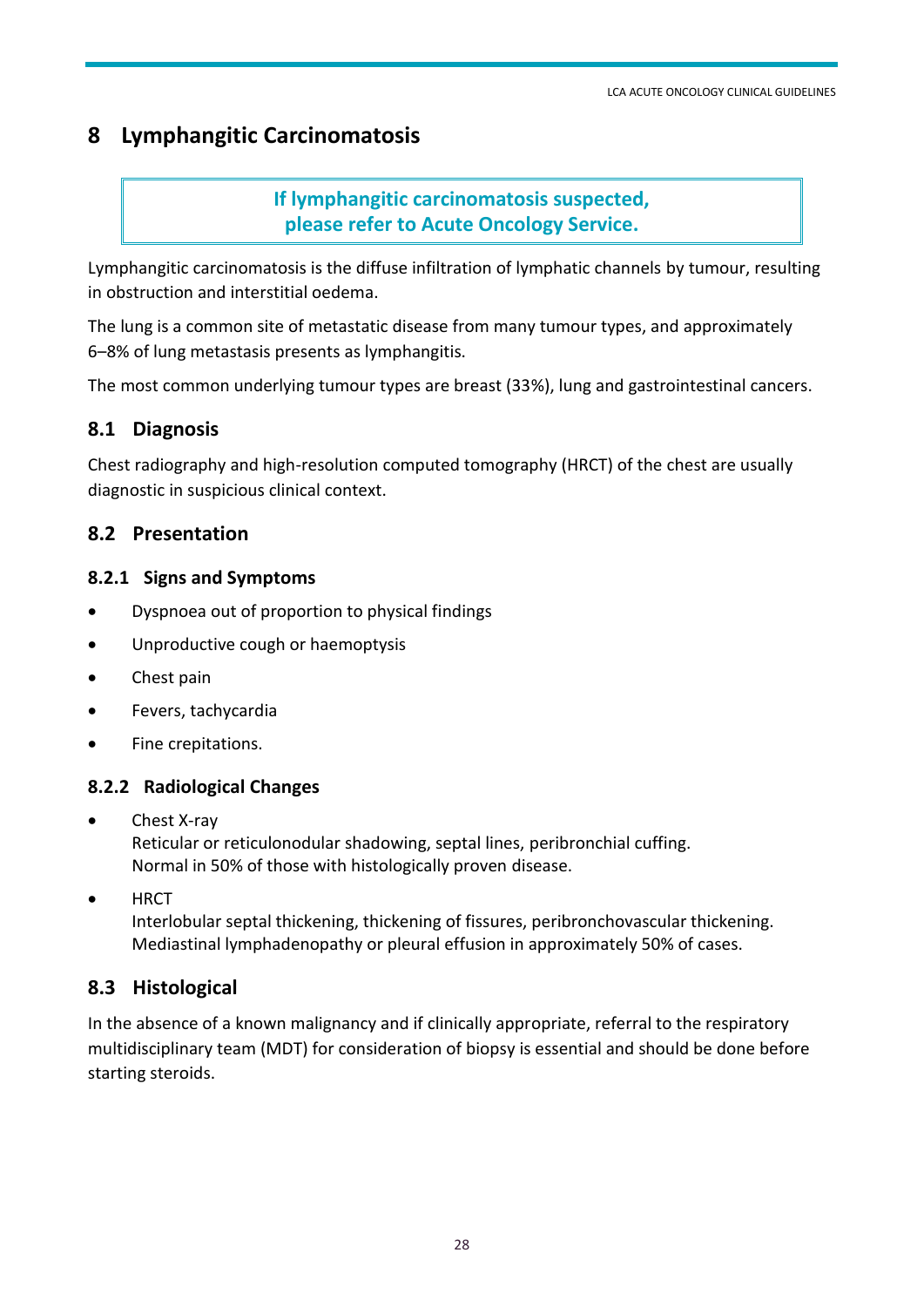# 8 Lymphangitic Carcinomatosis

> **If lymphangitic carcinomatosis suspected, please refer to Acute Oncology Service.**

Lymphangitic carcinomatosis is the diffuse infiltration of lymphatic channels by tumour, resulting in obstruction and interstitial oedema.

The lung is a common site of metastatic disease from many tumour types, and approximately 6–8% of lung metastasis presents as lymphangitis.

The most common underlying tumour types are breast (33%), lung and gastrointestinal cancers.

## 8.1 Diagnosis

Chest radiography and high-resolution computed tomography (HRCT) of the chest are usually diagnostic in suspicious clinical context.

## 8.2 Presentation

### 8.2.1 Signs and Symptoms

- Dyspnoea out of proportion to physical findings
- Unproductive cough or haemoptysis
- Chest pain
- Fevers, tachycardia
- Fine crepitations.

### 8.2.2 Radiological Changes

- Chest X-ray
  Reticular or reticulonodular shadowing, septal lines, peribronchial cuffing.
  Normal in 50% of those with histologically proven disease.
- HRCT
  Interlobular septal thickening, thickening of fissures, peribronchovascular thickening.
  Mediastinal lymphadenopathy or pleural effusion in approximately 50% of cases.

## 8.3 Histological

In the absence of a known malignancy and if clinically appropriate, referral to the respiratory multidisciplinary team (MDT) for consideration of biopsy is essential and should be done before starting steroids.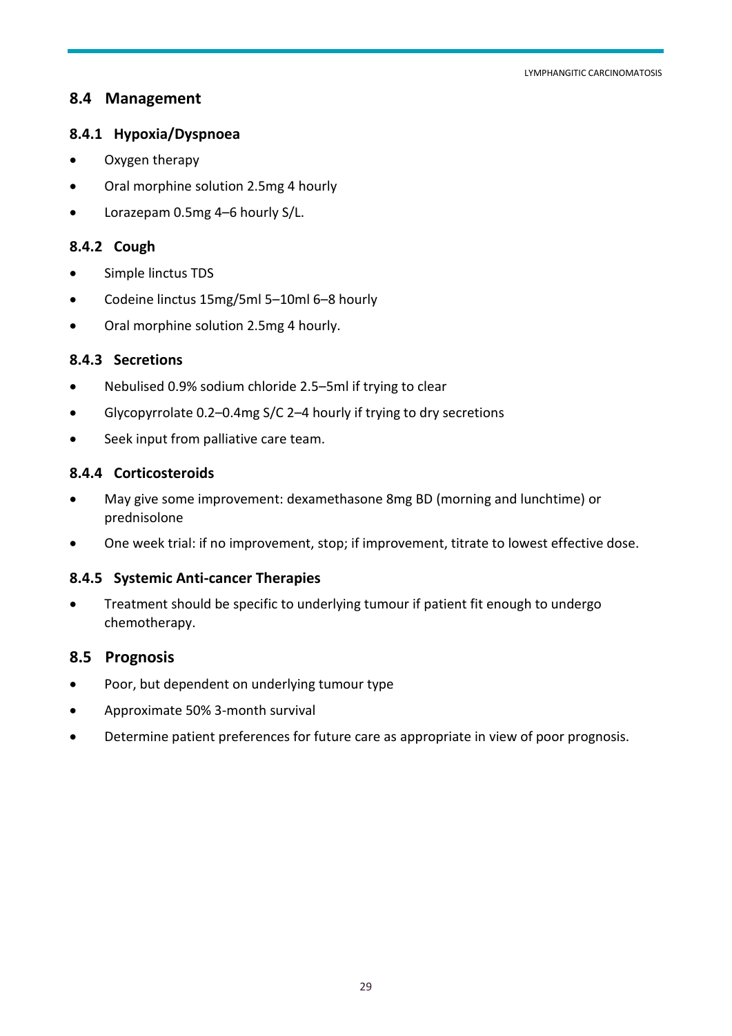## 8.4 Management

### 8.4.1 Hypoxia/Dyspnoea

- Oxygen therapy
- Oral morphine solution 2.5mg 4 hourly
- Lorazepam 0.5mg 4–6 hourly S/L.

### 8.4.2 Cough

- Simple linctus TDS
- Codeine linctus 15mg/5ml 5–10ml 6–8 hourly
- Oral morphine solution 2.5mg 4 hourly.

### 8.4.3 Secretions

- Nebulised 0.9% sodium chloride 2.5–5ml if trying to clear
- Glycopyrrolate 0.2–0.4mg S/C 2–4 hourly if trying to dry secretions
- Seek input from palliative care team.

### 8.4.4 Corticosteroids

- May give some improvement: dexamethasone 8mg BD (morning and lunchtime) or prednisolone
- One week trial: if no improvement, stop; if improvement, titrate to lowest effective dose.

### 8.4.5 Systemic Anti-cancer Therapies

- Treatment should be specific to underlying tumour if patient fit enough to undergo chemotherapy.

## 8.5 Prognosis

- Poor, but dependent on underlying tumour type
- Approximate 50% 3-month survival
- Determine patient preferences for future care as appropriate in view of poor prognosis.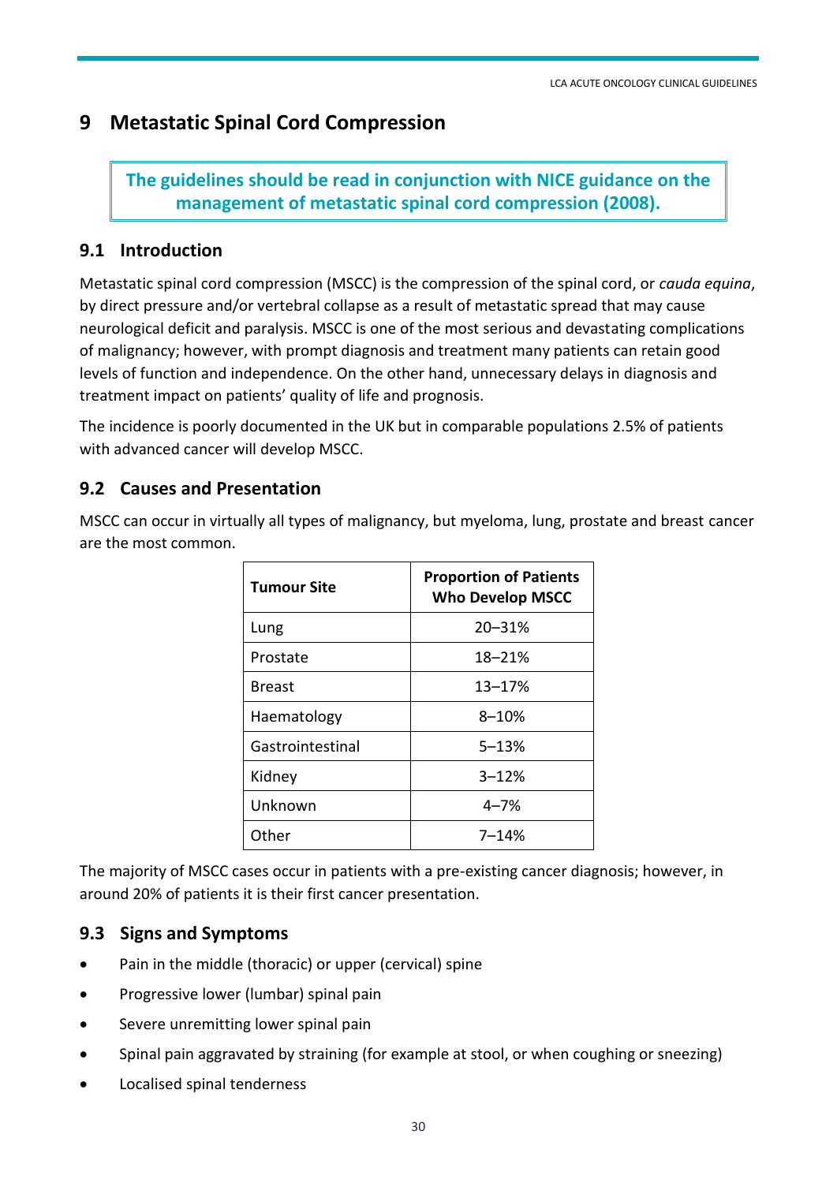# 9 Metastatic Spinal Cord Compression

**The guidelines should be read in conjunction with NICE guidance on the management of metastatic spinal cord compression (2008).**

## 9.1 Introduction

Metastatic spinal cord compression (MSCC) is the compression of the spinal cord, or *cauda equina*, by direct pressure and/or vertebral collapse as a result of metastatic spread that may cause neurological deficit and paralysis. MSCC is one of the most serious and devastating complications of malignancy; however, with prompt diagnosis and treatment many patients can retain good levels of function and independence. On the other hand, unnecessary delays in diagnosis and treatment impact on patients' quality of life and prognosis.

The incidence is poorly documented in the UK but in comparable populations 2.5% of patients with advanced cancer will develop MSCC.

## 9.2 Causes and Presentation

MSCC can occur in virtually all types of malignancy, but myeloma, lung, prostate and breast cancer are the most common.

| Tumour Site | Proportion of Patients Who Develop MSCC |
|---|---|
| Lung | 20–31% |
| Prostate | 18–21% |
| Breast | 13–17% |
| Haematology | 8–10% |
| Gastrointestinal | 5–13% |
| Kidney | 3–12% |
| Unknown | 4–7% |
| Other | 7–14% |

The majority of MSCC cases occur in patients with a pre-existing cancer diagnosis; however, in around 20% of patients it is their first cancer presentation.

## 9.3 Signs and Symptoms

- Pain in the middle (thoracic) or upper (cervical) spine
- Progressive lower (lumbar) spinal pain
- Severe unremitting lower spinal pain
- Spinal pain aggravated by straining (for example at stool, or when coughing or sneezing)
- Localised spinal tenderness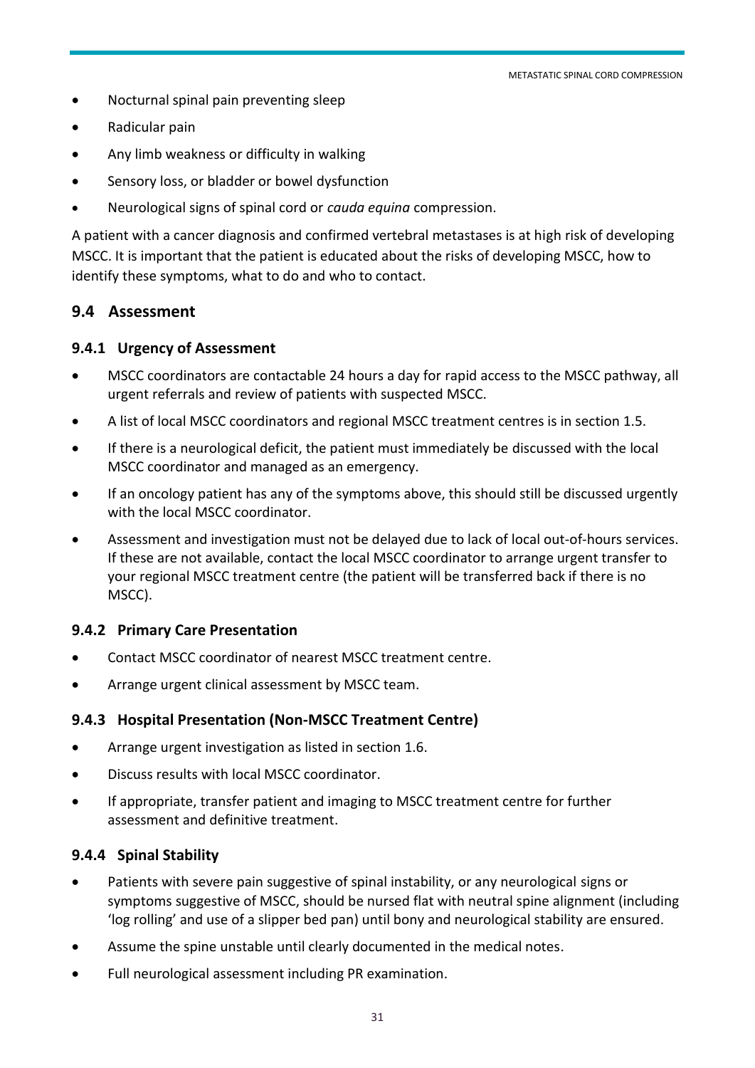- Nocturnal spinal pain preventing sleep
- Radicular pain
- Any limb weakness or difficulty in walking
- Sensory loss, or bladder or bowel dysfunction
- Neurological signs of spinal cord or *cauda equina* compression.

A patient with a cancer diagnosis and confirmed vertebral metastases is at high risk of developing MSCC. It is important that the patient is educated about the risks of developing MSCC, how to identify these symptoms, what to do and who to contact.

## 9.4 Assessment

### 9.4.1 Urgency of Assessment

- MSCC coordinators are contactable 24 hours a day for rapid access to the MSCC pathway, all urgent referrals and review of patients with suspected MSCC.
- A list of local MSCC coordinators and regional MSCC treatment centres is in section 1.5.
- If there is a neurological deficit, the patient must immediately be discussed with the local MSCC coordinator and managed as an emergency.
- If an oncology patient has any of the symptoms above, this should still be discussed urgently with the local MSCC coordinator.
- Assessment and investigation must not be delayed due to lack of local out-of-hours services. If these are not available, contact the local MSCC coordinator to arrange urgent transfer to your regional MSCC treatment centre (the patient will be transferred back if there is no MSCC).

### 9.4.2 Primary Care Presentation

- Contact MSCC coordinator of nearest MSCC treatment centre.
- Arrange urgent clinical assessment by MSCC team.

### 9.4.3 Hospital Presentation (Non-MSCC Treatment Centre)

- Arrange urgent investigation as listed in section 1.6.
- Discuss results with local MSCC coordinator.
- If appropriate, transfer patient and imaging to MSCC treatment centre for further assessment and definitive treatment.

### 9.4.4 Spinal Stability

- Patients with severe pain suggestive of spinal instability, or any neurological signs or symptoms suggestive of MSCC, should be nursed flat with neutral spine alignment (including 'log rolling' and use of a slipper bed pan) until bony and neurological stability are ensured.
- Assume the spine unstable until clearly documented in the medical notes.
- Full neurological assessment including PR examination.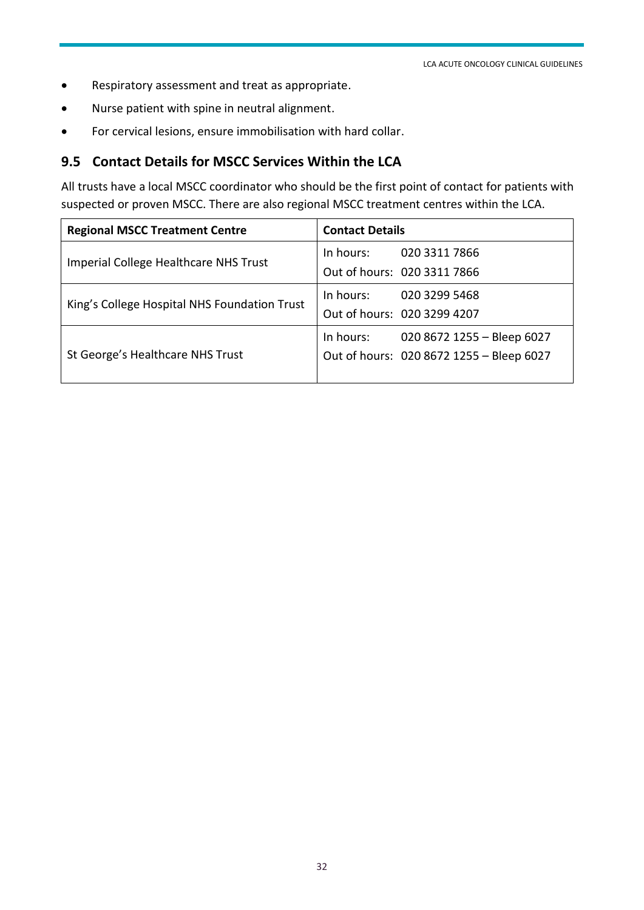- Respiratory assessment and treat as appropriate.
- Nurse patient with spine in neutral alignment.
- For cervical lesions, ensure immobilisation with hard collar.

## 9.5 Contact Details for MSCC Services Within the LCA

All trusts have a local MSCC coordinator who should be the first point of contact for patients with suspected or proven MSCC. There are also regional MSCC treatment centres within the LCA.

| Regional MSCC Treatment Centre | Contact Details |
|---|---|
| Imperial College Healthcare NHS Trust | In hours: 020 3311 7866<br>Out of hours: 020 3311 7866 |
| King's College Hospital NHS Foundation Trust | In hours: 020 3299 5468<br>Out of hours: 020 3299 4207 |
| St George's Healthcare NHS Trust | In hours: 020 8672 1255 – Bleep 6027<br>Out of hours: 020 8672 1255 – Bleep 6027 |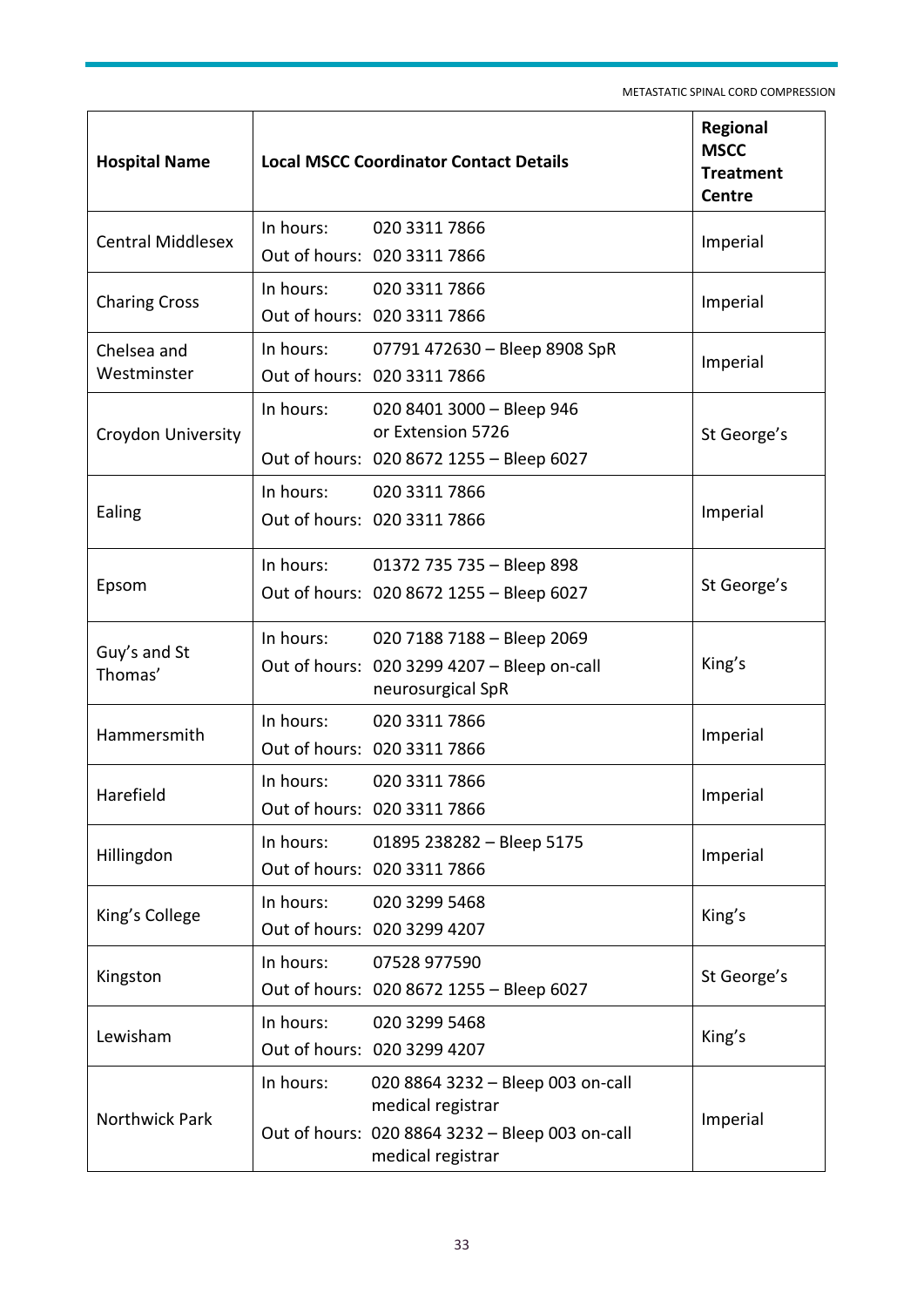| Hospital Name | Local MSCC Coordinator Contact Details | Regional MSCC Treatment Centre |
|---|---|---|
| Central Middlesex | In hours: 020 3311 7866<br>Out of hours: 020 3311 7866 | Imperial |
| Charing Cross | In hours: 020 3311 7866<br>Out of hours: 020 3311 7866 | Imperial |
| Chelsea and Westminster | In hours: 07791 472630 – Bleep 8908 SpR<br>Out of hours: 020 3311 7866 | Imperial |
| Croydon University | In hours: 020 8401 3000 – Bleep 946 or Extension 5726<br>Out of hours: 020 8672 1255 – Bleep 6027 | St George's |
| Ealing | In hours: 020 3311 7866<br>Out of hours: 020 3311 7866 | Imperial |
| Epsom | In hours: 01372 735 735 – Bleep 898<br>Out of hours: 020 8672 1255 – Bleep 6027 | St George's |
| Guy's and St Thomas' | In hours: 020 7188 7188 – Bleep 2069<br>Out of hours: 020 3299 4207 – Bleep on-call neurosurgical SpR | King's |
| Hammersmith | In hours: 020 3311 7866<br>Out of hours: 020 3311 7866 | Imperial |
| Harefield | In hours: 020 3311 7866<br>Out of hours: 020 3311 7866 | Imperial |
| Hillingdon | In hours: 01895 238282 – Bleep 5175<br>Out of hours: 020 3311 7866 | Imperial |
| King's College | In hours: 020 3299 5468<br>Out of hours: 020 3299 4207 | King's |
| Kingston | In hours: 07528 977590<br>Out of hours: 020 8672 1255 – Bleep 6027 | St George's |
| Lewisham | In hours: 020 3299 5468<br>Out of hours: 020 3299 4207 | King's |
| Northwick Park | In hours: 020 8864 3232 – Bleep 003 on-call medical registrar<br>Out of hours: 020 8864 3232 – Bleep 003 on-call medical registrar | Imperial |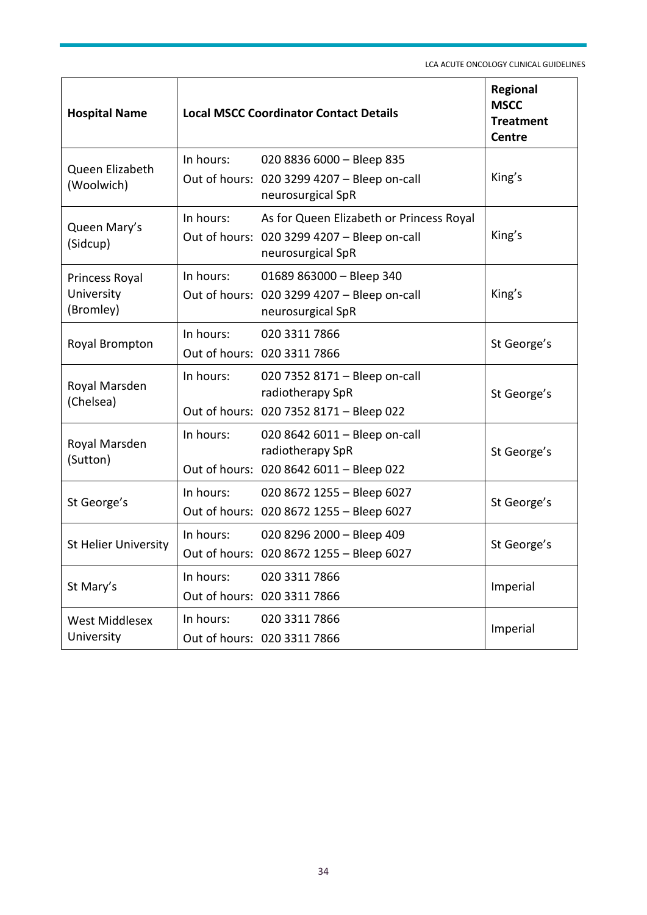| Hospital Name | Local MSCC Coordinator Contact Details | Regional MSCC Treatment Centre |
|---|---|---|
| Queen Elizabeth (Woolwich) | In hours: 020 8836 6000 – Bleep 835<br>Out of hours: 020 3299 4207 – Bleep on-call neurosurgical SpR | King's |
| Queen Mary's (Sidcup) | In hours: As for Queen Elizabeth or Princess Royal<br>Out of hours: 020 3299 4207 – Bleep on-call neurosurgical SpR | King's |
| Princess Royal University (Bromley) | In hours: 01689 863000 – Bleep 340<br>Out of hours: 020 3299 4207 – Bleep on-call neurosurgical SpR | King's |
| Royal Brompton | In hours: 020 3311 7866<br>Out of hours: 020 3311 7866 | St George's |
| Royal Marsden (Chelsea) | In hours: 020 7352 8171 – Bleep on-call radiotherapy SpR<br>Out of hours: 020 7352 8171 – Bleep 022 | St George's |
| Royal Marsden (Sutton) | In hours: 020 8642 6011 – Bleep on-call radiotherapy SpR<br>Out of hours: 020 8642 6011 – Bleep 022 | St George's |
| St George's | In hours: 020 8672 1255 – Bleep 6027<br>Out of hours: 020 8672 1255 – Bleep 6027 | St George's |
| St Helier University | In hours: 020 8296 2000 – Bleep 409<br>Out of hours: 020 8672 1255 – Bleep 6027 | St George's |
| St Mary's | In hours: 020 3311 7866<br>Out of hours: 020 3311 7866 | Imperial |
| West Middlesex University | In hours: 020 3311 7866<br>Out of hours: 020 3311 7866 | Imperial |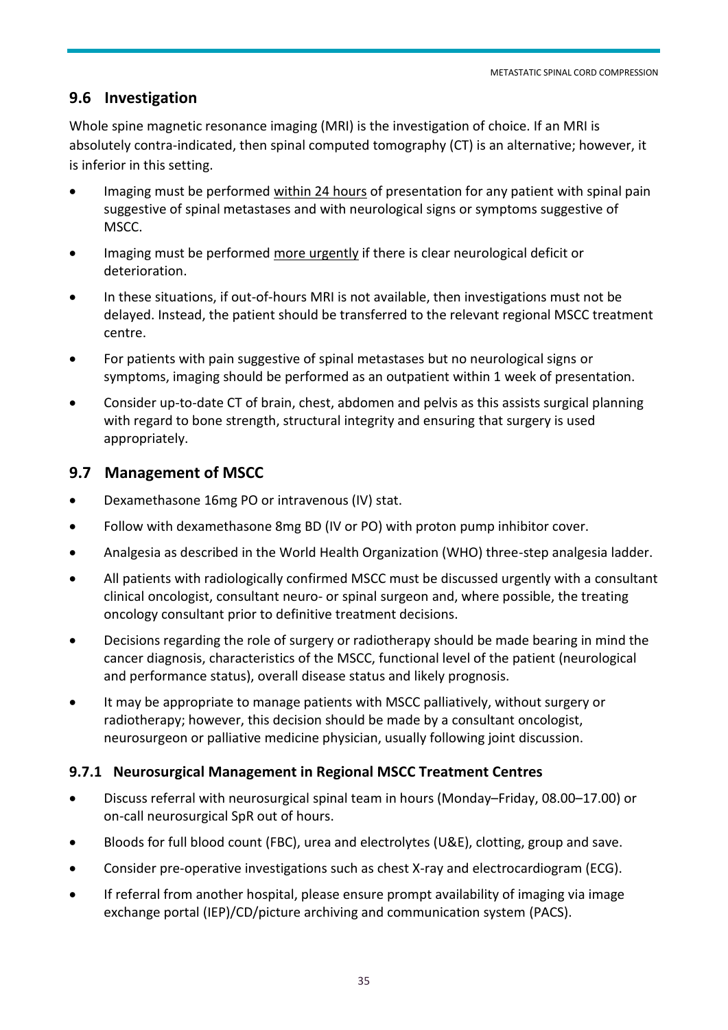## 9.6 Investigation

Whole spine magnetic resonance imaging (MRI) is the investigation of choice. If an MRI is absolutely contra-indicated, then spinal computed tomography (CT) is an alternative; however, it is inferior in this setting.

- Imaging must be performed within 24 hours of presentation for any patient with spinal pain suggestive of spinal metastases and with neurological signs or symptoms suggestive of MSCC.
- Imaging must be performed more urgently if there is clear neurological deficit or deterioration.
- In these situations, if out-of-hours MRI is not available, then investigations must not be delayed. Instead, the patient should be transferred to the relevant regional MSCC treatment centre.
- For patients with pain suggestive of spinal metastases but no neurological signs or symptoms, imaging should be performed as an outpatient within 1 week of presentation.
- Consider up-to-date CT of brain, chest, abdomen and pelvis as this assists surgical planning with regard to bone strength, structural integrity and ensuring that surgery is used appropriately.

## 9.7 Management of MSCC

- Dexamethasone 16mg PO or intravenous (IV) stat.
- Follow with dexamethasone 8mg BD (IV or PO) with proton pump inhibitor cover.
- Analgesia as described in the World Health Organization (WHO) three-step analgesia ladder.
- All patients with radiologically confirmed MSCC must be discussed urgently with a consultant clinical oncologist, consultant neuro- or spinal surgeon and, where possible, the treating oncology consultant prior to definitive treatment decisions.
- Decisions regarding the role of surgery or radiotherapy should be made bearing in mind the cancer diagnosis, characteristics of the MSCC, functional level of the patient (neurological and performance status), overall disease status and likely prognosis.
- It may be appropriate to manage patients with MSCC palliatively, without surgery or radiotherapy; however, this decision should be made by a consultant oncologist, neurosurgeon or palliative medicine physician, usually following joint discussion.

### 9.7.1 Neurosurgical Management in Regional MSCC Treatment Centres

- Discuss referral with neurosurgical spinal team in hours (Monday–Friday, 08.00–17.00) or on-call neurosurgical SpR out of hours.
- Bloods for full blood count (FBC), urea and electrolytes (U&E), clotting, group and save.
- Consider pre-operative investigations such as chest X-ray and electrocardiogram (ECG).
- If referral from another hospital, please ensure prompt availability of imaging via image exchange portal (IEP)/CD/picture archiving and communication system (PACS).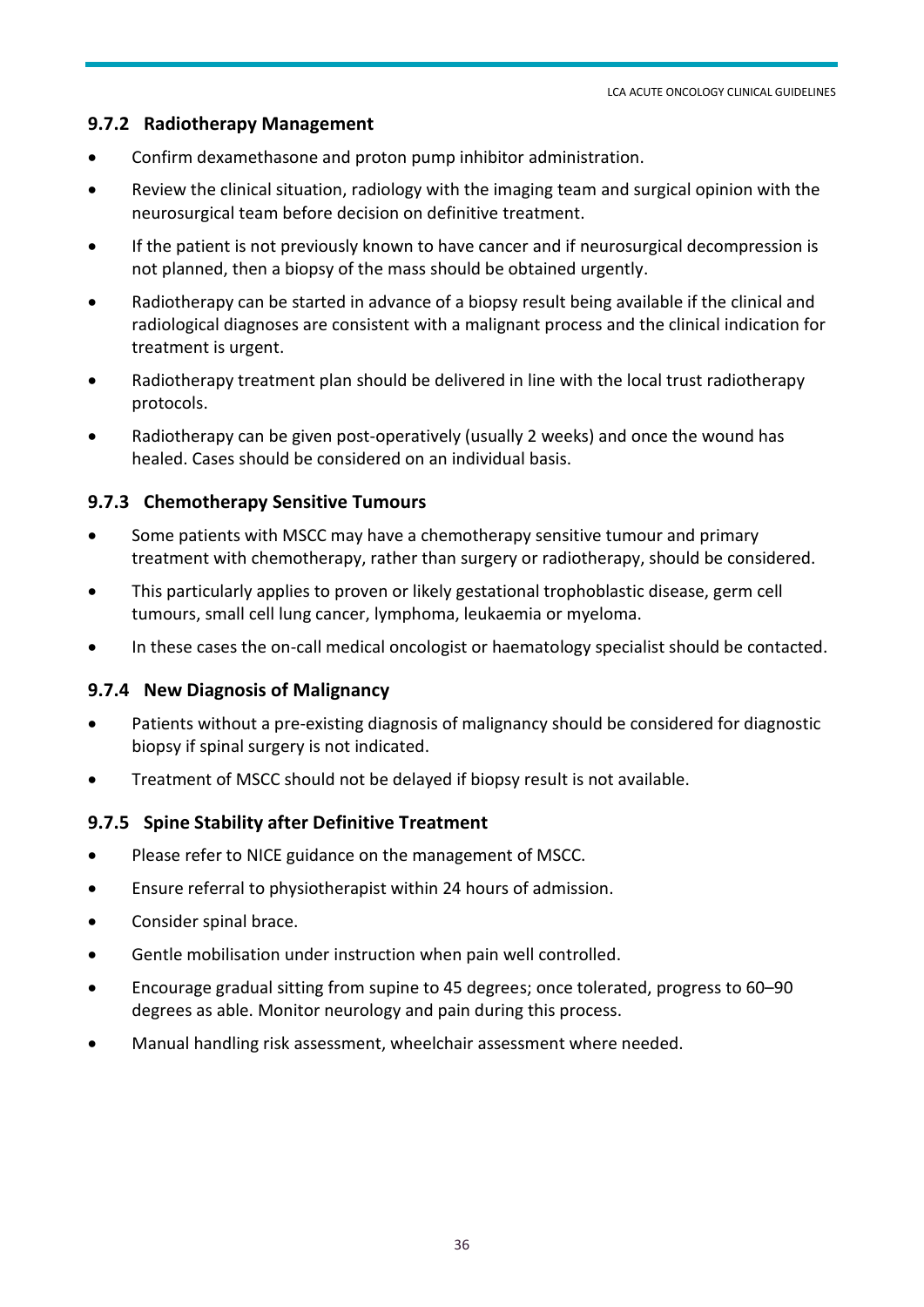### 9.7.2 Radiotherapy Management

- Confirm dexamethasone and proton pump inhibitor administration.
- Review the clinical situation, radiology with the imaging team and surgical opinion with the neurosurgical team before decision on definitive treatment.
- If the patient is not previously known to have cancer and if neurosurgical decompression is not planned, then a biopsy of the mass should be obtained urgently.
- Radiotherapy can be started in advance of a biopsy result being available if the clinical and radiological diagnoses are consistent with a malignant process and the clinical indication for treatment is urgent.
- Radiotherapy treatment plan should be delivered in line with the local trust radiotherapy protocols.
- Radiotherapy can be given post-operatively (usually 2 weeks) and once the wound has healed. Cases should be considered on an individual basis.

### 9.7.3 Chemotherapy Sensitive Tumours

- Some patients with MSCC may have a chemotherapy sensitive tumour and primary treatment with chemotherapy, rather than surgery or radiotherapy, should be considered.
- This particularly applies to proven or likely gestational trophoblastic disease, germ cell tumours, small cell lung cancer, lymphoma, leukaemia or myeloma.
- In these cases the on-call medical oncologist or haematology specialist should be contacted.

### 9.7.4 New Diagnosis of Malignancy

- Patients without a pre-existing diagnosis of malignancy should be considered for diagnostic biopsy if spinal surgery is not indicated.
- Treatment of MSCC should not be delayed if biopsy result is not available.

### 9.7.5 Spine Stability after Definitive Treatment

- Please refer to NICE guidance on the management of MSCC.
- Ensure referral to physiotherapist within 24 hours of admission.
- Consider spinal brace.
- Gentle mobilisation under instruction when pain well controlled.
- Encourage gradual sitting from supine to 45 degrees; once tolerated, progress to 60–90 degrees as able. Monitor neurology and pain during this process.
- Manual handling risk assessment, wheelchair assessment where needed.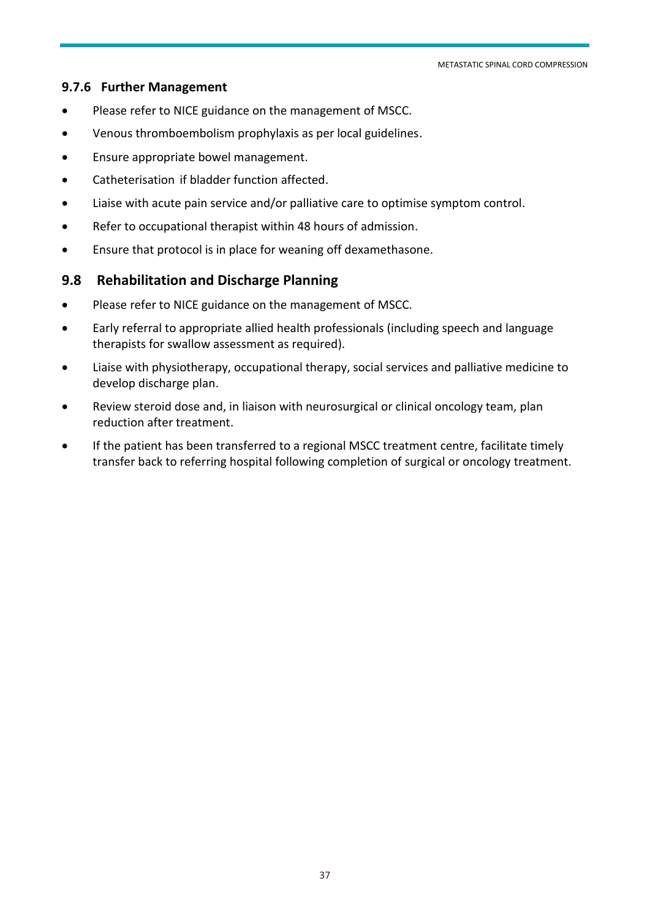### 9.7.6 Further Management

- Please refer to NICE guidance on the management of MSCC.
- Venous thromboembolism prophylaxis as per local guidelines.
- Ensure appropriate bowel management.
- Catheterisation if bladder function affected.
- Liaise with acute pain service and/or palliative care to optimise symptom control.
- Refer to occupational therapist within 48 hours of admission.
- Ensure that protocol is in place for weaning off dexamethasone.

## 9.8 Rehabilitation and Discharge Planning

- Please refer to NICE guidance on the management of MSCC.
- Early referral to appropriate allied health professionals (including speech and language therapists for swallow assessment as required).
- Liaise with physiotherapy, occupational therapy, social services and palliative medicine to develop discharge plan.
- Review steroid dose and, in liaison with neurosurgical or clinical oncology team, plan reduction after treatment.
- If the patient has been transferred to a regional MSCC treatment centre, facilitate timely transfer back to referring hospital following completion of surgical or oncology treatment.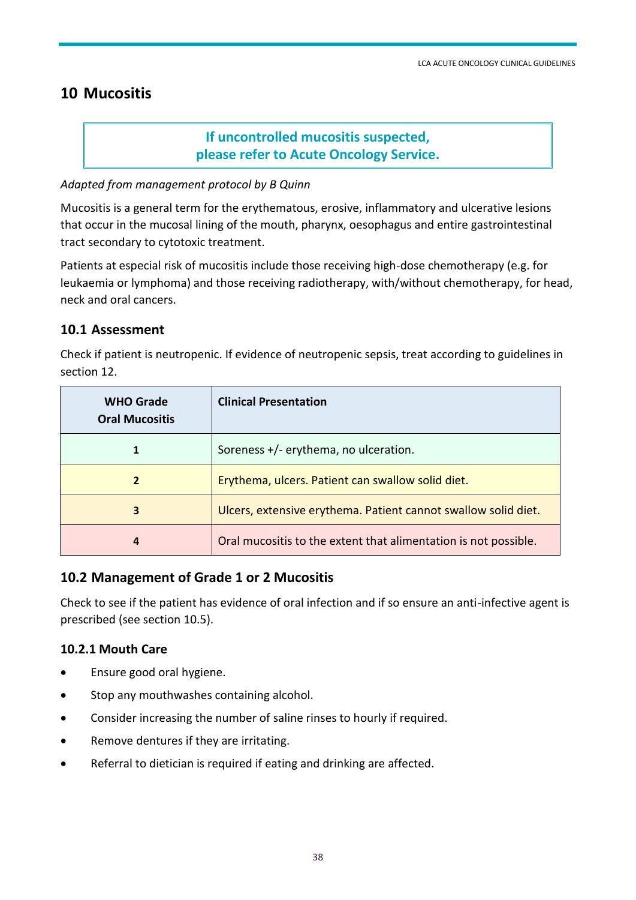# 10 Mucositis

**If uncontrolled mucositis suspected, please refer to Acute Oncology Service.**

*Adapted from management protocol by B Quinn*

Mucositis is a general term for the erythematous, erosive, inflammatory and ulcerative lesions that occur in the mucosal lining of the mouth, pharynx, oesophagus and entire gastrointestinal tract secondary to cytotoxic treatment.

Patients at especial risk of mucositis include those receiving high-dose chemotherapy (e.g. for leukaemia or lymphoma) and those receiving radiotherapy, with/without chemotherapy, for head, neck and oral cancers.

## 10.1 Assessment

Check if patient is neutropenic. If evidence of neutropenic sepsis, treat according to guidelines in section 12.

| WHO Grade Oral Mucositis | Clinical Presentation |
|---|---|
| 1 | Soreness +/- erythema, no ulceration. |
| 2 | Erythema, ulcers. Patient can swallow solid diet. |
| 3 | Ulcers, extensive erythema. Patient cannot swallow solid diet. |
| 4 | Oral mucositis to the extent that alimentation is not possible. |

## 10.2 Management of Grade 1 or 2 Mucositis

Check to see if the patient has evidence of oral infection and if so ensure an anti-infective agent is prescribed (see section 10.5).

### 10.2.1 Mouth Care

- Ensure good oral hygiene.
- Stop any mouthwashes containing alcohol.
- Consider increasing the number of saline rinses to hourly if required.
- Remove dentures if they are irritating.
- Referral to dietician is required if eating and drinking are affected.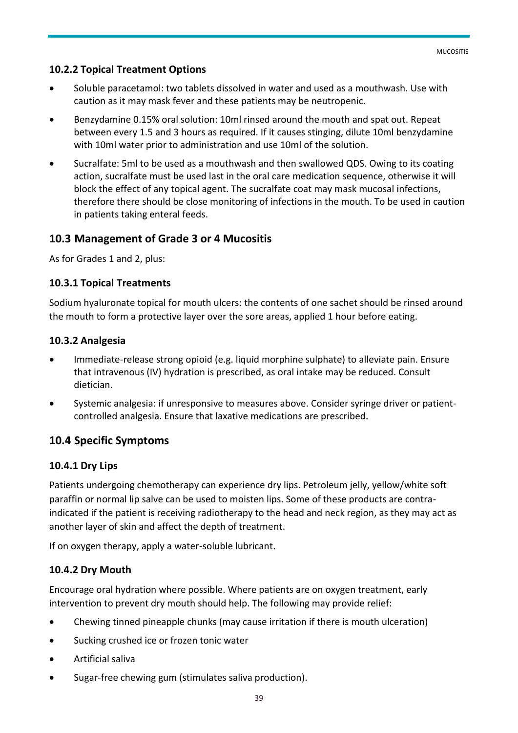### 10.2.2 Topical Treatment Options

- Soluble paracetamol: two tablets dissolved in water and used as a mouthwash. Use with caution as it may mask fever and these patients may be neutropenic.
- Benzydamine 0.15% oral solution: 10ml rinsed around the mouth and spat out. Repeat between every 1.5 and 3 hours as required. If it causes stinging, dilute 10ml benzydamine with 10ml water prior to administration and use 10ml of the solution.
- Sucralfate: 5ml to be used as a mouthwash and then swallowed QDS. Owing to its coating action, sucralfate must be used last in the oral care medication sequence, otherwise it will block the effect of any topical agent. The sucralfate coat may mask mucosal infections, therefore there should be close monitoring of infections in the mouth. To be used in caution in patients taking enteral feeds.

## 10.3 Management of Grade 3 or 4 Mucositis

As for Grades 1 and 2, plus:

### 10.3.1 Topical Treatments

Sodium hyaluronate topical for mouth ulcers: the contents of one sachet should be rinsed around the mouth to form a protective layer over the sore areas, applied 1 hour before eating.

### 10.3.2 Analgesia

- Immediate-release strong opioid (e.g. liquid morphine sulphate) to alleviate pain. Ensure that intravenous (IV) hydration is prescribed, as oral intake may be reduced. Consult dietician.
- Systemic analgesia: if unresponsive to measures above. Consider syringe driver or patient-controlled analgesia. Ensure that laxative medications are prescribed.

## 10.4 Specific Symptoms

### 10.4.1 Dry Lips

Patients undergoing chemotherapy can experience dry lips. Petroleum jelly, yellow/white soft paraffin or normal lip salve can be used to moisten lips. Some of these products are contra-indicated if the patient is receiving radiotherapy to the head and neck region, as they may act as another layer of skin and affect the depth of treatment.

If on oxygen therapy, apply a water-soluble lubricant.

### 10.4.2 Dry Mouth

Encourage oral hydration where possible. Where patients are on oxygen treatment, early intervention to prevent dry mouth should help. The following may provide relief:

- Chewing tinned pineapple chunks (may cause irritation if there is mouth ulceration)
- Sucking crushed ice or frozen tonic water
- Artificial saliva
- Sugar-free chewing gum (stimulates saliva production).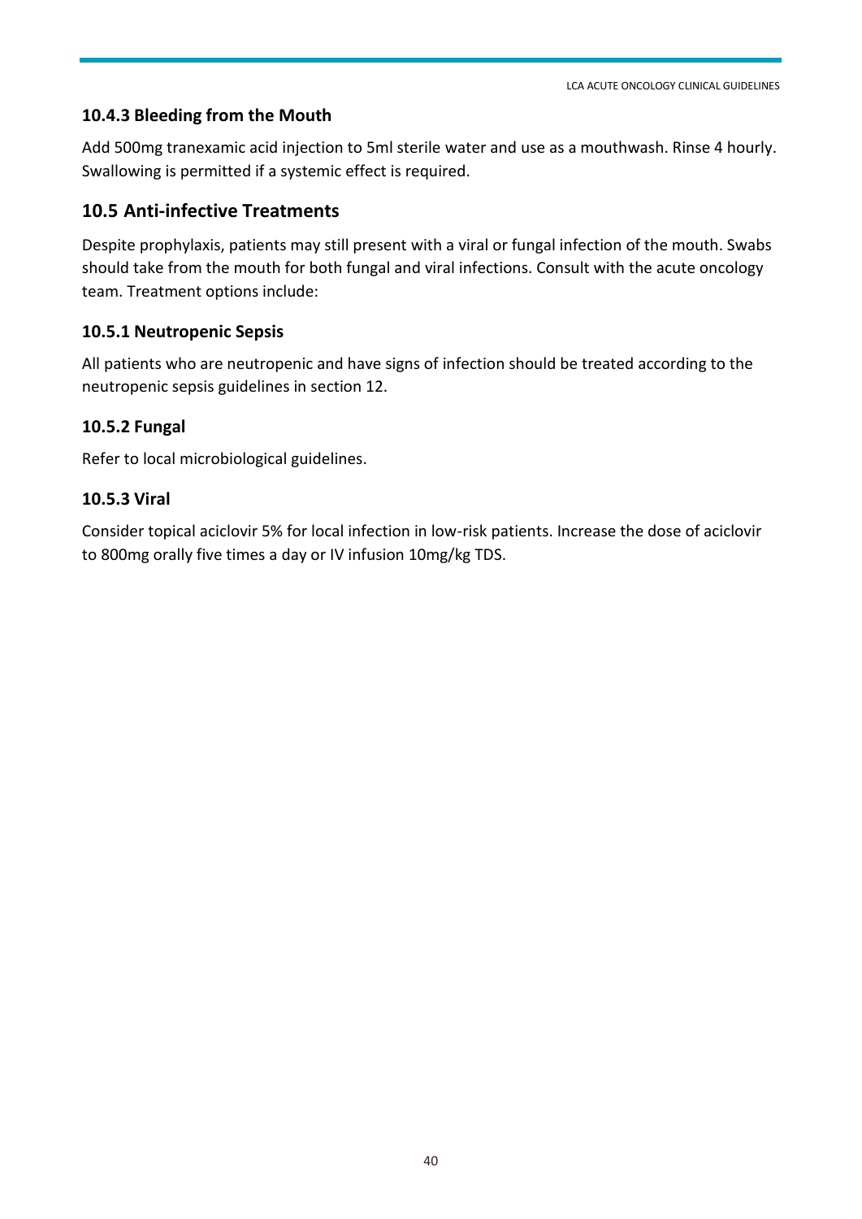### 10.4.3 Bleeding from the Mouth

Add 500mg tranexamic acid injection to 5ml sterile water and use as a mouthwash. Rinse 4 hourly. Swallowing is permitted if a systemic effect is required.

## 10.5 Anti-infective Treatments

Despite prophylaxis, patients may still present with a viral or fungal infection of the mouth. Swabs should take from the mouth for both fungal and viral infections. Consult with the acute oncology team. Treatment options include:

### 10.5.1 Neutropenic Sepsis

All patients who are neutropenic and have signs of infection should be treated according to the neutropenic sepsis guidelines in section 12.

### 10.5.2 Fungal

Refer to local microbiological guidelines.

### 10.5.3 Viral

Consider topical aciclovir 5% for local infection in low-risk patients. Increase the dose of aciclovir to 800mg orally five times a day or IV infusion 10mg/kg TDS.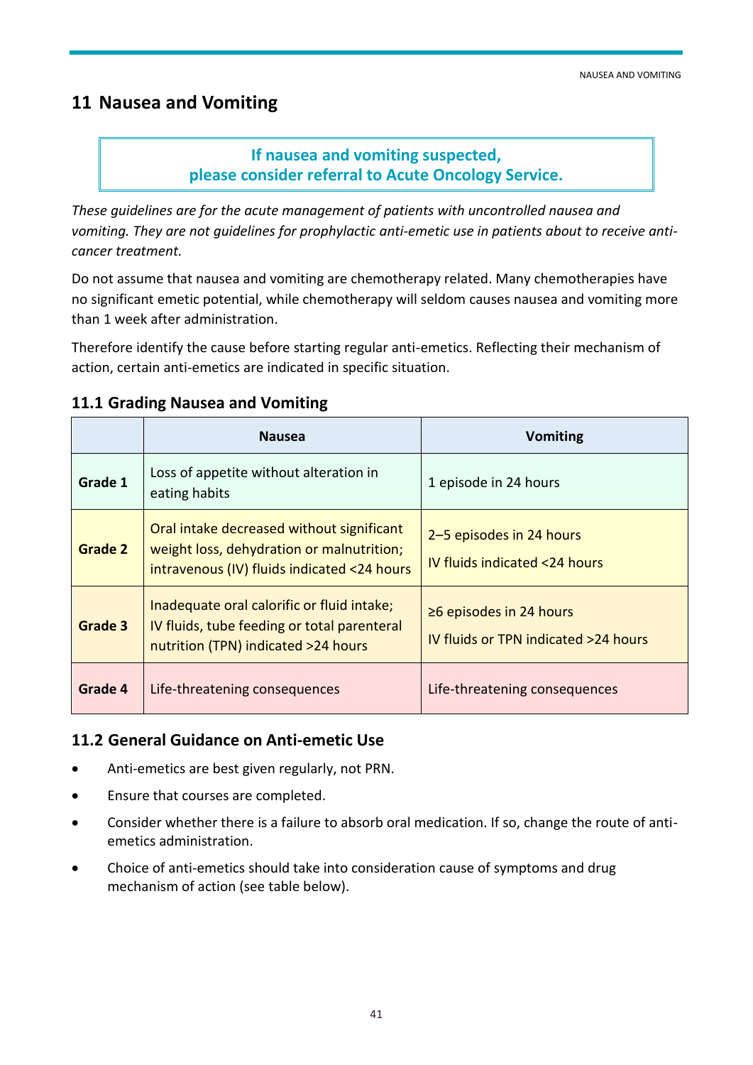# 11 Nausea and Vomiting

**If nausea and vomiting suspected, please consider referral to Acute Oncology Service.**

*These guidelines are for the acute management of patients with uncontrolled nausea and vomiting. They are not guidelines for prophylactic anti-emetic use in patients about to receive anti-cancer treatment.*

Do not assume that nausea and vomiting are chemotherapy related. Many chemotherapies have no significant emetic potential, while chemotherapy will seldom causes nausea and vomiting more than 1 week after administration.

Therefore identify the cause before starting regular anti-emetics. Reflecting their mechanism of action, certain anti-emetics are indicated in specific situation.

## 11.1 Grading Nausea and Vomiting

| | Nausea | Vomiting |
|---|---|---|
| **Grade 1** | Loss of appetite without alteration in eating habits | 1 episode in 24 hours |
| **Grade 2** | Oral intake decreased without significant weight loss, dehydration or malnutrition; intravenous (IV) fluids indicated <24 hours | 2–5 episodes in 24 hours<br>IV fluids indicated <24 hours |
| **Grade 3** | Inadequate oral calorific or fluid intake; IV fluids, tube feeding or total parenteral nutrition (TPN) indicated >24 hours | ≥6 episodes in 24 hours<br>IV fluids or TPN indicated >24 hours |
| **Grade 4** | Life-threatening consequences | Life-threatening consequences |

## 11.2 General Guidance on Anti-emetic Use

- Anti-emetics are best given regularly, not PRN.
- Ensure that courses are completed.
- Consider whether there is a failure to absorb oral medication. If so, change the route of anti-emetics administration.
- Choice of anti-emetics should take into consideration cause of symptoms and drug mechanism of action (see table below).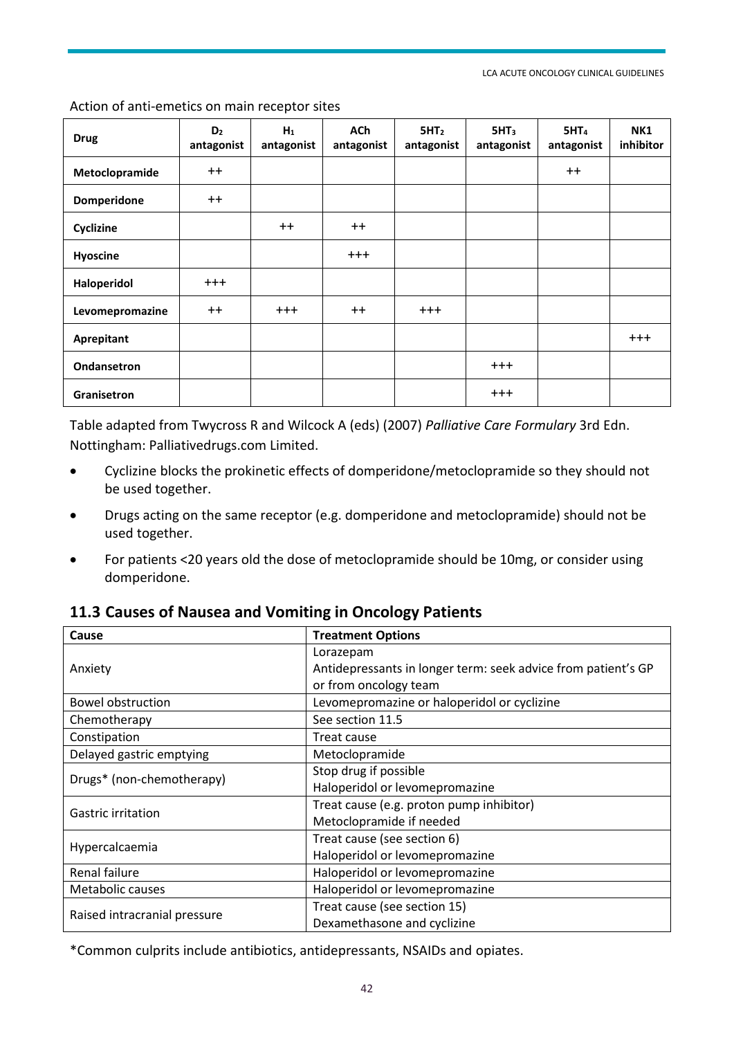Action of anti-emetics on main receptor sites

| Drug | $D_2$ antagonist | $H_1$ antagonist | ACh antagonist | $5HT_2$ antagonist | $5HT_3$ antagonist | $5HT_4$ antagonist | NK1 inhibitor |
|---|---|---|---|---|---|---|---|
| **Metoclopramide** | ++ | | | | | ++ | |
| **Domperidone** | ++ | | | | | | |
| **Cyclizine** | | ++ | ++ | | | | |
| **Hyoscine** | | | +++ | | | | |
| **Haloperidol** | +++ | | | | | | |
| **Levomepromazine** | ++ | +++ | ++ | +++ | | | |
| **Aprepitant** | | | | | | | +++ |
| **Ondansetron** | | | | | +++ | | |
| **Granisetron** | | | | | +++ | | |

Table adapted from Twycross R and Wilcock A (eds) (2007) *Palliative Care Formulary* 3rd Edn. Nottingham: Palliativedrugs.com Limited.

- Cyclizine blocks the prokinetic effects of domperidone/metoclopramide so they should not be used together.
- Drugs acting on the same receptor (e.g. domperidone and metoclopramide) should not be used together.
- For patients <20 years old the dose of metoclopramide should be 10mg, or consider using domperidone.

## 11.3 Causes of Nausea and Vomiting in Oncology Patients

| Cause | Treatment Options |
|---|---|
| Anxiety | Lorazepam<br>Antidepressants in longer term: seek advice from patient's GP or from oncology team |
| Bowel obstruction | Levomepromazine or haloperidol or cyclizine |
| Chemotherapy | See section 11.5 |
| Constipation | Treat cause |
| Delayed gastric emptying | Metoclopramide |
| Drugs* (non-chemotherapy) | Stop drug if possible<br>Haloperidol or levomepromazine |
| Gastric irritation | Treat cause (e.g. proton pump inhibitor)<br>Metoclopramide if needed |
| Hypercalcaemia | Treat cause (see section 6)<br>Haloperidol or levomepromazine |
| Renal failure | Haloperidol or levomepromazine |
| Metabolic causes | Haloperidol or levomepromazine |
| Raised intracranial pressure | Treat cause (see section 15)<br>Dexamethasone and cyclizine |

*Common culprits include antibiotics, antidepressants, NSAIDs and opiates.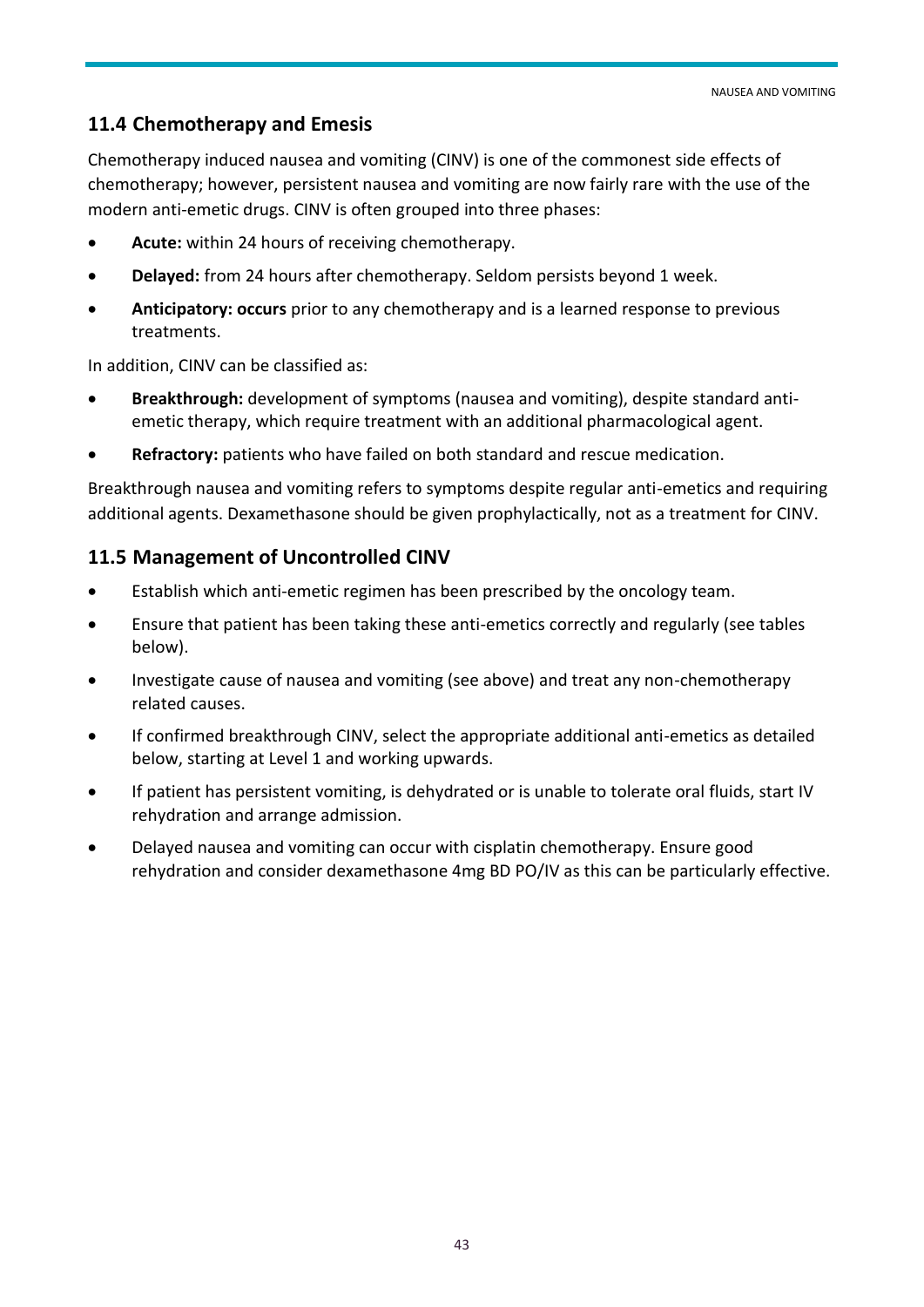## 11.4 Chemotherapy and Emesis

Chemotherapy induced nausea and vomiting (CINV) is one of the commonest side effects of chemotherapy; however, persistent nausea and vomiting are now fairly rare with the use of the modern anti-emetic drugs. CINV is often grouped into three phases:

- **Acute:** within 24 hours of receiving chemotherapy.
- **Delayed:** from 24 hours after chemotherapy. Seldom persists beyond 1 week.
- **Anticipatory: occurs** prior to any chemotherapy and is a learned response to previous treatments.

In addition, CINV can be classified as:

- **Breakthrough:** development of symptoms (nausea and vomiting), despite standard anti-emetic therapy, which require treatment with an additional pharmacological agent.
- **Refractory:** patients who have failed on both standard and rescue medication.

Breakthrough nausea and vomiting refers to symptoms despite regular anti-emetics and requiring additional agents. Dexamethasone should be given prophylactically, not as a treatment for CINV.

## 11.5 Management of Uncontrolled CINV

- Establish which anti-emetic regimen has been prescribed by the oncology team.
- Ensure that patient has been taking these anti-emetics correctly and regularly (see tables below).
- Investigate cause of nausea and vomiting (see above) and treat any non-chemotherapy related causes.
- If confirmed breakthrough CINV, select the appropriate additional anti-emetics as detailed below, starting at Level 1 and working upwards.
- If patient has persistent vomiting, is dehydrated or is unable to tolerate oral fluids, start IV rehydration and arrange admission.
- Delayed nausea and vomiting can occur with cisplatin chemotherapy. Ensure good rehydration and consider dexamethasone 4mg BD PO/IV as this can be particularly effective.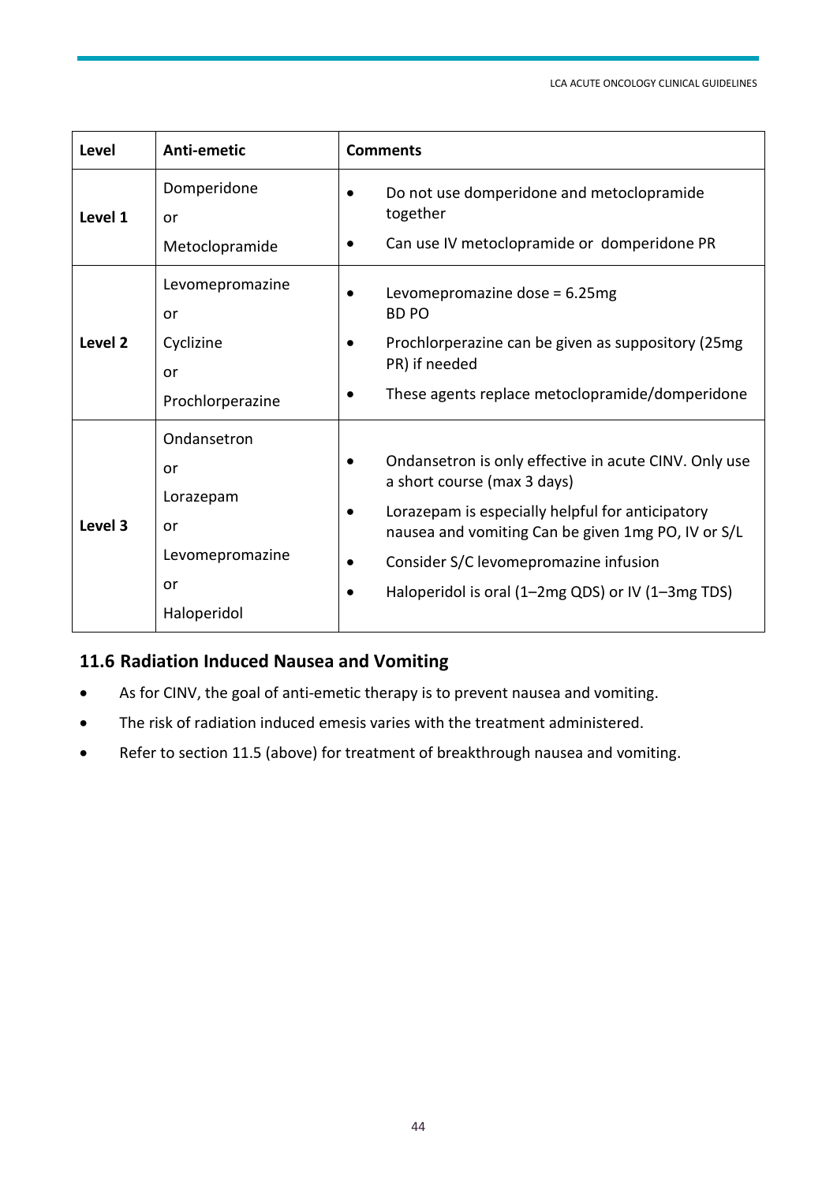| Level | Anti-emetic | Comments |
|---|---|---|
| **Level 1** | Domperidone<br>or<br>Metoclopramide | • Do not use domperidone and metoclopramide together<br>• Can use IV metoclopramide or domperidone PR |
| **Level 2** | Levomepromazine<br>or<br>Cyclizine<br>or<br>Prochlorperazine | • Levomepromazine dose = 6.25mg BD PO<br>• Prochlorperazine can be given as suppository (25mg PR) if needed<br>• These agents replace metoclopramide/domperidone |
| **Level 3** | Ondansetron<br>or<br>Lorazepam<br>or<br>Levomepromazine<br>or<br>Haloperidol | • Ondansetron is only effective in acute CINV. Only use a short course (max 3 days)<br>• Lorazepam is especially helpful for anticipatory nausea and vomiting Can be given 1mg PO, IV or S/L<br>• Consider S/C levomepromazine infusion<br>• Haloperidol is oral (1–2mg QDS) or IV (1–3mg TDS) |

## 11.6 Radiation Induced Nausea and Vomiting

- As for CINV, the goal of anti-emetic therapy is to prevent nausea and vomiting.
- The risk of radiation induced emesis varies with the treatment administered.
- Refer to section 11.5 (above) for treatment of breakthrough nausea and vomiting.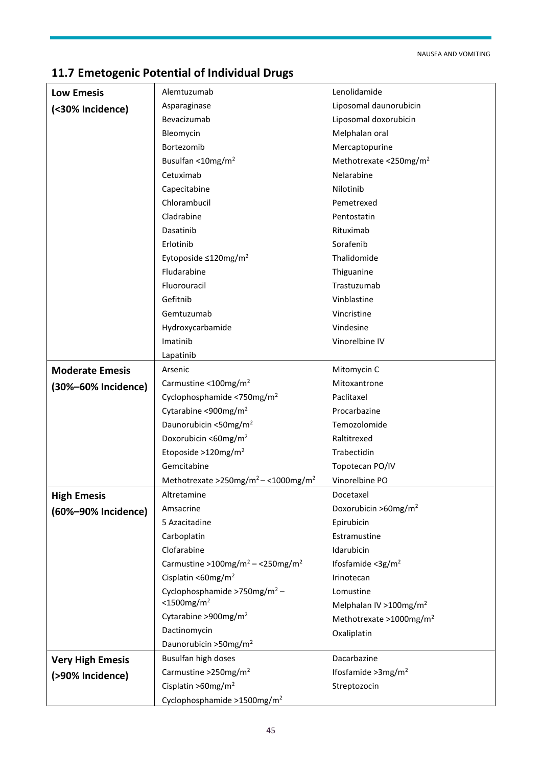## 11.7 Emetogenic Potential of Individual Drugs

| | | |
|---|---|---|
| **Low Emesis (<30% Incidence)** | Alemtuzumab | Lenolidamide |
| | Asparaginase | Liposomal daunorubicin |
| | Bevacizumab | Liposomal doxorubicin |
| | Bleomycin | Melphalan oral |
| | Bortezomib | Mercaptopurine |
| | Busulfan <10mg/m$^2$ | Methotrexate <250mg/m$^2$ |
| | Cetuximab | Nelarabine |
| | Capecitabine | Nilotinib |
| | Chlorambucil | Pemetrexed |
| | Cladrabine | Pentostatin |
| | Dasatinib | Rituximab |
| | Erlotinib | Sorafenib |
| | Eytoposide ≤120mg/m$^2$ | Thalidomide |
| | Fludarabine | Thiguanine |
| | Fluorouracil | Trastuzumab |
| | Gefitnib | Vinblastine |
| | Gemtuzumab | Vincristine |
| | Hydroxycarbamide | Vindesine |
| | Imatinib | Vinorelbine IV |
| | Lapatinib | |
| **Moderate Emesis (30%–60% Incidence)** | Arsenic | Mitomycin C |
| | Carmustine <100mg/m$^2$ | Mitoxantrone |
| | Cyclophosphamide <750mg/m$^2$ | Paclitaxel |
| | Cytarabine <900mg/m$^2$ | Procarbazine |
| | Daunorubicin <50mg/m$^2$ | Temozolomide |
| | Doxorubicin <60mg/m$^2$ | Raltitrexed |
| | Etoposide >120mg/m$^2$ | Trabectidin |
| | Gemcitabine | Topotecan PO/IV |
| | Methotrexate >250mg/m$^2$ – <1000mg/m$^2$ | Vinorelbine PO |
| **High Emesis (60%–90% Incidence)** | Altretamine | Docetaxel |
| | Amsacrine | Doxorubicin >60mg/m$^2$ |
| | 5 Azacitadine | Epirubicin |
| | Carboplatin | Estramustine |
| | Clofarabine | Idarubicin |
| | Carmustine >100mg/m$^2$ – <250mg/m$^2$ | Ifosfamide <3g/m$^2$ |
| | Cisplatin <60mg/m$^2$ | Irinotecan |
| | Cyclophosphamide >750mg/m$^2$ – <1500mg/m$^2$ | Lomustine |
| | Cytarabine >900mg/m$^2$ | Melphalan IV >100mg/m$^2$ |
| | Dactinomycin | Methotrexate >1000mg/m$^2$ |
| | Daunorubicin >50mg/m$^2$ | Oxaliplatin |
| **Very High Emesis (>90% Incidence)** | Busulfan high doses | Dacarbazine |
| | Carmustine >250mg/m$^2$ | Ifosfamide >3mg/m$^2$ |
| | Cisplatin >60mg/m$^2$ | Streptozocin |
| | Cyclophosphamide >1500mg/m$^2$ | |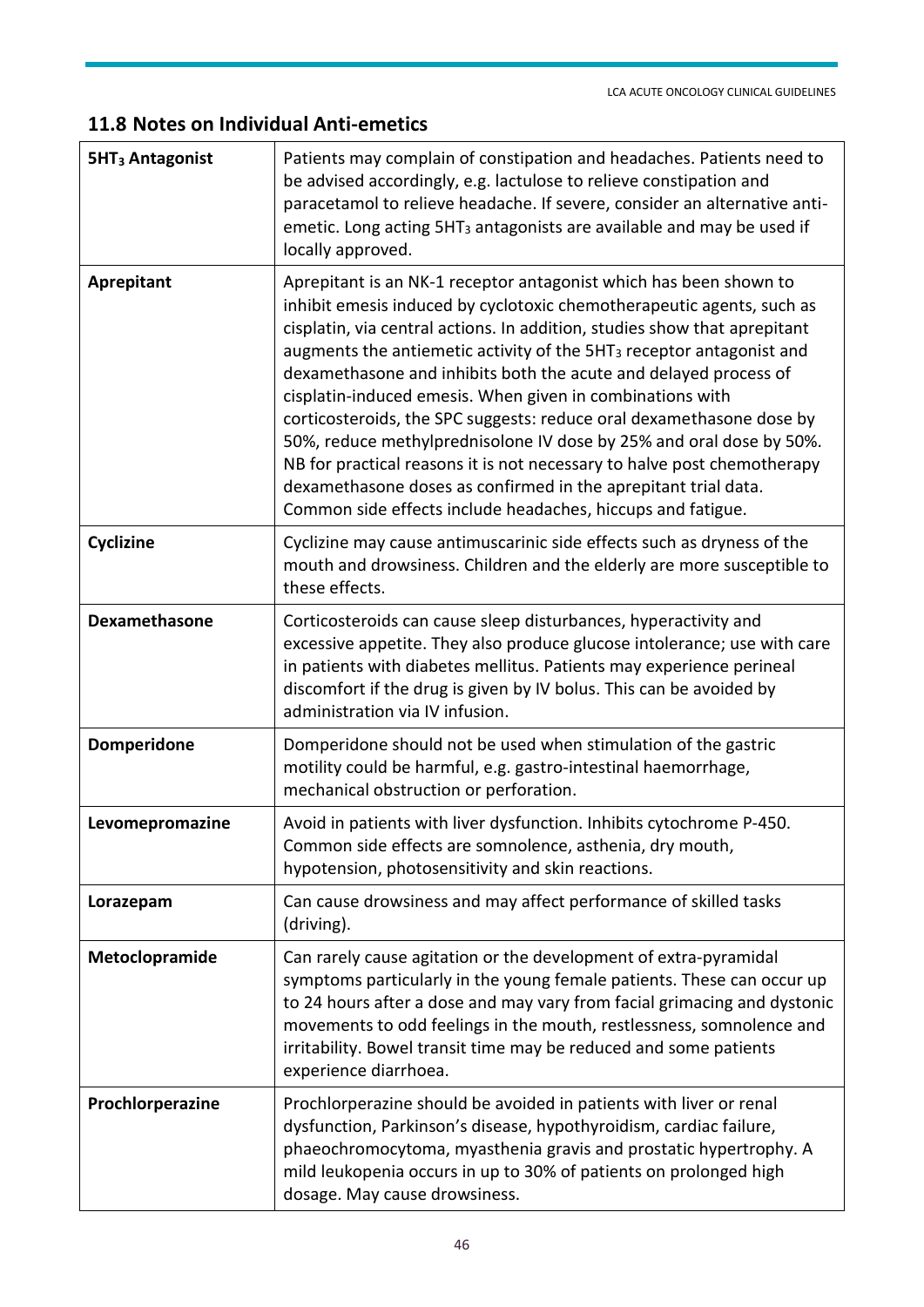## 11.8 Notes on Individual Anti-emetics

| | |
|---|---|
| **$5HT_3$ Antagonist** | Patients may complain of constipation and headaches. Patients need to be advised accordingly, e.g. lactulose to relieve constipation and paracetamol to relieve headache. If severe, consider an alternative anti-emetic. Long acting $5HT_3$ antagonists are available and may be used if locally approved. |
| **Aprepitant** | Aprepitant is an NK-1 receptor antagonist which has been shown to inhibit emesis induced by cyclotoxic chemotherapeutic agents, such as cisplatin, via central actions. In addition, studies show that aprepitant augments the antiemetic activity of the $5HT_3$ receptor antagonist and dexamethasone and inhibits both the acute and delayed process of cisplatin-induced emesis. When given in combinations with corticosteroids, the SPC suggests: reduce oral dexamethasone dose by 50%, reduce methylprednisolone IV dose by 25% and oral dose by 50%. NB for practical reasons it is not necessary to halve post chemotherapy dexamethasone doses as confirmed in the aprepitant trial data. Common side effects include headaches, hiccups and fatigue. |
| **Cyclizine** | Cyclizine may cause antimuscarinic side effects such as dryness of the mouth and drowsiness. Children and the elderly are more susceptible to these effects. |
| **Dexamethasone** | Corticosteroids can cause sleep disturbances, hyperactivity and excessive appetite. They also produce glucose intolerance; use with care in patients with diabetes mellitus. Patients may experience perineal discomfort if the drug is given by IV bolus. This can be avoided by administration via IV infusion. |
| **Domperidone** | Domperidone should not be used when stimulation of the gastric motility could be harmful, e.g. gastro-intestinal haemorrhage, mechanical obstruction or perforation. |
| **Levomepromazine** | Avoid in patients with liver dysfunction. Inhibits cytochrome P-450. Common side effects are somnolence, asthenia, dry mouth, hypotension, photosensitivity and skin reactions. |
| **Lorazepam** | Can cause drowsiness and may affect performance of skilled tasks (driving). |
| **Metoclopramide** | Can rarely cause agitation or the development of extra-pyramidal symptoms particularly in the young female patients. These can occur up to 24 hours after a dose and may vary from facial grimacing and dystonic movements to odd feelings in the mouth, restlessness, somnolence and irritability. Bowel transit time may be reduced and some patients experience diarrhoea. |
| **Prochlorperazine** | Prochlorperazine should be avoided in patients with liver or renal dysfunction, Parkinson's disease, hypothyroidism, cardiac failure, phaeochromocytoma, myasthenia gravis and prostatic hypertrophy. A mild leukopenia occurs in up to 30% of patients on prolonged high dosage. May cause drowsiness. |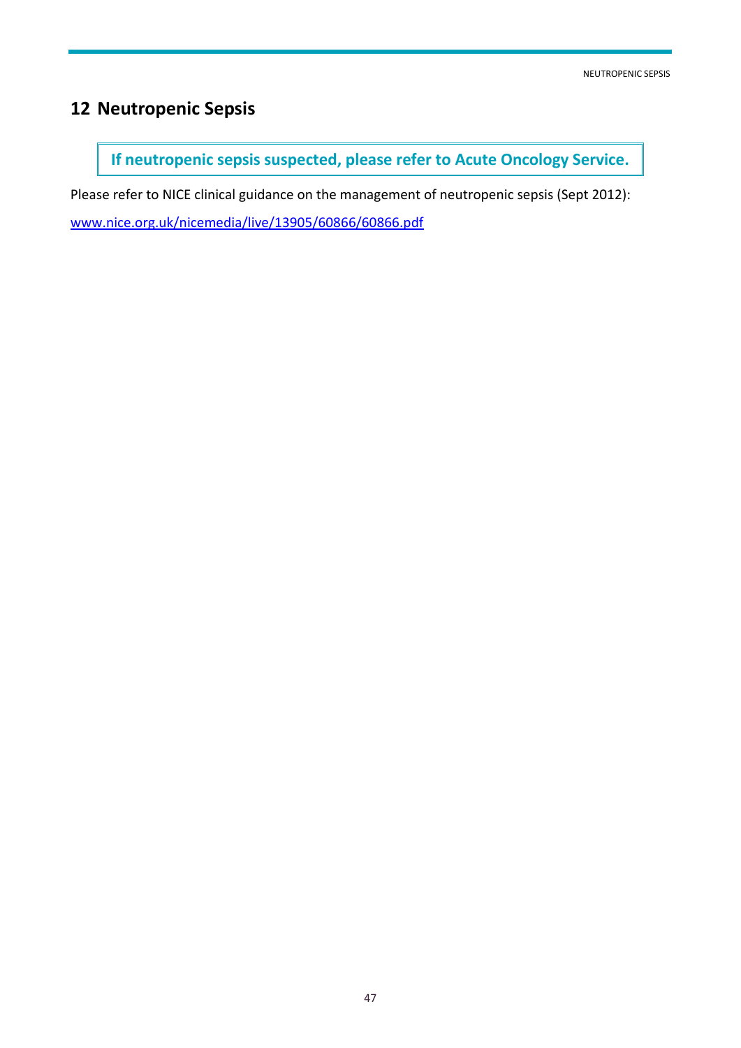# 12 Neutropenic Sepsis

**If neutropenic sepsis suspected, please refer to Acute Oncology Service.**

Please refer to NICE clinical guidance on the management of neutropenic sepsis (Sept 2012):

www.nice.org.uk/nicemedia/live/13905/60866/60866.pdf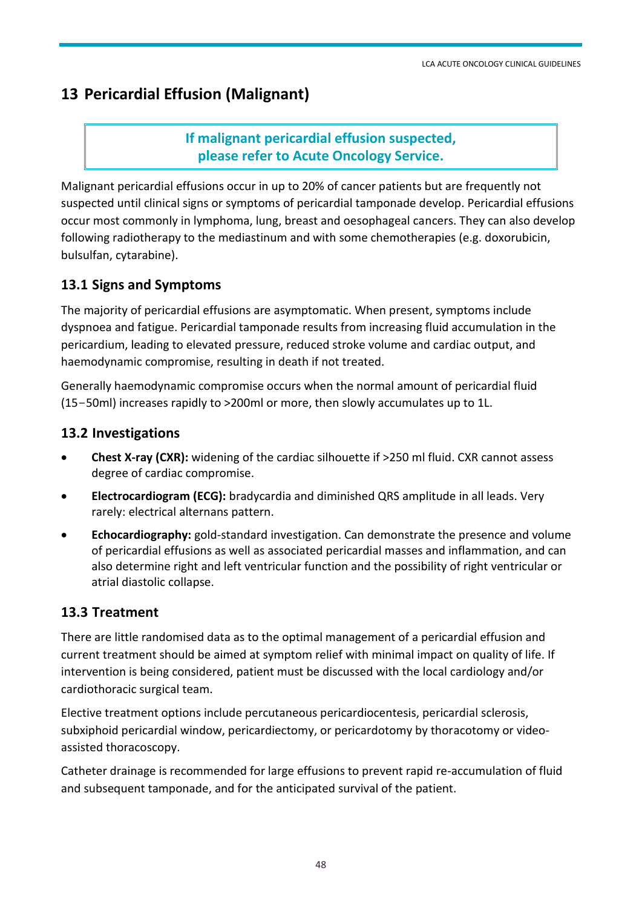# 13 Pericardial Effusion (Malignant)

**If malignant pericardial effusion suspected, please refer to Acute Oncology Service.**

Malignant pericardial effusions occur in up to 20% of cancer patients but are frequently not suspected until clinical signs or symptoms of pericardial tamponade develop. Pericardial effusions occur most commonly in lymphoma, lung, breast and oesophageal cancers. They can also develop following radiotherapy to the mediastinum and with some chemotherapies (e.g. doxorubicin, bulsulfan, cytarabine).

## 13.1 Signs and Symptoms

The majority of pericardial effusions are asymptomatic. When present, symptoms include dyspnoea and fatigue. Pericardial tamponade results from increasing fluid accumulation in the pericardium, leading to elevated pressure, reduced stroke volume and cardiac output, and haemodynamic compromise, resulting in death if not treated.

Generally haemodynamic compromise occurs when the normal amount of pericardial fluid (15−50ml) increases rapidly to >200ml or more, then slowly accumulates up to 1L.

## 13.2 Investigations

- **Chest X-ray (CXR):** widening of the cardiac silhouette if >250 ml fluid. CXR cannot assess degree of cardiac compromise.
- **Electrocardiogram (ECG):** bradycardia and diminished QRS amplitude in all leads. Very rarely: electrical alternans pattern.
- **Echocardiography:** gold-standard investigation. Can demonstrate the presence and volume of pericardial effusions as well as associated pericardial masses and inflammation, and can also determine right and left ventricular function and the possibility of right ventricular or atrial diastolic collapse.

## 13.3 Treatment

There are little randomised data as to the optimal management of a pericardial effusion and current treatment should be aimed at symptom relief with minimal impact on quality of life. If intervention is being considered, patient must be discussed with the local cardiology and/or cardiothoracic surgical team.

Elective treatment options include percutaneous pericardiocentesis, pericardial sclerosis, subxiphoid pericardial window, pericardiectomy, or pericardotomy by thoracotomy or video-assisted thoracoscopy.

Catheter drainage is recommended for large effusions to prevent rapid re-accumulation of fluid and subsequent tamponade, and for the anticipated survival of the patient.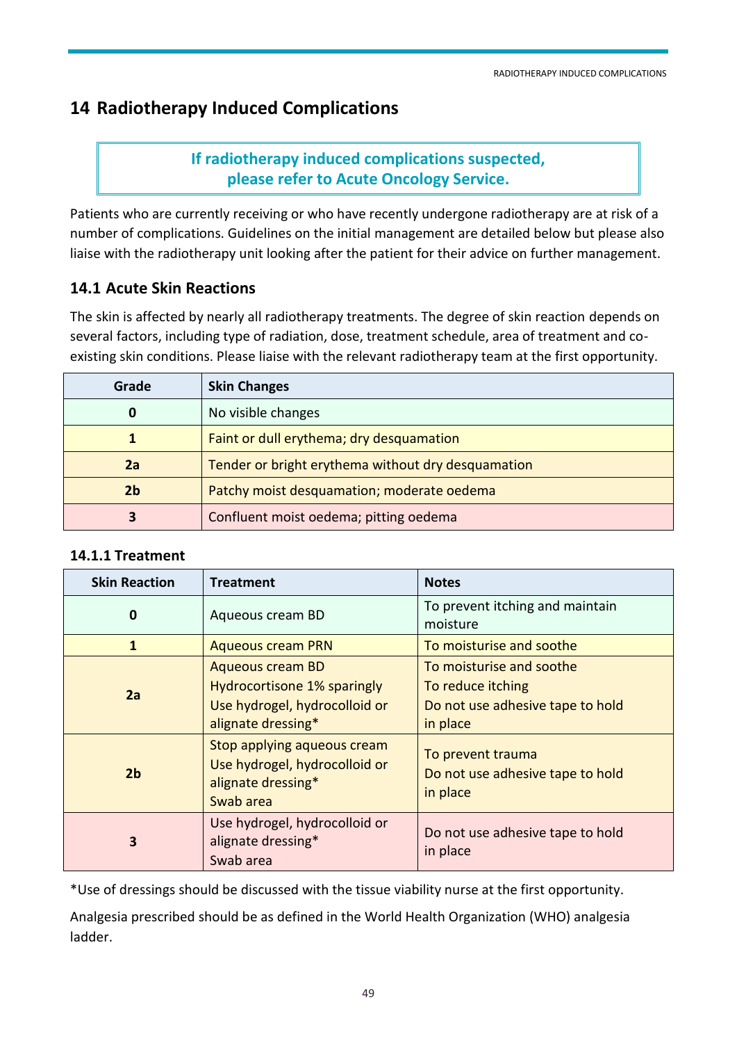# 14 Radiotherapy Induced Complications

**If radiotherapy induced complications suspected, please refer to Acute Oncology Service.**

Patients who are currently receiving or who have recently undergone radiotherapy are at risk of a number of complications. Guidelines on the initial management are detailed below but please also liaise with the radiotherapy unit looking after the patient for their advice on further management.

## 14.1 Acute Skin Reactions

The skin is affected by nearly all radiotherapy treatments. The degree of skin reaction depends on several factors, including type of radiation, dose, treatment schedule, area of treatment and co-existing skin conditions. Please liaise with the relevant radiotherapy team at the first opportunity.

| Grade | Skin Changes |
|---|---|
| **0** | No visible changes |
| **1** | Faint or dull erythema; dry desquamation |
| **2a** | Tender or bright erythema without dry desquamation |
| **2b** | Patchy moist desquamation; moderate oedema |
| **3** | Confluent moist oedema; pitting oedema |

### 14.1.1 Treatment

| Skin Reaction | Treatment | Notes |
|---|---|---|
| **0** | Aqueous cream BD | To prevent itching and maintain moisture |
| **1** | Aqueous cream PRN | To moisturise and soothe |
| **2a** | Aqueous cream BD<br>Hydrocortisone 1% sparingly<br>Use hydrogel, hydrocolloid or alignate dressing* | To moisturise and soothe<br>To reduce itching<br>Do not use adhesive tape to hold in place |
| **2b** | Stop applying aqueous cream<br>Use hydrogel, hydrocolloid or alignate dressing*<br>Swab area | To prevent trauma<br>Do not use adhesive tape to hold in place |
| **3** | Use hydrogel, hydrocolloid or alignate dressing*<br>Swab area | Do not use adhesive tape to hold in place |

*Use of dressings should be discussed with the tissue viability nurse at the first opportunity.

Analgesia prescribed should be as defined in the World Health Organization (WHO) analgesia ladder.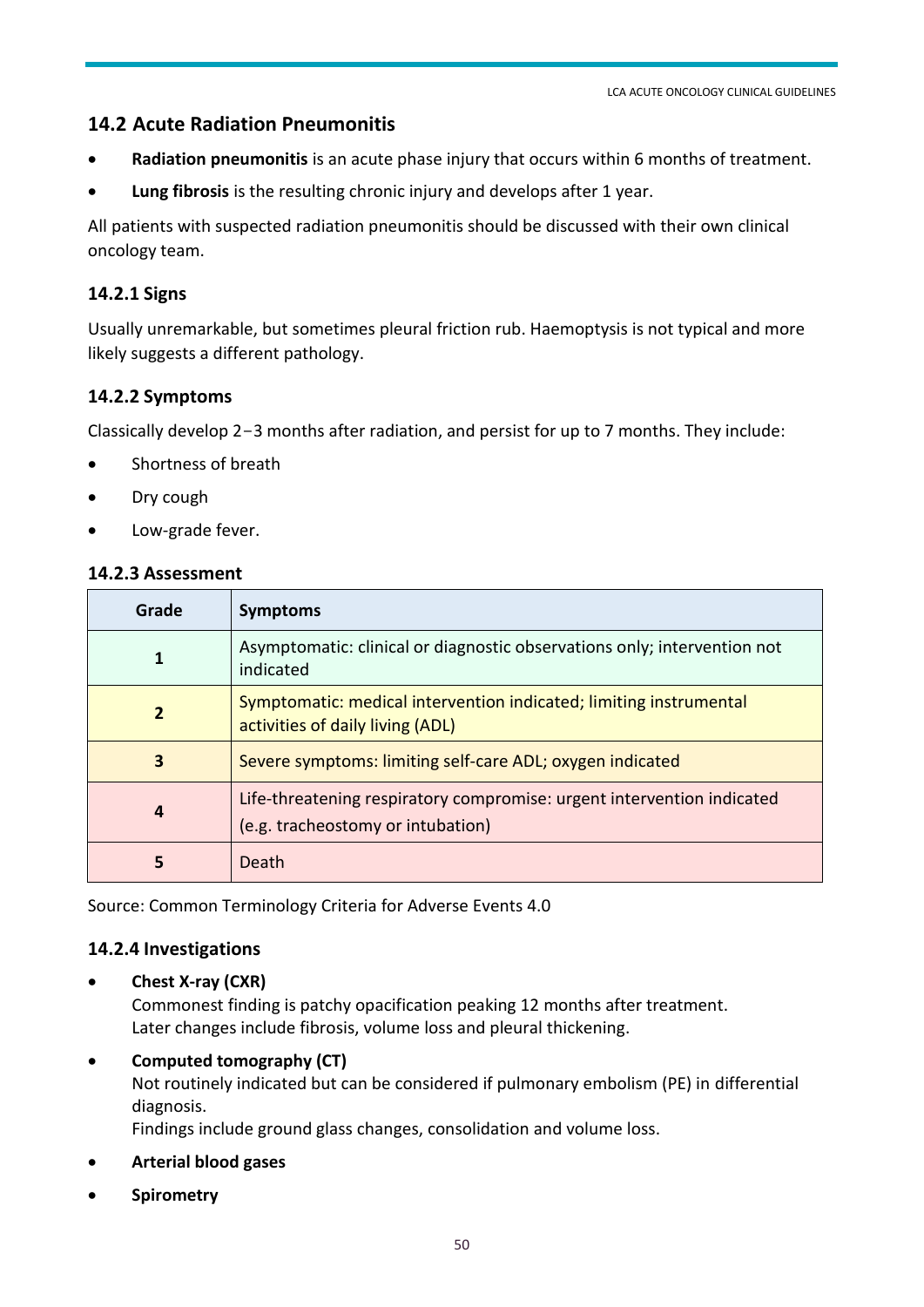## 14.2 Acute Radiation Pneumonitis

- **Radiation pneumonitis** is an acute phase injury that occurs within 6 months of treatment.
- **Lung fibrosis** is the resulting chronic injury and develops after 1 year.

All patients with suspected radiation pneumonitis should be discussed with their own clinical oncology team.

### 14.2.1 Signs

Usually unremarkable, but sometimes pleural friction rub. Haemoptysis is not typical and more likely suggests a different pathology.

### 14.2.2 Symptoms

Classically develop 2−3 months after radiation, and persist for up to 7 months. They include:

- Shortness of breath
- Dry cough
- Low-grade fever.

### 14.2.3 Assessment

| Grade | Symptoms |
|---|---|
| **1** | Asymptomatic: clinical or diagnostic observations only; intervention not indicated |
| **2** | Symptomatic: medical intervention indicated; limiting instrumental activities of daily living (ADL) |
| **3** | Severe symptoms: limiting self-care ADL; oxygen indicated |
| **4** | Life-threatening respiratory compromise: urgent intervention indicated (e.g. tracheostomy or intubation) |
| **5** | Death |

Source: Common Terminology Criteria for Adverse Events 4.0

### 14.2.4 Investigations

- **Chest X-ray (CXR)**
  Commonest finding is patchy opacification peaking 12 months after treatment.
  Later changes include fibrosis, volume loss and pleural thickening.
- **Computed tomography (CT)**
  Not routinely indicated but can be considered if pulmonary embolism (PE) in differential diagnosis.
  Findings include ground glass changes, consolidation and volume loss.
- **Arterial blood gases**
- **Spirometry**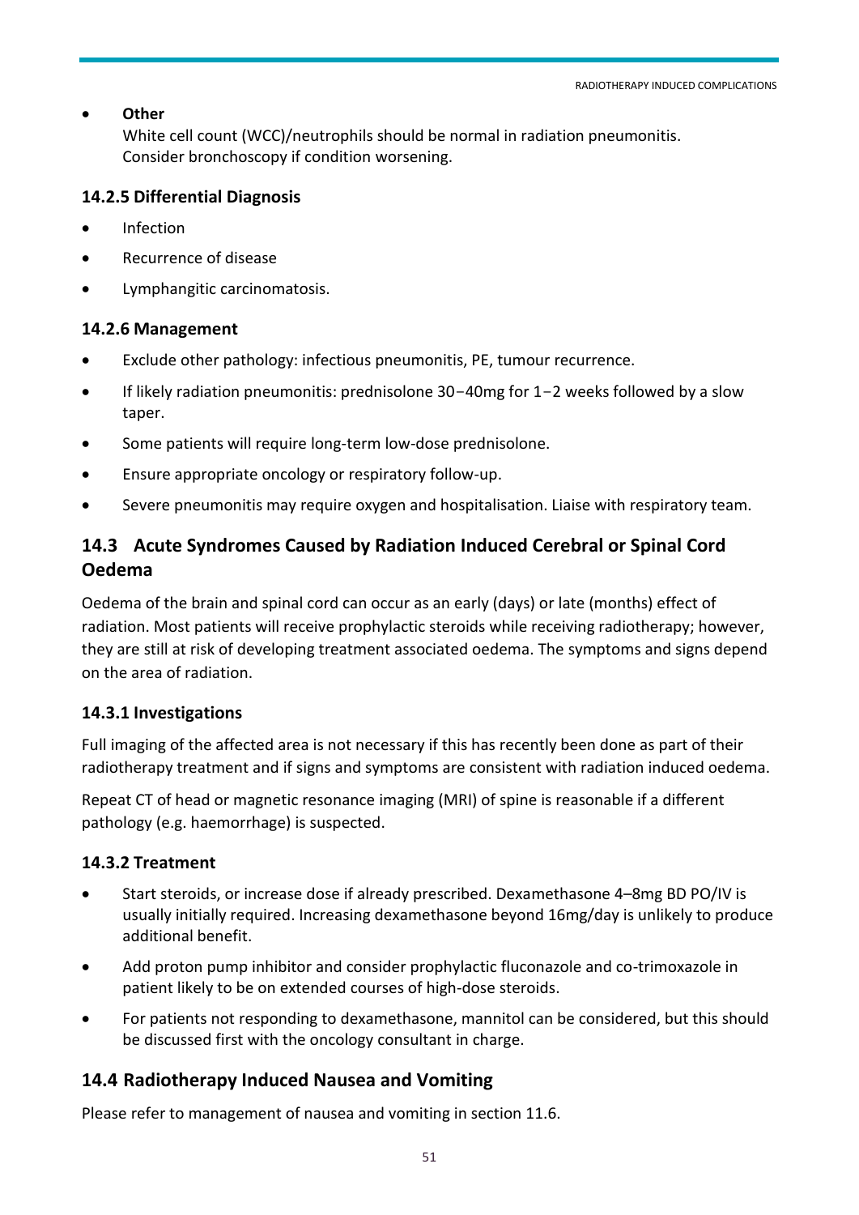- **Other**
  White cell count (WCC)/neutrophils should be normal in radiation pneumonitis.
  Consider bronchoscopy if condition worsening.

### 14.2.5 Differential Diagnosis

- Infection
- Recurrence of disease
- Lymphangitic carcinomatosis.

### 14.2.6 Management

- Exclude other pathology: infectious pneumonitis, PE, tumour recurrence.
- If likely radiation pneumonitis: prednisolone 30−40mg for 1−2 weeks followed by a slow taper.
- Some patients will require long-term low-dose prednisolone.
- Ensure appropriate oncology or respiratory follow-up.
- Severe pneumonitis may require oxygen and hospitalisation. Liaise with respiratory team.

## 14.3 Acute Syndromes Caused by Radiation Induced Cerebral or Spinal Cord Oedema

Oedema of the brain and spinal cord can occur as an early (days) or late (months) effect of radiation. Most patients will receive prophylactic steroids while receiving radiotherapy; however, they are still at risk of developing treatment associated oedema. The symptoms and signs depend on the area of radiation.

### 14.3.1 Investigations

Full imaging of the affected area is not necessary if this has recently been done as part of their radiotherapy treatment and if signs and symptoms are consistent with radiation induced oedema.

Repeat CT of head or magnetic resonance imaging (MRI) of spine is reasonable if a different pathology (e.g. haemorrhage) is suspected.

### 14.3.2 Treatment

- Start steroids, or increase dose if already prescribed. Dexamethasone 4–8mg BD PO/IV is usually initially required. Increasing dexamethasone beyond 16mg/day is unlikely to produce additional benefit.
- Add proton pump inhibitor and consider prophylactic fluconazole and co-trimoxazole in patient likely to be on extended courses of high-dose steroids.
- For patients not responding to dexamethasone, mannitol can be considered, but this should be discussed first with the oncology consultant in charge.

## 14.4 Radiotherapy Induced Nausea and Vomiting

Please refer to management of nausea and vomiting in section 11.6.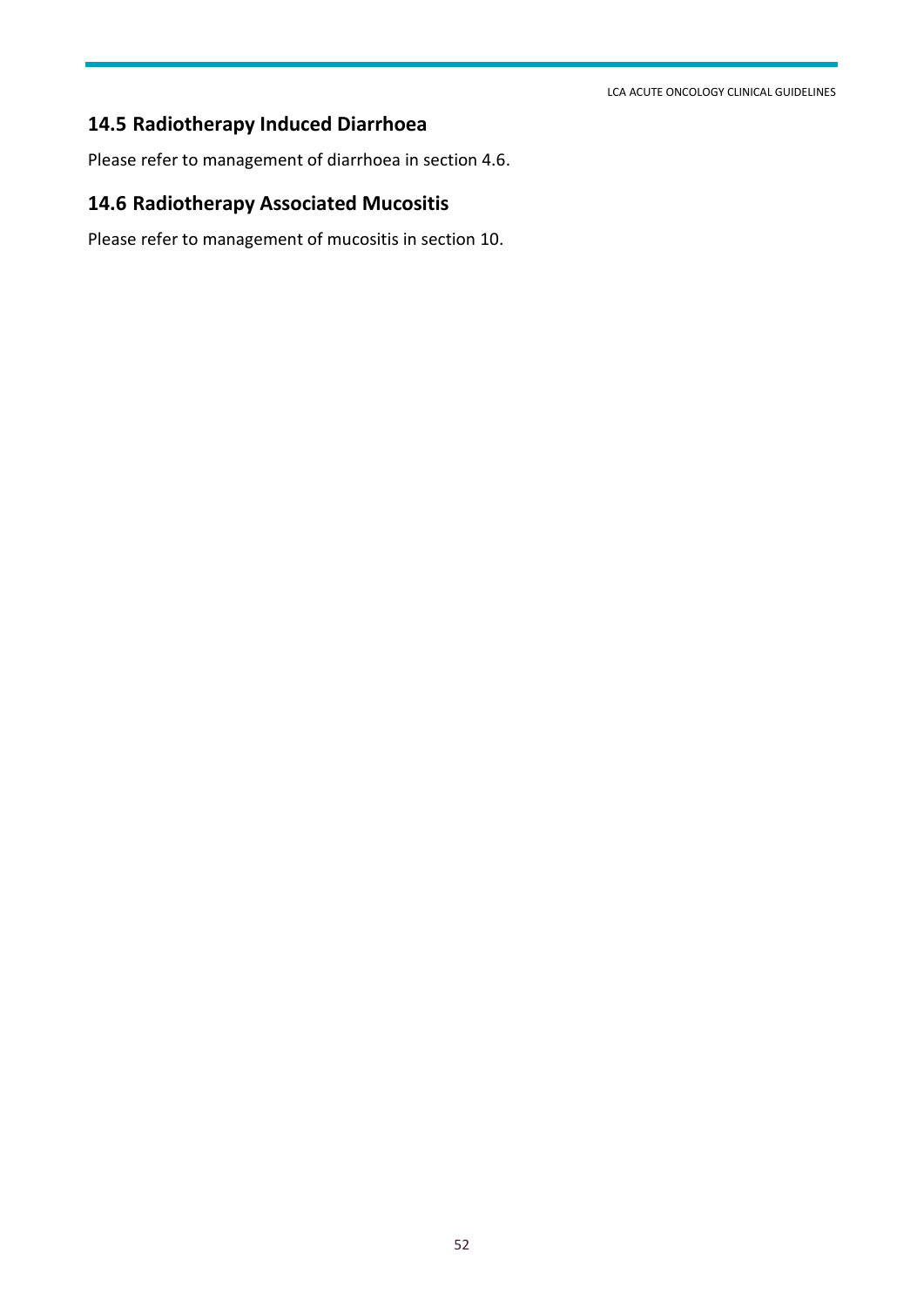## 14.5 Radiotherapy Induced Diarrhoea

Please refer to management of diarrhoea in section 4.6.

## 14.6 Radiotherapy Associated Mucositis

Please refer to management of mucositis in section 10.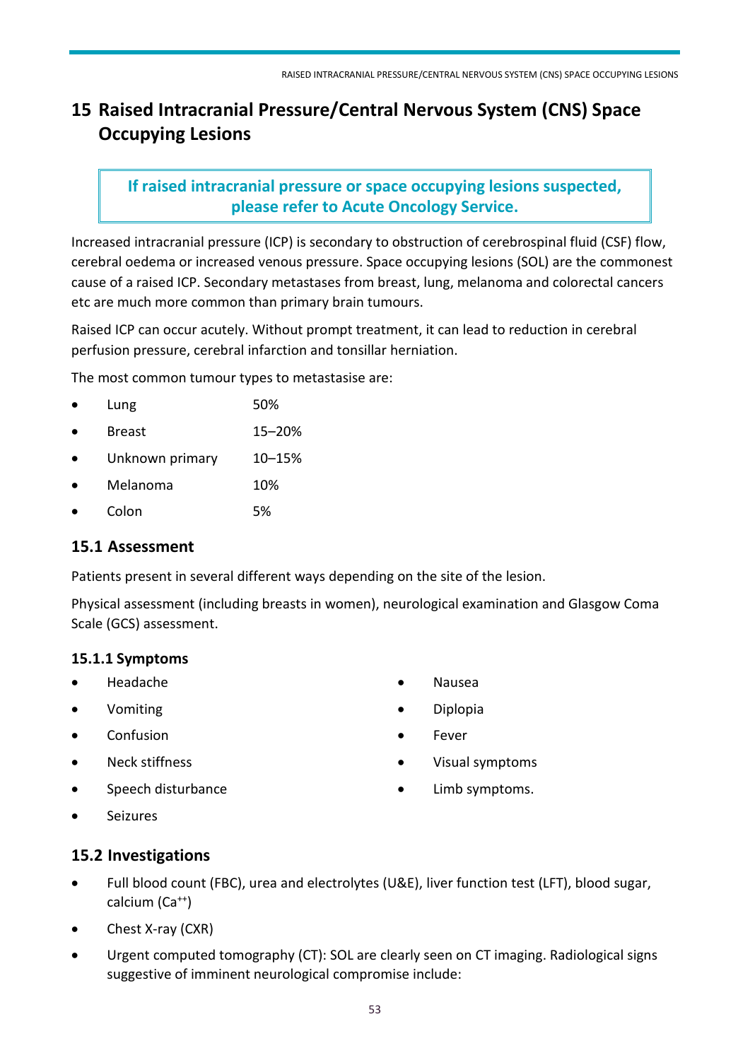# 15 Raised Intracranial Pressure/Central Nervous System (CNS) Space Occupying Lesions

**If raised intracranial pressure or space occupying lesions suspected, please refer to Acute Oncology Service.**

Increased intracranial pressure (ICP) is secondary to obstruction of cerebrospinal fluid (CSF) flow, cerebral oedema or increased venous pressure. Space occupying lesions (SOL) are the commonest cause of a raised ICP. Secondary metastases from breast, lung, melanoma and colorectal cancers etc are much more common than primary brain tumours.

Raised ICP can occur acutely. Without prompt treatment, it can lead to reduction in cerebral perfusion pressure, cerebral infarction and tonsillar herniation.

The most common tumour types to metastasise are:

- Lung 50%
- Breast 15–20%
- Unknown primary 10–15%
- Melanoma 10%
- Colon 5%

## 15.1 Assessment

Patients present in several different ways depending on the site of the lesion.

Physical assessment (including breasts in women), neurological examination and Glasgow Coma Scale (GCS) assessment.

### 15.1.1 Symptoms

- Headache
- Vomiting
- Confusion
- Neck stiffness
- Speech disturbance
- Seizures
- Nausea
- Diplopia
- Fever
- Visual symptoms
- Limb symptoms.

## 15.2 Investigations

- Full blood count (FBC), urea and electrolytes (U&E), liver function test (LFT), blood sugar, calcium ($Ca^{++}$)
- Chest X-ray (CXR)
- Urgent computed tomography (CT): SOL are clearly seen on CT imaging. Radiological signs suggestive of imminent neurological compromise include: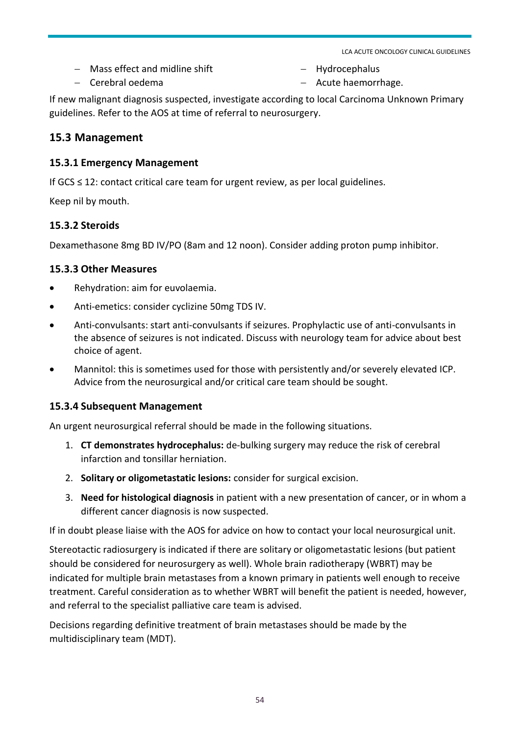- Mass effect and midline shift
- Cerebral oedema
- Hydrocephalus
- Acute haemorrhage.

If new malignant diagnosis suspected, investigate according to local Carcinoma Unknown Primary guidelines. Refer to the AOS at time of referral to neurosurgery.

## 15.3 Management

### 15.3.1 Emergency Management

If GCS ≤ 12: contact critical care team for urgent review, as per local guidelines.

Keep nil by mouth.

### 15.3.2 Steroids

Dexamethasone 8mg BD IV/PO (8am and 12 noon). Consider adding proton pump inhibitor.

### 15.3.3 Other Measures

- Rehydration: aim for euvolaemia.
- Anti-emetics: consider cyclizine 50mg TDS IV.
- Anti-convulsants: start anti-convulsants if seizures. Prophylactic use of anti-convulsants in the absence of seizures is not indicated. Discuss with neurology team for advice about best choice of agent.
- Mannitol: this is sometimes used for those with persistently and/or severely elevated ICP. Advice from the neurosurgical and/or critical care team should be sought.

### 15.3.4 Subsequent Management

An urgent neurosurgical referral should be made in the following situations.

1. **CT demonstrates hydrocephalus:** de-bulking surgery may reduce the risk of cerebral infarction and tonsillar herniation.
2. **Solitary or oligometastatic lesions:** consider for surgical excision.
3. **Need for histological diagnosis** in patient with a new presentation of cancer, or in whom a different cancer diagnosis is now suspected.

If in doubt please liaise with the AOS for advice on how to contact your local neurosurgical unit.

Stereotactic radiosurgery is indicated if there are solitary or oligometastatic lesions (but patient should be considered for neurosurgery as well). Whole brain radiotherapy (WBRT) may be indicated for multiple brain metastases from a known primary in patients well enough to receive treatment. Careful consideration as to whether WBRT will benefit the patient is needed, however, and referral to the specialist palliative care team is advised.

Decisions regarding definitive treatment of brain metastases should be made by the multidisciplinary team (MDT).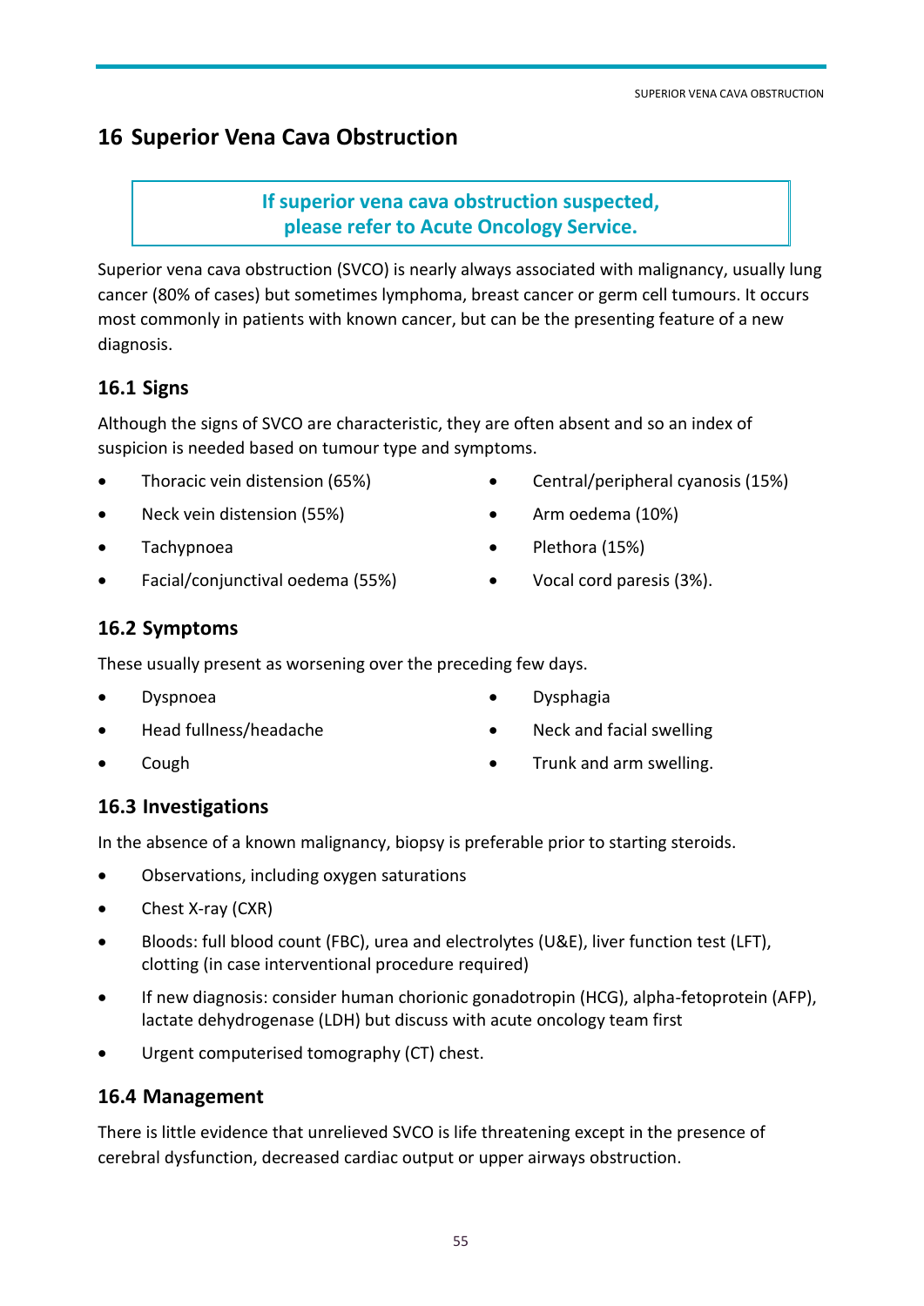## 16 Superior Vena Cava Obstruction

> **If superior vena cava obstruction suspected, please refer to Acute Oncology Service.**

Superior vena cava obstruction (SVCO) is nearly always associated with malignancy, usually lung cancer (80% of cases) but sometimes lymphoma, breast cancer or germ cell tumours. It occurs most commonly in patients with known cancer, but can be the presenting feature of a new diagnosis.

### 16.1 Signs

Although the signs of SVCO are characteristic, they are often absent and so an index of suspicion is needed based on tumour type and symptoms.

- Thoracic vein distension (65%)
- Neck vein distension (55%)
- Tachypnoea
- Facial/conjunctival oedema (55%)
- Central/peripheral cyanosis (15%)
- Arm oedema (10%)
- Plethora (15%)
- Vocal cord paresis (3%).

### 16.2 Symptoms

These usually present as worsening over the preceding few days.

- Dyspnoea
- Head fullness/headache
- Cough
- Dysphagia
- Neck and facial swelling
- Trunk and arm swelling.

### 16.3 Investigations

In the absence of a known malignancy, biopsy is preferable prior to starting steroids.

- Observations, including oxygen saturations
- Chest X-ray (CXR)
- Bloods: full blood count (FBC), urea and electrolytes (U&E), liver function test (LFT), clotting (in case interventional procedure required)
- If new diagnosis: consider human chorionic gonadotropin (HCG), alpha-fetoprotein (AFP), lactate dehydrogenase (LDH) but discuss with acute oncology team first
- Urgent computerised tomography (CT) chest.

### 16.4 Management

There is little evidence that unrelieved SVCO is life threatening except in the presence of cerebral dysfunction, decreased cardiac output or upper airways obstruction.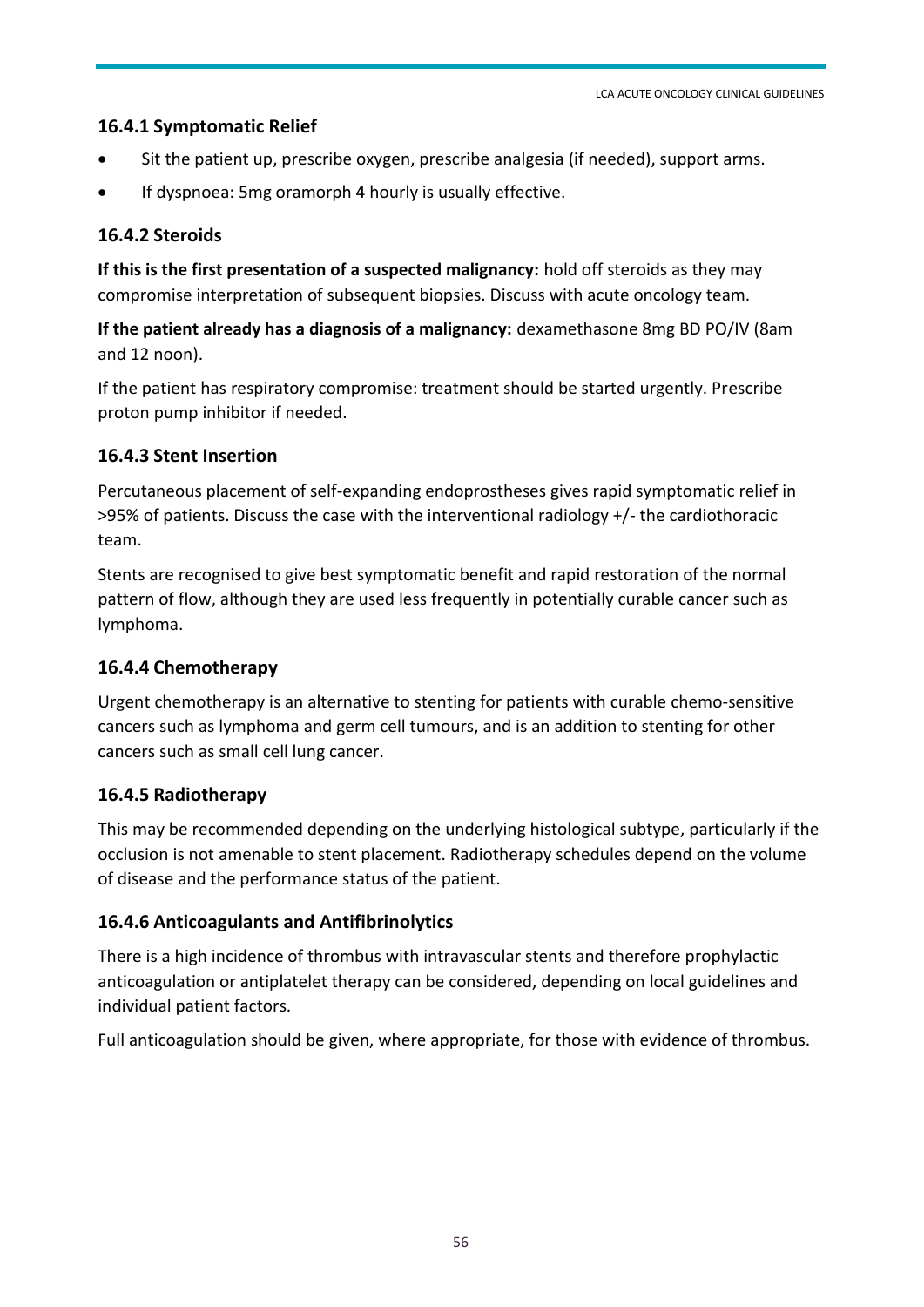### 16.4.1 Symptomatic Relief

- Sit the patient up, prescribe oxygen, prescribe analgesia (if needed), support arms.
- If dyspnoea: 5mg oramorph 4 hourly is usually effective.

### 16.4.2 Steroids

**If this is the first presentation of a suspected malignancy:** hold off steroids as they may compromise interpretation of subsequent biopsies. Discuss with acute oncology team.

**If the patient already has a diagnosis of a malignancy:** dexamethasone 8mg BD PO/IV (8am and 12 noon).

If the patient has respiratory compromise: treatment should be started urgently. Prescribe proton pump inhibitor if needed.

### 16.4.3 Stent Insertion

Percutaneous placement of self-expanding endoprostheses gives rapid symptomatic relief in >95% of patients. Discuss the case with the interventional radiology +/- the cardiothoracic team.

Stents are recognised to give best symptomatic benefit and rapid restoration of the normal pattern of flow, although they are used less frequently in potentially curable cancer such as lymphoma.

### 16.4.4 Chemotherapy

Urgent chemotherapy is an alternative to stenting for patients with curable chemo-sensitive cancers such as lymphoma and germ cell tumours, and is an addition to stenting for other cancers such as small cell lung cancer.

### 16.4.5 Radiotherapy

This may be recommended depending on the underlying histological subtype, particularly if the occlusion is not amenable to stent placement. Radiotherapy schedules depend on the volume of disease and the performance status of the patient.

### 16.4.6 Anticoagulants and Antifibrinolytics

There is a high incidence of thrombus with intravascular stents and therefore prophylactic anticoagulation or antiplatelet therapy can be considered, depending on local guidelines and individual patient factors.

Full anticoagulation should be given, where appropriate, for those with evidence of thrombus.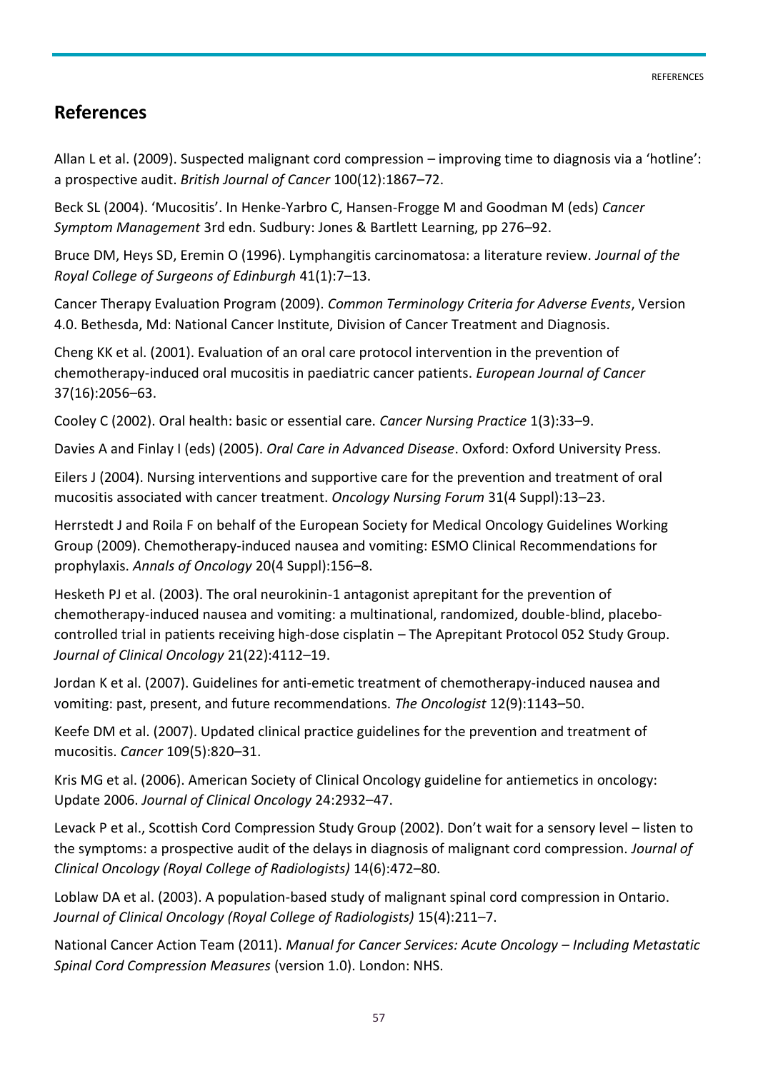## References

Allan L et al. (2009). Suspected malignant cord compression – improving time to diagnosis via a 'hotline': a prospective audit. *British Journal of Cancer* 100(12):1867–72.

Beck SL (2004). 'Mucositis'. In Henke-Yarbro C, Hansen-Frogge M and Goodman M (eds) *Cancer Symptom Management* 3rd edn. Sudbury: Jones & Bartlett Learning, pp 276–92.

Bruce DM, Heys SD, Eremin O (1996). Lymphangitis carcinomatosa: a literature review. *Journal of the Royal College of Surgeons of Edinburgh* 41(1):7–13.

Cancer Therapy Evaluation Program (2009). *Common Terminology Criteria for Adverse Events*, Version 4.0. Bethesda, Md: National Cancer Institute, Division of Cancer Treatment and Diagnosis.

Cheng KK et al. (2001). Evaluation of an oral care protocol intervention in the prevention of chemotherapy-induced oral mucositis in paediatric cancer patients. *European Journal of Cancer* 37(16):2056–63.

Cooley C (2002). Oral health: basic or essential care. *Cancer Nursing Practice* 1(3):33–9.

Davies A and Finlay I (eds) (2005). *Oral Care in Advanced Disease*. Oxford: Oxford University Press.

Eilers J (2004). Nursing interventions and supportive care for the prevention and treatment of oral mucositis associated with cancer treatment. *Oncology Nursing Forum* 31(4 Suppl):13–23.

Herrstedt J and Roila F on behalf of the European Society for Medical Oncology Guidelines Working Group (2009). Chemotherapy-induced nausea and vomiting: ESMO Clinical Recommendations for prophylaxis. *Annals of Oncology* 20(4 Suppl):156–8.

Hesketh PJ et al. (2003). The oral neurokinin-1 antagonist aprepitant for the prevention of chemotherapy-induced nausea and vomiting: a multinational, randomized, double-blind, placebo-controlled trial in patients receiving high-dose cisplatin – The Aprepitant Protocol 052 Study Group. *Journal of Clinical Oncology* 21(22):4112–19.

Jordan K et al. (2007). Guidelines for anti-emetic treatment of chemotherapy-induced nausea and vomiting: past, present, and future recommendations. *The Oncologist* 12(9):1143–50.

Keefe DM et al. (2007). Updated clinical practice guidelines for the prevention and treatment of mucositis. *Cancer* 109(5):820–31.

Kris MG et al. (2006). American Society of Clinical Oncology guideline for antiemetics in oncology: Update 2006. *Journal of Clinical Oncology* 24:2932–47.

Levack P et al., Scottish Cord Compression Study Group (2002). Don't wait for a sensory level – listen to the symptoms: a prospective audit of the delays in diagnosis of malignant cord compression. *Journal of Clinical Oncology (Royal College of Radiologists)* 14(6):472–80.

Loblaw DA et al. (2003). A population-based study of malignant spinal cord compression in Ontario. *Journal of Clinical Oncology (Royal College of Radiologists)* 15(4):211–7.

National Cancer Action Team (2011). *Manual for Cancer Services: Acute Oncology – Including Metastatic Spinal Cord Compression Measures* (version 1.0). London: NHS.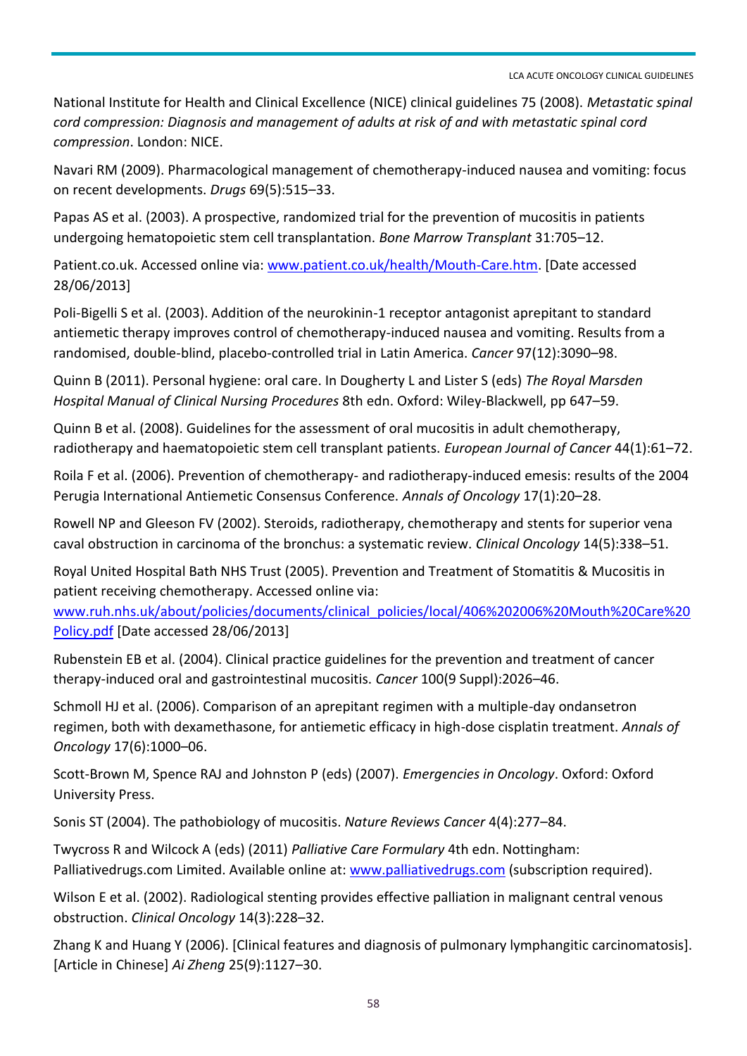National Institute for Health and Clinical Excellence (NICE) clinical guidelines 75 (2008). *Metastatic spinal cord compression: Diagnosis and management of adults at risk of and with metastatic spinal cord compression*. London: NICE.

Navari RM (2009). Pharmacological management of chemotherapy-induced nausea and vomiting: focus on recent developments. *Drugs* 69(5):515–33.

Papas AS et al. (2003). A prospective, randomized trial for the prevention of mucositis in patients undergoing hematopoietic stem cell transplantation. *Bone Marrow Transplant* 31:705–12.

Patient.co.uk. Accessed online via: [www.patient.co.uk/health/Mouth-Care.htm](www.patient.co.uk/health/Mouth-Care.htm). [Date accessed 28/06/2013]

Poli-Bigelli S et al. (2003). Addition of the neurokinin-1 receptor antagonist aprepitant to standard antiemetic therapy improves control of chemotherapy-induced nausea and vomiting. Results from a randomised, double-blind, placebo-controlled trial in Latin America. *Cancer* 97(12):3090–98.

Quinn B (2011). Personal hygiene: oral care. In Dougherty L and Lister S (eds) *The Royal Marsden Hospital Manual of Clinical Nursing Procedures* 8th edn. Oxford: Wiley-Blackwell, pp 647–59.

Quinn B et al. (2008). Guidelines for the assessment of oral mucositis in adult chemotherapy, radiotherapy and haematopoietic stem cell transplant patients. *European Journal of Cancer* 44(1):61–72.

Roila F et al. (2006). Prevention of chemotherapy- and radiotherapy-induced emesis: results of the 2004 Perugia International Antiemetic Consensus Conference. *Annals of Oncology* 17(1):20–28.

Rowell NP and Gleeson FV (2002). Steroids, radiotherapy, chemotherapy and stents for superior vena caval obstruction in carcinoma of the bronchus: a systematic review. *Clinical Oncology* 14(5):338–51.

Royal United Hospital Bath NHS Trust (2005). Prevention and Treatment of Stomatitis & Mucositis in patient receiving chemotherapy. Accessed online via: [www.ruh.nhs.uk/about/policies/documents/clinical_policies/local/406%202006%20Mouth%20Care%20Policy.pdf](www.ruh.nhs.uk/about/policies/documents/clinical_policies/local/406%202006%20Mouth%20Care%20Policy.pdf) [Date accessed 28/06/2013]

Rubenstein EB et al. (2004). Clinical practice guidelines for the prevention and treatment of cancer therapy-induced oral and gastrointestinal mucositis. *Cancer* 100(9 Suppl):2026–46.

Schmoll HJ et al. (2006). Comparison of an aprepitant regimen with a multiple-day ondansetron regimen, both with dexamethasone, for antiemetic efficacy in high-dose cisplatin treatment. *Annals of Oncology* 17(6):1000–06.

Scott-Brown M, Spence RAJ and Johnston P (eds) (2007). *Emergencies in Oncology*. Oxford: Oxford University Press.

Sonis ST (2004). The pathobiology of mucositis. *Nature Reviews Cancer* 4(4):277–84.

Twycross R and Wilcock A (eds) (2011) *Palliative Care Formulary* 4th edn. Nottingham: Palliativedrugs.com Limited. Available online at: [www.palliativedrugs.com](www.palliativedrugs.com) (subscription required).

Wilson E et al. (2002). Radiological stenting provides effective palliation in malignant central venous obstruction. *Clinical Oncology* 14(3):228–32.

Zhang K and Huang Y (2006). [Clinical features and diagnosis of pulmonary lymphangitic carcinomatosis]. [Article in Chinese] *Ai Zheng* 25(9):1127–30.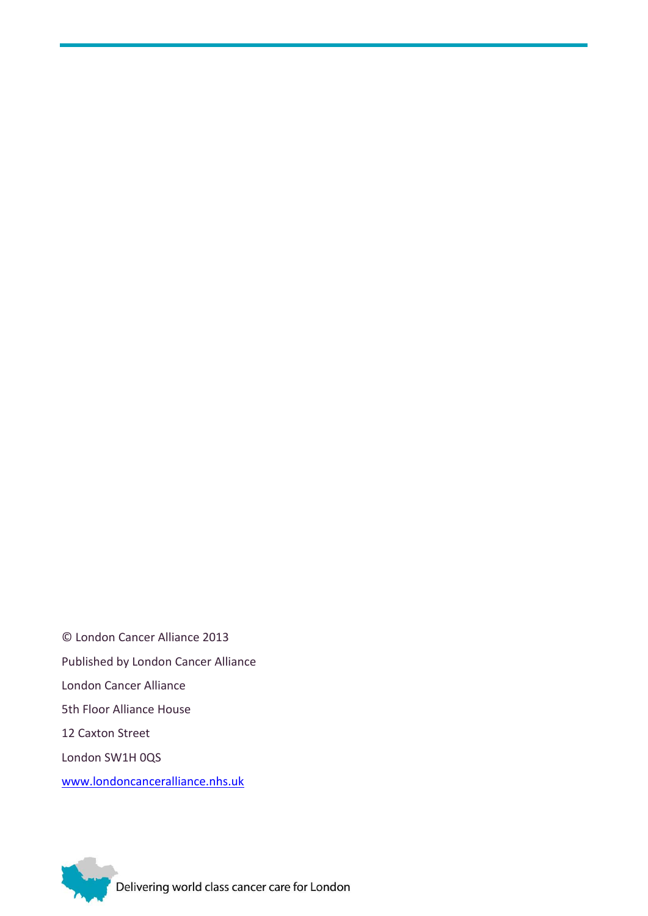© London Cancer Alliance 2013

Published by London Cancer Alliance

London Cancer Alliance

5th Floor Alliance House

12 Caxton Street

London SW1H 0QS

www.londoncanceralliance.nhs.uk

Delivering world class cancer care for London